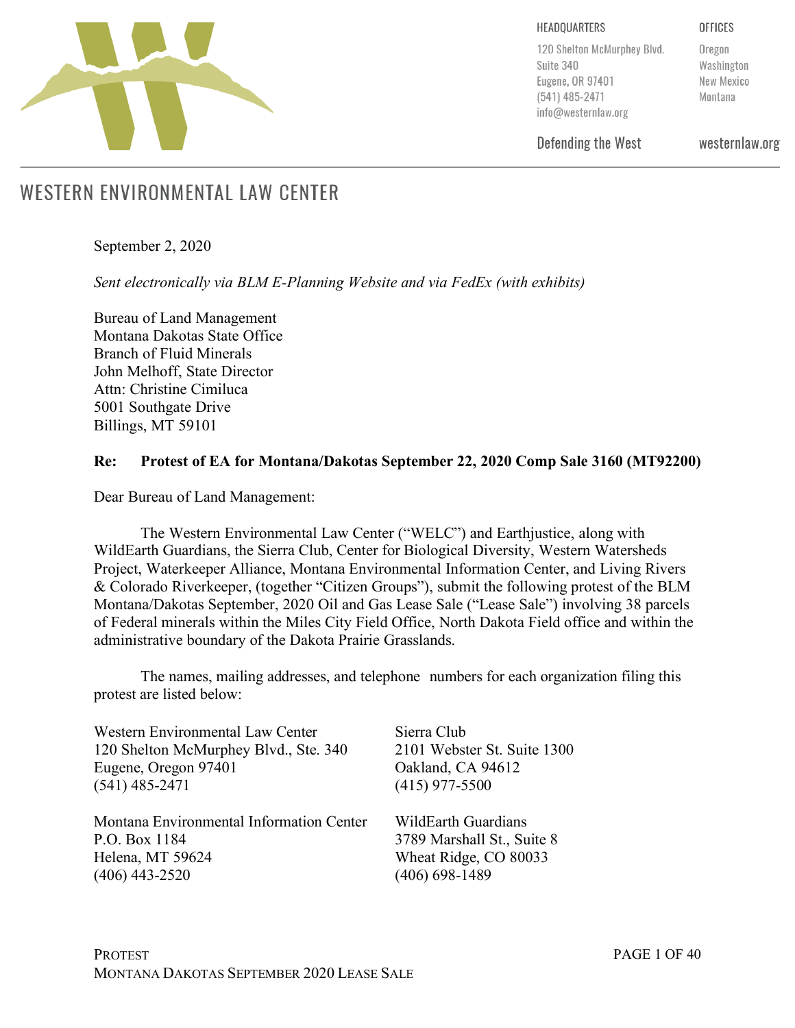HEADQUARTERS

120 Shelton McMurphey Blvd.
Suite 340
Eugene, OR 97401
(541) 485-2471
info@westernlaw.org

Defending the West

OFFICES

Oregon
Washington
New Mexico
Montana

westernlaw.org

# WESTERN ENVIRONMENTAL LAW CENTER

September 2, 2020

*Sent electronically via BLM E-Planning Website and via FedEx (with exhibits)*

Bureau of Land Management
Montana Dakotas State Office
Branch of Fluid Minerals
John Melhoff, State Director
Attn: Christine Cimiluca
5001 Southgate Drive
Billings, MT 59101

**Re: Protest of EA for Montana/Dakotas September 22, 2020 Comp Sale 3160 (MT92200)**

Dear Bureau of Land Management:

The Western Environmental Law Center ("WELC") and Earthjustice, along with WildEarth Guardians, the Sierra Club, Center for Biological Diversity, Western Watersheds Project, Waterkeeper Alliance, Montana Environmental Information Center, and Living Rivers & Colorado Riverkeeper, (together "Citizen Groups"), submit the following protest of the BLM Montana/Dakotas September, 2020 Oil and Gas Lease Sale ("Lease Sale") involving 38 parcels of Federal minerals within the Miles City Field Office, North Dakota Field office and within the administrative boundary of the Dakota Prairie Grasslands.

The names, mailing addresses, and telephone numbers for each organization filing this protest are listed below:

Western Environmental Law Center
120 Shelton McMurphey Blvd., Ste. 340
Eugene, Oregon 97401
(541) 485-2471

Sierra Club
2101 Webster St. Suite 1300
Oakland, CA 94612
(415) 977-5500

Montana Environmental Information Center
P.O. Box 1184
Helena, MT 59624
(406) 443-2520

WildEarth Guardians
3789 Marshall St., Suite 8
Wheat Ridge, CO 80033
(406) 698-1489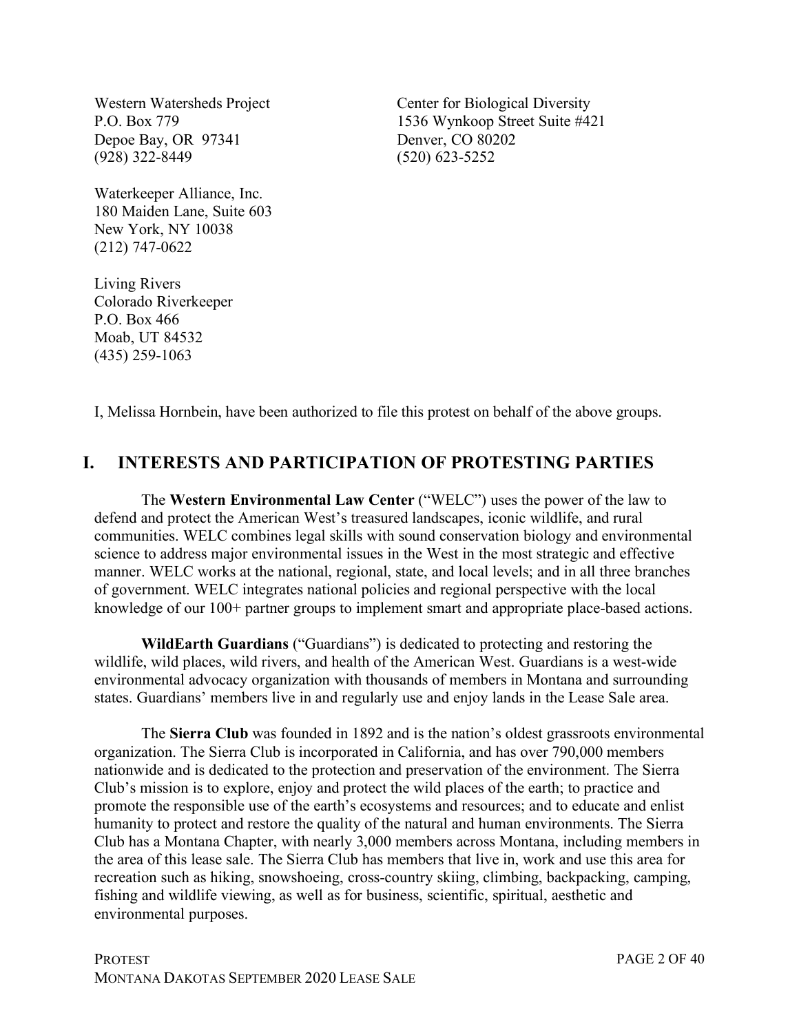Western Watersheds Project
P.O. Box 779
Depoe Bay, OR 97341
(928) 322-8449

Center for Biological Diversity
1536 Wynkoop Street Suite #421
Denver, CO 80202
(520) 623-5252

Waterkeeper Alliance, Inc.
180 Maiden Lane, Suite 603
New York, NY 10038
(212) 747-0622

Living Rivers
Colorado Riverkeeper
P.O. Box 466
Moab, UT 84532
(435) 259-1063

I, Melissa Hornbein, have been authorized to file this protest on behalf of the above groups.

## I. INTERESTS AND PARTICIPATION OF PROTESTING PARTIES

The **Western Environmental Law Center** ("WELC") uses the power of the law to defend and protect the American West's treasured landscapes, iconic wildlife, and rural communities. WELC combines legal skills with sound conservation biology and environmental science to address major environmental issues in the West in the most strategic and effective manner. WELC works at the national, regional, state, and local levels; and in all three branches of government. WELC integrates national policies and regional perspective with the local knowledge of our 100+ partner groups to implement smart and appropriate place-based actions.

**WildEarth Guardians** ("Guardians") is dedicated to protecting and restoring the wildlife, wild places, wild rivers, and health of the American West. Guardians is a west-wide environmental advocacy organization with thousands of members in Montana and surrounding states. Guardians' members live in and regularly use and enjoy lands in the Lease Sale area.

The **Sierra Club** was founded in 1892 and is the nation's oldest grassroots environmental organization. The Sierra Club is incorporated in California, and has over 790,000 members nationwide and is dedicated to the protection and preservation of the environment. The Sierra Club's mission is to explore, enjoy and protect the wild places of the earth; to practice and promote the responsible use of the earth's ecosystems and resources; and to educate and enlist humanity to protect and restore the quality of the natural and human environments. The Sierra Club has a Montana Chapter, with nearly 3,000 members across Montana, including members in the area of this lease sale. The Sierra Club has members that live in, work and use this area for recreation such as hiking, snowshoeing, cross-country skiing, climbing, backpacking, camping, fishing and wildlife viewing, as well as for business, scientific, spiritual, aesthetic and environmental purposes.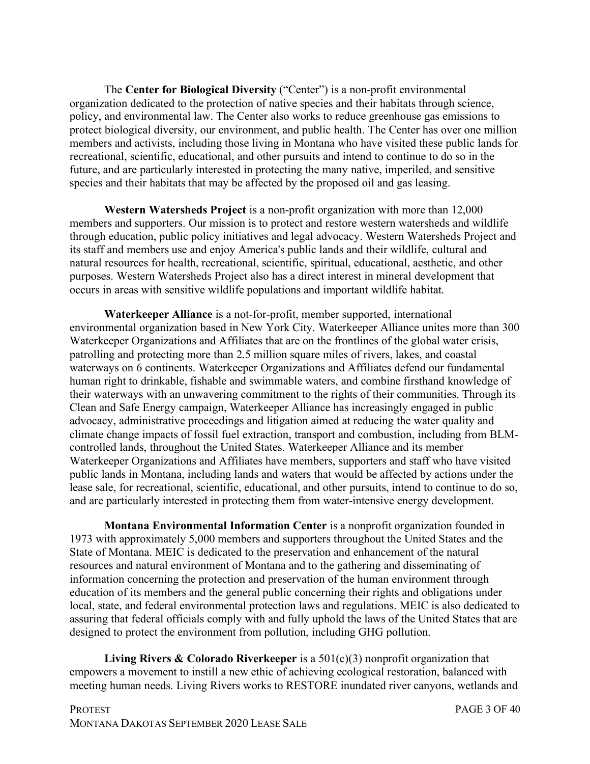The **Center for Biological Diversity** ("Center") is a non-profit environmental organization dedicated to the protection of native species and their habitats through science, policy, and environmental law. The Center also works to reduce greenhouse gas emissions to protect biological diversity, our environment, and public health. The Center has over one million members and activists, including those living in Montana who have visited these public lands for recreational, scientific, educational, and other pursuits and intend to continue to do so in the future, and are particularly interested in protecting the many native, imperiled, and sensitive species and their habitats that may be affected by the proposed oil and gas leasing.

**Western Watersheds Project** is a non-profit organization with more than 12,000 members and supporters. Our mission is to protect and restore western watersheds and wildlife through education, public policy initiatives and legal advocacy. Western Watersheds Project and its staff and members use and enjoy America's public lands and their wildlife, cultural and natural resources for health, recreational, scientific, spiritual, educational, aesthetic, and other purposes. Western Watersheds Project also has a direct interest in mineral development that occurs in areas with sensitive wildlife populations and important wildlife habitat.

**Waterkeeper Alliance** is a not-for-profit, member supported, international environmental organization based in New York City. Waterkeeper Alliance unites more than 300 Waterkeeper Organizations and Affiliates that are on the frontlines of the global water crisis, patrolling and protecting more than 2.5 million square miles of rivers, lakes, and coastal waterways on 6 continents. Waterkeeper Organizations and Affiliates defend our fundamental human right to drinkable, fishable and swimmable waters, and combine firsthand knowledge of their waterways with an unwavering commitment to the rights of their communities. Through its Clean and Safe Energy campaign, Waterkeeper Alliance has increasingly engaged in public advocacy, administrative proceedings and litigation aimed at reducing the water quality and climate change impacts of fossil fuel extraction, transport and combustion, including from BLM-controlled lands, throughout the United States. Waterkeeper Alliance and its member Waterkeeper Organizations and Affiliates have members, supporters and staff who have visited public lands in Montana, including lands and waters that would be affected by actions under the lease sale, for recreational, scientific, educational, and other pursuits, intend to continue to do so, and are particularly interested in protecting them from water-intensive energy development.

**Montana Environmental Information Center** is a nonprofit organization founded in 1973 with approximately 5,000 members and supporters throughout the United States and the State of Montana. MEIC is dedicated to the preservation and enhancement of the natural resources and natural environment of Montana and to the gathering and disseminating of information concerning the protection and preservation of the human environment through education of its members and the general public concerning their rights and obligations under local, state, and federal environmental protection laws and regulations. MEIC is also dedicated to assuring that federal officials comply with and fully uphold the laws of the United States that are designed to protect the environment from pollution, including GHG pollution.

**Living Rivers & Colorado Riverkeeper** is a 501(c)(3) nonprofit organization that empowers a movement to instill a new ethic of achieving ecological restoration, balanced with meeting human needs. Living Rivers works to RESTORE inundated river canyons, wetlands and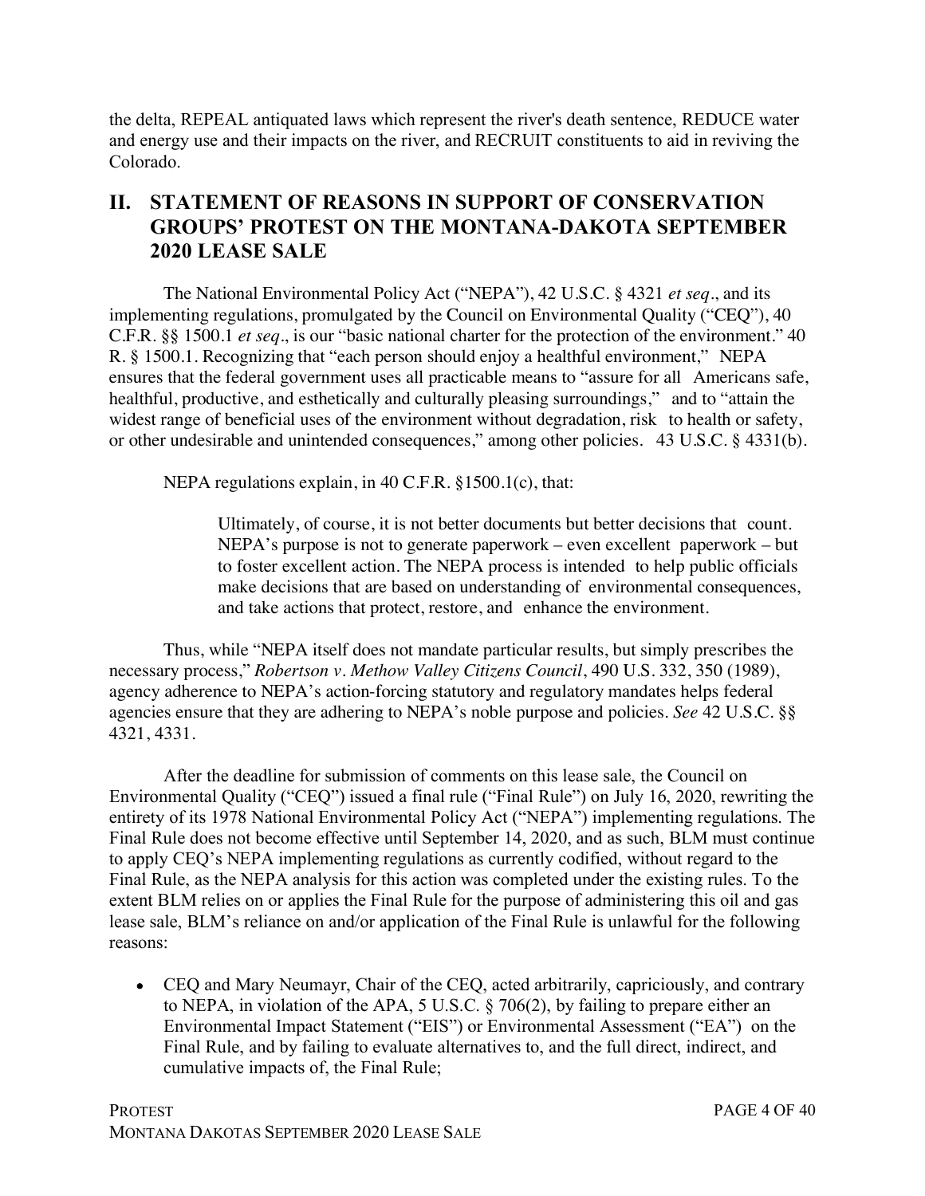the delta, REPEAL antiquated laws which represent the river's death sentence, REDUCE water and energy use and their impacts on the river, and RECRUIT constituents to aid in reviving the Colorado.

## II. STATEMENT OF REASONS IN SUPPORT OF CONSERVATION GROUPS' PROTEST ON THE MONTANA-DAKOTA SEPTEMBER 2020 LEASE SALE

The National Environmental Policy Act ("NEPA"), 42 U.S.C. § 4321 *et seq*., and its implementing regulations, promulgated by the Council on Environmental Quality ("CEQ"), 40 C.F.R. §§ 1500.1 *et seq*., is our "basic national charter for the protection of the environment." 40 R. § 1500.1. Recognizing that "each person should enjoy a healthful environment," NEPA ensures that the federal government uses all practicable means to "assure for all Americans safe, healthful, productive, and esthetically and culturally pleasing surroundings," and to "attain the widest range of beneficial uses of the environment without degradation, risk to health or safety, or other undesirable and unintended consequences," among other policies. 43 U.S.C. § 4331(b).

NEPA regulations explain, in 40 C.F.R. §1500.1(c), that:

> Ultimately, of course, it is not better documents but better decisions that count. NEPA's purpose is not to generate paperwork – even excellent paperwork – but to foster excellent action. The NEPA process is intended to help public officials make decisions that are based on understanding of environmental consequences, and take actions that protect, restore, and enhance the environment.

Thus, while "NEPA itself does not mandate particular results, but simply prescribes the necessary process," *Robertson v. Methow Valley Citizens Council*, 490 U.S. 332, 350 (1989), agency adherence to NEPA's action-forcing statutory and regulatory mandates helps federal agencies ensure that they are adhering to NEPA's noble purpose and policies. *See* 42 U.S.C. §§ 4321, 4331.

After the deadline for submission of comments on this lease sale, the Council on Environmental Quality ("CEQ") issued a final rule ("Final Rule") on July 16, 2020, rewriting the entirety of its 1978 National Environmental Policy Act ("NEPA") implementing regulations. The Final Rule does not become effective until September 14, 2020, and as such, BLM must continue to apply CEQ's NEPA implementing regulations as currently codified, without regard to the Final Rule, as the NEPA analysis for this action was completed under the existing rules. To the extent BLM relies on or applies the Final Rule for the purpose of administering this oil and gas lease sale, BLM's reliance on and/or application of the Final Rule is unlawful for the following reasons:

- CEQ and Mary Neumayr, Chair of the CEQ, acted arbitrarily, capriciously, and contrary to NEPA, in violation of the APA, 5 U.S.C. § 706(2), by failing to prepare either an Environmental Impact Statement ("EIS") or Environmental Assessment ("EA") on the Final Rule, and by failing to evaluate alternatives to, and the full direct, indirect, and cumulative impacts of, the Final Rule;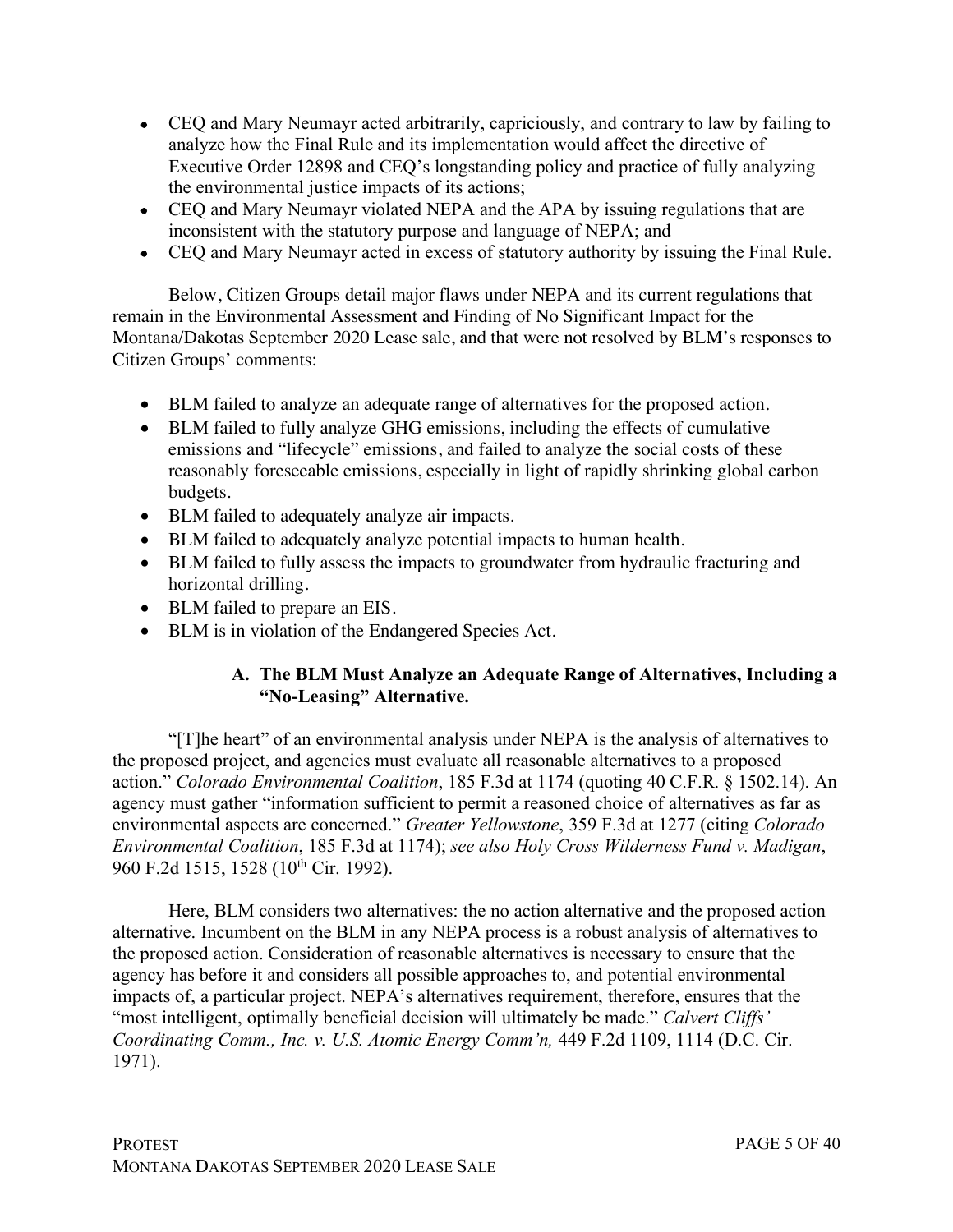- CEQ and Mary Neumayr acted arbitrarily, capriciously, and contrary to law by failing to analyze how the Final Rule and its implementation would affect the directive of Executive Order 12898 and CEQ's longstanding policy and practice of fully analyzing the environmental justice impacts of its actions;
- CEQ and Mary Neumayr violated NEPA and the APA by issuing regulations that are inconsistent with the statutory purpose and language of NEPA; and
- CEQ and Mary Neumayr acted in excess of statutory authority by issuing the Final Rule.

Below, Citizen Groups detail major flaws under NEPA and its current regulations that remain in the Environmental Assessment and Finding of No Significant Impact for the Montana/Dakotas September 2020 Lease sale, and that were not resolved by BLM's responses to Citizen Groups' comments:

- BLM failed to analyze an adequate range of alternatives for the proposed action.
- BLM failed to fully analyze GHG emissions, including the effects of cumulative emissions and "lifecycle" emissions, and failed to analyze the social costs of these reasonably foreseeable emissions, especially in light of rapidly shrinking global carbon budgets.
- BLM failed to adequately analyze air impacts.
- BLM failed to adequately analyze potential impacts to human health.
- BLM failed to fully assess the impacts to groundwater from hydraulic fracturing and horizontal drilling.
- BLM failed to prepare an EIS.
- BLM is in violation of the Endangered Species Act.

### A. The BLM Must Analyze an Adequate Range of Alternatives, Including a "No-Leasing" Alternative.

"[T]he heart" of an environmental analysis under NEPA is the analysis of alternatives to the proposed project, and agencies must evaluate all reasonable alternatives to a proposed action." *Colorado Environmental Coalition*, 185 F.3d at 1174 (quoting 40 C.F.R. § 1502.14). An agency must gather "information sufficient to permit a reasoned choice of alternatives as far as environmental aspects are concerned." *Greater Yellowstone*, 359 F.3d at 1277 (citing *Colorado Environmental Coalition*, 185 F.3d at 1174); *see also Holy Cross Wilderness Fund v. Madigan*, 960 F.2d 1515, 1528 (10th Cir. 1992).

Here, BLM considers two alternatives: the no action alternative and the proposed action alternative. Incumbent on the BLM in any NEPA process is a robust analysis of alternatives to the proposed action. Consideration of reasonable alternatives is necessary to ensure that the agency has before it and considers all possible approaches to, and potential environmental impacts of, a particular project. NEPA's alternatives requirement, therefore, ensures that the "most intelligent, optimally beneficial decision will ultimately be made." *Calvert Cliffs' Coordinating Comm., Inc. v. U.S. Atomic Energy Comm'n,* 449 F.2d 1109, 1114 (D.C. Cir. 1971).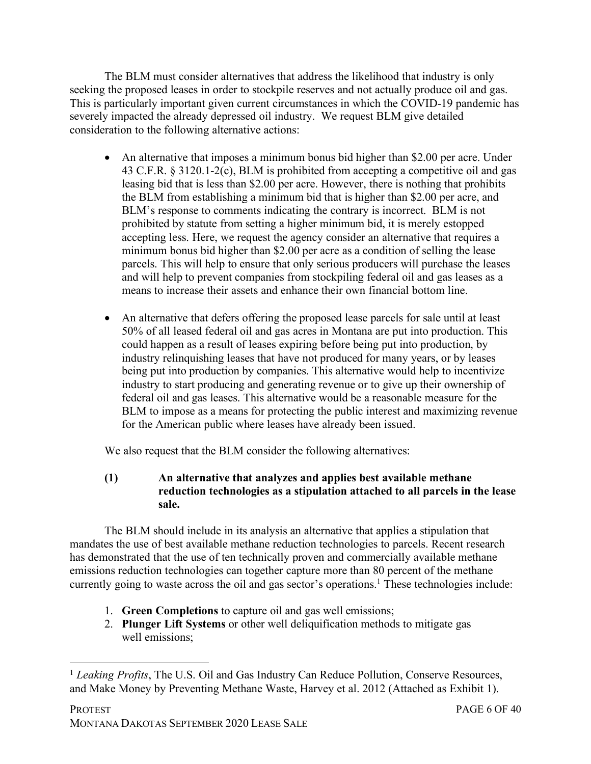The BLM must consider alternatives that address the likelihood that industry is only seeking the proposed leases in order to stockpile reserves and not actually produce oil and gas. This is particularly important given current circumstances in which the COVID-19 pandemic has severely impacted the already depressed oil industry. We request BLM give detailed consideration to the following alternative actions:

- An alternative that imposes a minimum bonus bid higher than $2.00 per acre. Under 43 C.F.R. § 3120.1-2(c), BLM is prohibited from accepting a competitive oil and gas leasing bid that is less than $2.00 per acre. However, there is nothing that prohibits the BLM from establishing a minimum bid that is higher than $2.00 per acre, and BLM's response to comments indicating the contrary is incorrect. BLM is not prohibited by statute from setting a higher minimum bid, it is merely estopped accepting less. Here, we request the agency consider an alternative that requires a minimum bonus bid higher than $2.00 per acre as a condition of selling the lease parcels. This will help to ensure that only serious producers will purchase the leases and will help to prevent companies from stockpiling federal oil and gas leases as a means to increase their assets and enhance their own financial bottom line.

- An alternative that defers offering the proposed lease parcels for sale until at least 50% of all leased federal oil and gas acres in Montana are put into production. This could happen as a result of leases expiring before being put into production, by industry relinquishing leases that have not produced for many years, or by leases being put into production by companies. This alternative would help to incentivize industry to start producing and generating revenue or to give up their ownership of federal oil and gas leases. This alternative would be a reasonable measure for the BLM to impose as a means for protecting the public interest and maximizing revenue for the American public where leases have already been issued.

We also request that the BLM consider the following alternatives:

**(1) An alternative that analyzes and applies best available methane reduction technologies as a stipulation attached to all parcels in the lease sale.**

The BLM should include in its analysis an alternative that applies a stipulation that mandates the use of best available methane reduction technologies to parcels. Recent research has demonstrated that the use of ten technically proven and commercially available methane emissions reduction technologies can together capture more than 80 percent of the methane currently going to waste across the oil and gas sector's operations.[1] These technologies include:

1. **Green Completions** to capture oil and gas well emissions;
2. **Plunger Lift Systems** or other well deliquification methods to mitigate gas well emissions;

[1] *Leaking Profits*, The U.S. Oil and Gas Industry Can Reduce Pollution, Conserve Resources, and Make Money by Preventing Methane Waste, Harvey et al. 2012 (Attached as Exhibit 1).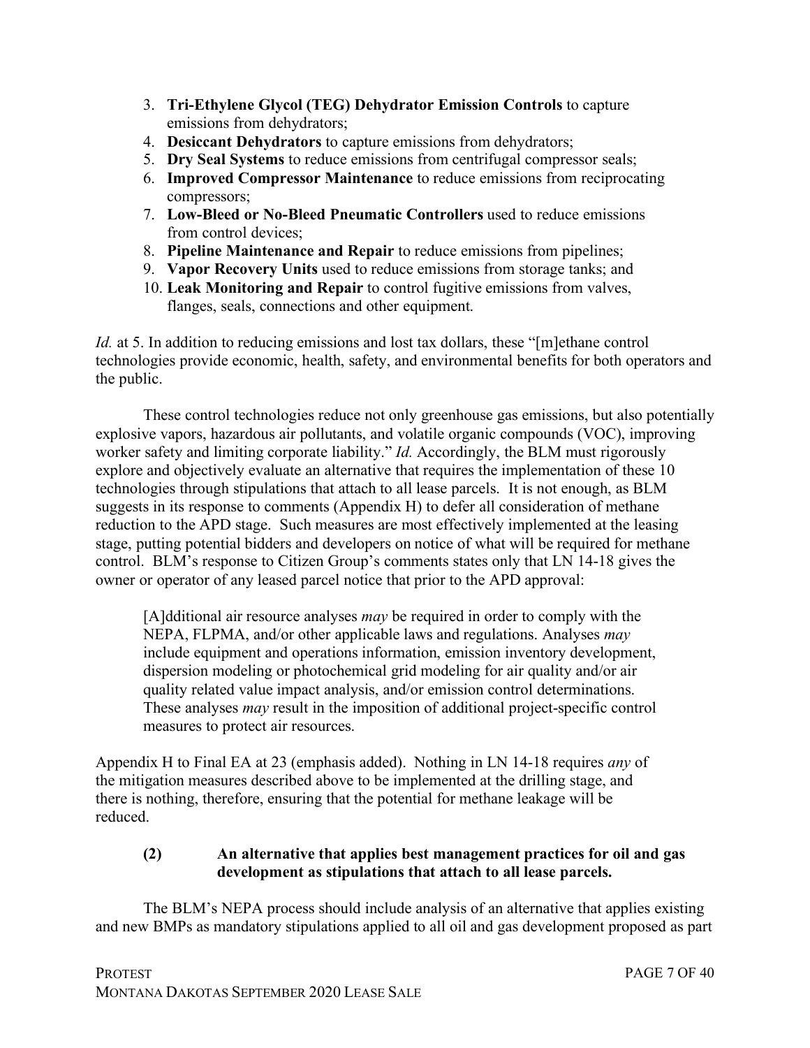3. **Tri-Ethylene Glycol (TEG) Dehydrator Emission Controls** to capture emissions from dehydrators;
4. **Desiccant Dehydrators** to capture emissions from dehydrators;
5. **Dry Seal Systems** to reduce emissions from centrifugal compressor seals;
6. **Improved Compressor Maintenance** to reduce emissions from reciprocating compressors;
7. **Low-Bleed or No-Bleed Pneumatic Controllers** used to reduce emissions from control devices;
8. **Pipeline Maintenance and Repair** to reduce emissions from pipelines;
9. **Vapor Recovery Units** used to reduce emissions from storage tanks; and
10. **Leak Monitoring and Repair** to control fugitive emissions from valves, flanges, seals, connections and other equipment.

*Id.* at 5. In addition to reducing emissions and lost tax dollars, these "[m]ethane control technologies provide economic, health, safety, and environmental benefits for both operators and the public.

These control technologies reduce not only greenhouse gas emissions, but also potentially explosive vapors, hazardous air pollutants, and volatile organic compounds (VOC), improving worker safety and limiting corporate liability." *Id.* Accordingly, the BLM must rigorously explore and objectively evaluate an alternative that requires the implementation of these 10 technologies through stipulations that attach to all lease parcels. It is not enough, as BLM suggests in its response to comments (Appendix H) to defer all consideration of methane reduction to the APD stage. Such measures are most effectively implemented at the leasing stage, putting potential bidders and developers on notice of what will be required for methane control. BLM's response to Citizen Group's comments states only that LN 14-18 gives the owner or operator of any leased parcel notice that prior to the APD approval:

> [A]dditional air resource analyses *may* be required in order to comply with the NEPA, FLPMA, and/or other applicable laws and regulations. Analyses *may* include equipment and operations information, emission inventory development, dispersion modeling or photochemical grid modeling for air quality and/or air quality related value impact analysis, and/or emission control determinations. These analyses *may* result in the imposition of additional project-specific control measures to protect air resources.

Appendix H to Final EA at 23 (emphasis added). Nothing in LN 14-18 requires *any* of the mitigation measures described above to be implemented at the drilling stage, and there is nothing, therefore, ensuring that the potential for methane leakage will be reduced.

### (2) An alternative that applies best management practices for oil and gas development as stipulations that attach to all lease parcels.

The BLM's NEPA process should include analysis of an alternative that applies existing and new BMPs as mandatory stipulations applied to all oil and gas development proposed as part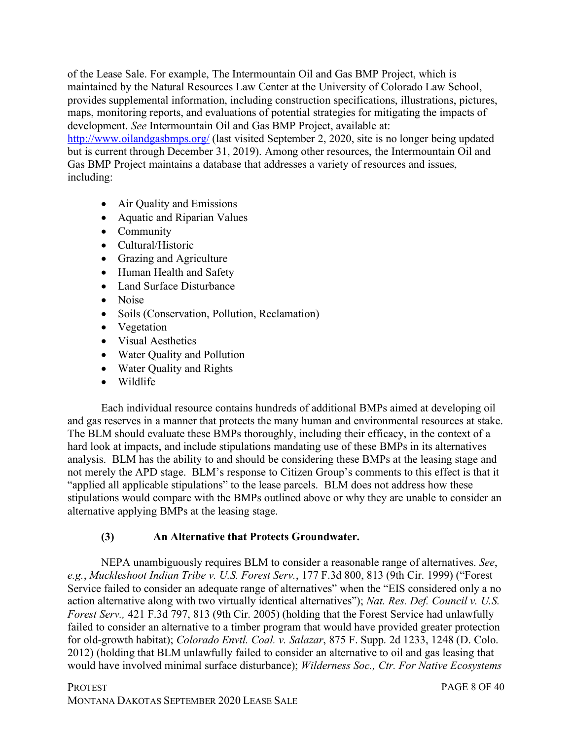of the Lease Sale. For example, The Intermountain Oil and Gas BMP Project, which is maintained by the Natural Resources Law Center at the University of Colorado Law School, provides supplemental information, including construction specifications, illustrations, pictures, maps, monitoring reports, and evaluations of potential strategies for mitigating the impacts of development. *See* Intermountain Oil and Gas BMP Project, available at: http://www.oilandgasbmps.org/ (last visited September 2, 2020, site is no longer being updated but is current through December 31, 2019). Among other resources, the Intermountain Oil and Gas BMP Project maintains a database that addresses a variety of resources and issues, including:

- Air Quality and Emissions
- Aquatic and Riparian Values
- Community
- Cultural/Historic
- Grazing and Agriculture
- Human Health and Safety
- Land Surface Disturbance
- Noise
- Soils (Conservation, Pollution, Reclamation)
- Vegetation
- Visual Aesthetics
- Water Quality and Pollution
- Water Quality and Rights
- Wildlife

Each individual resource contains hundreds of additional BMPs aimed at developing oil and gas reserves in a manner that protects the many human and environmental resources at stake. The BLM should evaluate these BMPs thoroughly, including their efficacy, in the context of a hard look at impacts, and include stipulations mandating use of these BMPs in its alternatives analysis. BLM has the ability to and should be considering these BMPs at the leasing stage and not merely the APD stage. BLM's response to Citizen Group's comments to this effect is that it "applied all applicable stipulations" to the lease parcels. BLM does not address how these stipulations would compare with the BMPs outlined above or why they are unable to consider an alternative applying BMPs at the leasing stage.

**(3) An Alternative that Protects Groundwater.**

NEPA unambiguously requires BLM to consider a reasonable range of alternatives. *See*, *e.g.*, *Muckleshoot Indian Tribe v. U.S. Forest Serv.*, 177 F.3d 800, 813 (9th Cir. 1999) ("Forest Service failed to consider an adequate range of alternatives" when the "EIS considered only a no action alternative along with two virtually identical alternatives"); *Nat. Res. Def. Council v. U.S. Forest Serv.,* 421 F.3d 797, 813 (9th Cir. 2005) (holding that the Forest Service had unlawfully failed to consider an alternative to a timber program that would have provided greater protection for old-growth habitat); *Colorado Envtl. Coal. v. Salazar*, 875 F. Supp. 2d 1233, 1248 (D. Colo. 2012) (holding that BLM unlawfully failed to consider an alternative to oil and gas leasing that would have involved minimal surface disturbance); *Wilderness Soc., Ctr. For Native Ecosystems*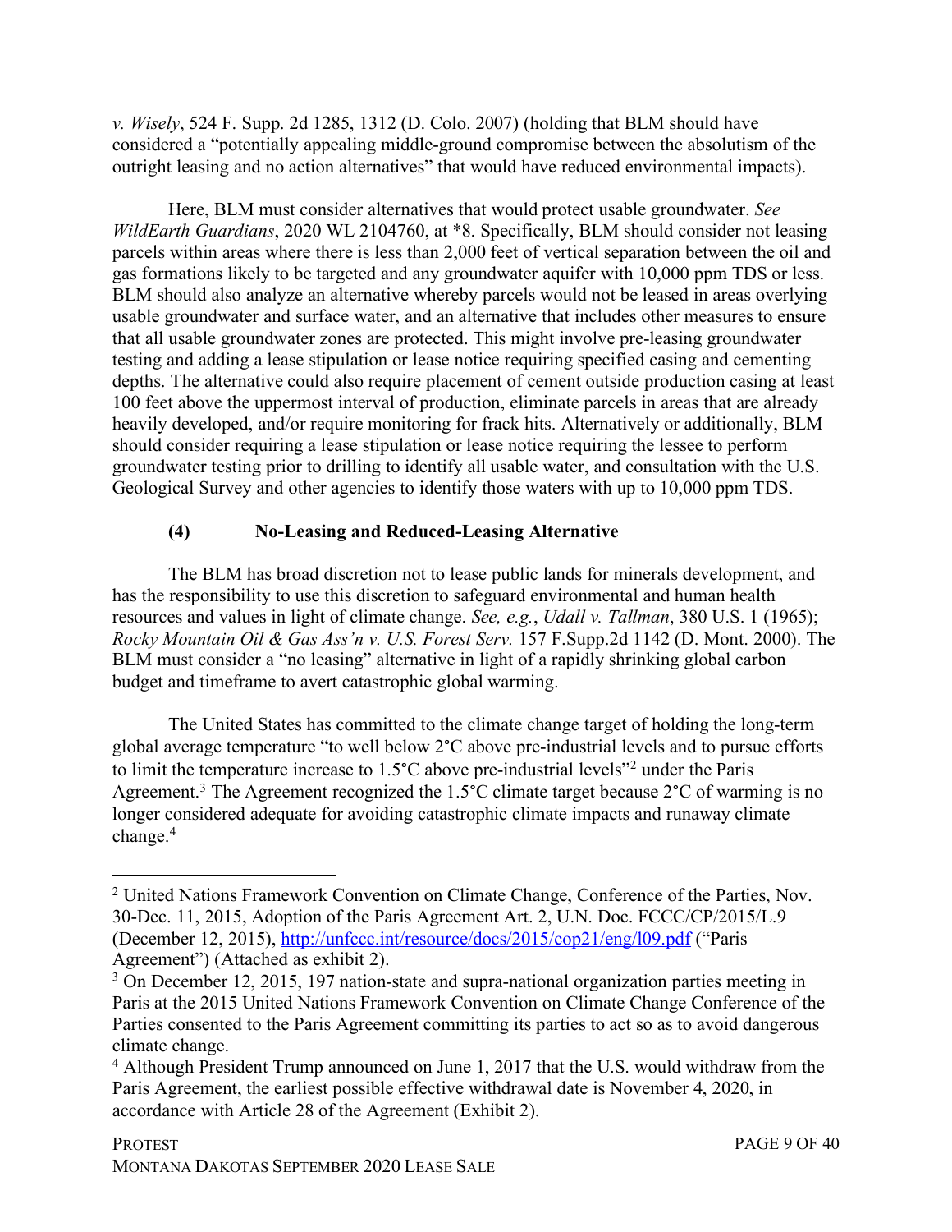*v. Wisely*, 524 F. Supp. 2d 1285, 1312 (D. Colo. 2007) (holding that BLM should have considered a "potentially appealing middle-ground compromise between the absolutism of the outright leasing and no action alternatives" that would have reduced environmental impacts).

Here, BLM must consider alternatives that would protect usable groundwater. *See WildEarth Guardians*, 2020 WL 2104760, at *8. Specifically, BLM should consider not leasing parcels within areas where there is less than 2,000 feet of vertical separation between the oil and gas formations likely to be targeted and any groundwater aquifer with 10,000 ppm TDS or less. BLM should also analyze an alternative whereby parcels would not be leased in areas overlying usable groundwater and surface water, and an alternative that includes other measures to ensure that all usable groundwater zones are protected. This might involve pre-leasing groundwater testing and adding a lease stipulation or lease notice requiring specified casing and cementing depths. The alternative could also require placement of cement outside production casing at least 100 feet above the uppermost interval of production, eliminate parcels in areas that are already heavily developed, and/or require monitoring for frack hits. Alternatively or additionally, BLM should consider requiring a lease stipulation or lease notice requiring the lessee to perform groundwater testing prior to drilling to identify all usable water, and consultation with the U.S. Geological Survey and other agencies to identify those waters with up to 10,000 ppm TDS.

#### (4) No-Leasing and Reduced-Leasing Alternative

The BLM has broad discretion not to lease public lands for minerals development, and has the responsibility to use this discretion to safeguard environmental and human health resources and values in light of climate change. *See, e.g.*, *Udall v. Tallman*, 380 U.S. 1 (1965); *Rocky Mountain Oil & Gas Ass'n v. U.S. Forest Serv.* 157 F.Supp.2d 1142 (D. Mont. 2000). The BLM must consider a "no leasing" alternative in light of a rapidly shrinking global carbon budget and timeframe to avert catastrophic global warming.

The United States has committed to the climate change target of holding the long-term global average temperature "to well below 2°C above pre-industrial levels and to pursue efforts to limit the temperature increase to 1.5°C above pre-industrial levels"[2] under the Paris Agreement.[3] The Agreement recognized the 1.5°C climate target because 2°C of warming is no longer considered adequate for avoiding catastrophic climate impacts and runaway climate change.[4]

---

[2] United Nations Framework Convention on Climate Change, Conference of the Parties, Nov. 30-Dec. 11, 2015, Adoption of the Paris Agreement Art. 2, U.N. Doc. FCCC/CP/2015/L.9 (December 12, 2015), http://unfccc.int/resource/docs/2015/cop21/eng/l09.pdf ("Paris Agreement") (Attached as exhibit 2).

[3] On December 12, 2015, 197 nation-state and supra-national organization parties meeting in Paris at the 2015 United Nations Framework Convention on Climate Change Conference of the Parties consented to the Paris Agreement committing its parties to act so as to avoid dangerous climate change.

[4] Although President Trump announced on June 1, 2017 that the U.S. would withdraw from the Paris Agreement, the earliest possible effective withdrawal date is November 4, 2020, in accordance with Article 28 of the Agreement (Exhibit 2).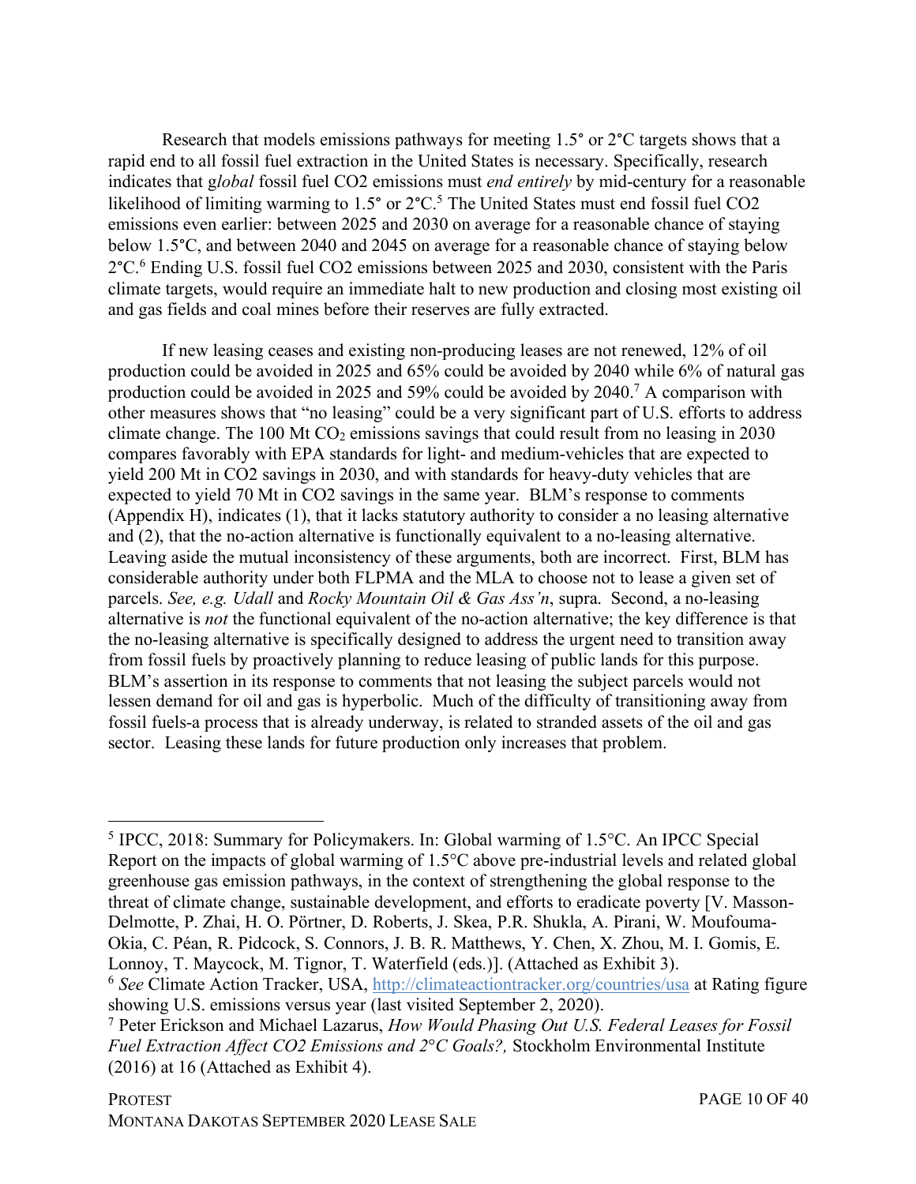Research that models emissions pathways for meeting 1.5° or 2°C targets shows that a rapid end to all fossil fuel extraction in the United States is necessary. Specifically, research indicates that g*lobal* fossil fuel CO2 emissions must *end entirely* by mid-century for a reasonable likelihood of limiting warming to 1.5° or 2°C.[5] The United States must end fossil fuel CO2 emissions even earlier: between 2025 and 2030 on average for a reasonable chance of staying below 1.5°C, and between 2040 and 2045 on average for a reasonable chance of staying below 2°C.[6] Ending U.S. fossil fuel CO2 emissions between 2025 and 2030, consistent with the Paris climate targets, would require an immediate halt to new production and closing most existing oil and gas fields and coal mines before their reserves are fully extracted.

If new leasing ceases and existing non-producing leases are not renewed, 12% of oil production could be avoided in 2025 and 65% could be avoided by 2040 while 6% of natural gas production could be avoided in 2025 and 59% could be avoided by 2040.[7] A comparison with other measures shows that "no leasing" could be a very significant part of U.S. efforts to address climate change. The 100 Mt $CO_2$ emissions savings that could result from no leasing in 2030 compares favorably with EPA standards for light- and medium-vehicles that are expected to yield 200 Mt in CO2 savings in 2030, and with standards for heavy-duty vehicles that are expected to yield 70 Mt in CO2 savings in the same year. BLM's response to comments (Appendix H), indicates (1), that it lacks statutory authority to consider a no leasing alternative and (2), that the no-action alternative is functionally equivalent to a no-leasing alternative. Leaving aside the mutual inconsistency of these arguments, both are incorrect. First, BLM has considerable authority under both FLPMA and the MLA to choose not to lease a given set of parcels. *See, e.g. Udall* and *Rocky Mountain Oil & Gas Ass'n*, supra. Second, a no-leasing alternative is *not* the functional equivalent of the no-action alternative; the key difference is that the no-leasing alternative is specifically designed to address the urgent need to transition away from fossil fuels by proactively planning to reduce leasing of public lands for this purpose. BLM's assertion in its response to comments that not leasing the subject parcels would not lessen demand for oil and gas is hyperbolic. Much of the difficulty of transitioning away from fossil fuels-a process that is already underway, is related to stranded assets of the oil and gas sector. Leasing these lands for future production only increases that problem.

---

[5] IPCC, 2018: Summary for Policymakers. In: Global warming of 1.5°C. An IPCC Special Report on the impacts of global warming of 1.5°C above pre-industrial levels and related global greenhouse gas emission pathways, in the context of strengthening the global response to the threat of climate change, sustainable development, and efforts to eradicate poverty [V. Masson-Delmotte, P. Zhai, H. O. Pörtner, D. Roberts, J. Skea, P.R. Shukla, A. Pirani, W. Moufouma-Okia, C. Péan, R. Pidcock, S. Connors, J. B. R. Matthews, Y. Chen, X. Zhou, M. I. Gomis, E. Lonnoy, T. Maycock, M. Tignor, T. Waterfield (eds.)]. (Attached as Exhibit 3).

[6] *See* Climate Action Tracker, USA, http://climateactiontracker.org/countries/usa at Rating figure showing U.S. emissions versus year (last visited September 2, 2020).

[7] Peter Erickson and Michael Lazarus, *How Would Phasing Out U.S. Federal Leases for Fossil Fuel Extraction Affect CO2 Emissions and 2°C Goals?,* Stockholm Environmental Institute (2016) at 16 (Attached as Exhibit 4).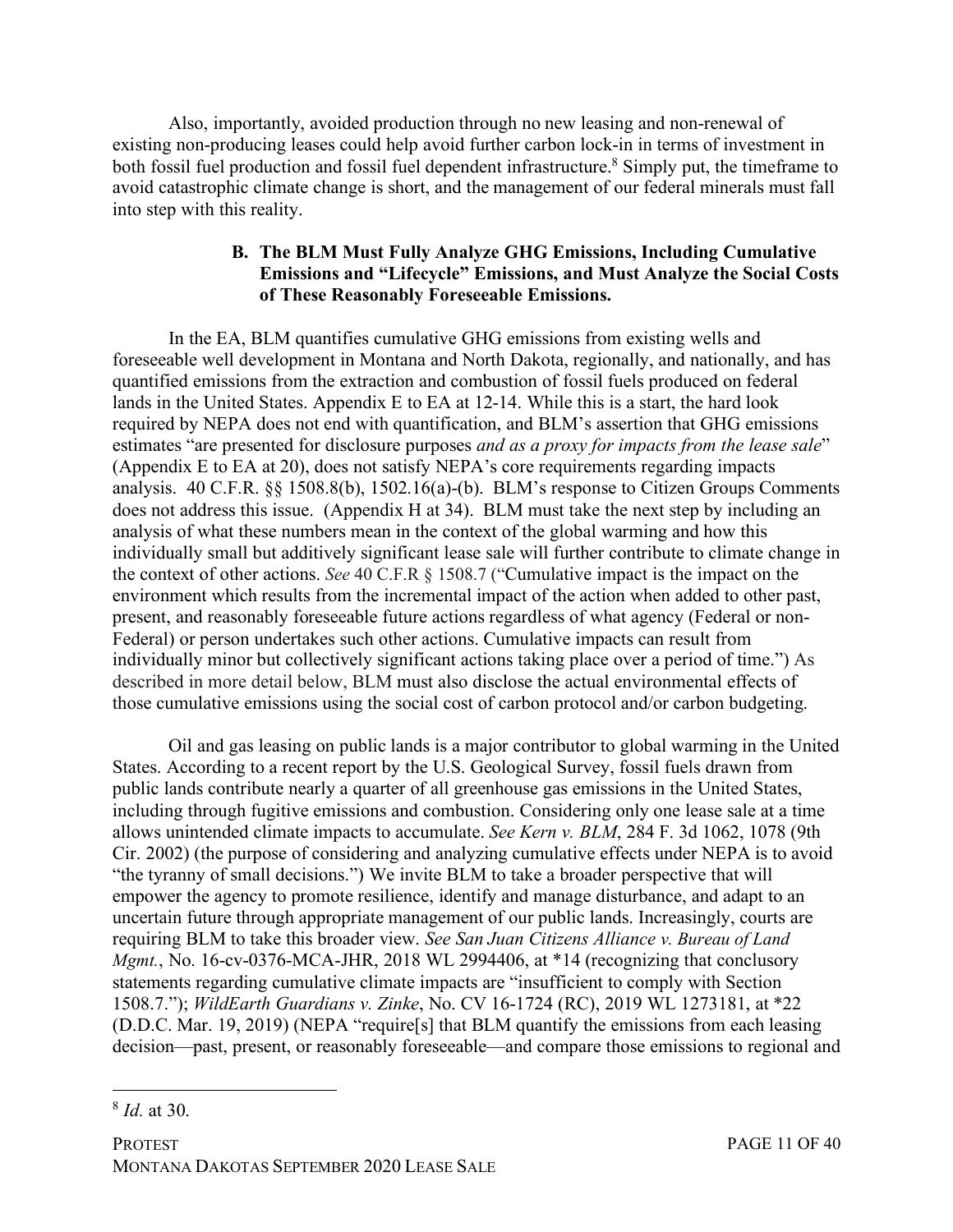Also, importantly, avoided production through no new leasing and non-renewal of existing non-producing leases could help avoid further carbon lock-in in terms of investment in both fossil fuel production and fossil fuel dependent infrastructure.[8] Simply put, the timeframe to avoid catastrophic climate change is short, and the management of our federal minerals must fall into step with this reality.

### B. The BLM Must Fully Analyze GHG Emissions, Including Cumulative Emissions and "Lifecycle" Emissions, and Must Analyze the Social Costs of These Reasonably Foreseeable Emissions.

In the EA, BLM quantifies cumulative GHG emissions from existing wells and foreseeable well development in Montana and North Dakota, regionally, and nationally, and has quantified emissions from the extraction and combustion of fossil fuels produced on federal lands in the United States. Appendix E to EA at 12-14. While this is a start, the hard look required by NEPA does not end with quantification, and BLM's assertion that GHG emissions estimates "are presented for disclosure purposes *and as a proxy for impacts from the lease sale*" (Appendix E to EA at 20), does not satisfy NEPA's core requirements regarding impacts analysis. 40 C.F.R. §§ 1508.8(b), 1502.16(a)-(b). BLM's response to Citizen Groups Comments does not address this issue. (Appendix H at 34). BLM must take the next step by including an analysis of what these numbers mean in the context of the global warming and how this individually small but additively significant lease sale will further contribute to climate change in the context of other actions. *See* 40 C.F.R § 1508.7 ("Cumulative impact is the impact on the environment which results from the incremental impact of the action when added to other past, present, and reasonably foreseeable future actions regardless of what agency (Federal or non-Federal) or person undertakes such other actions. Cumulative impacts can result from individually minor but collectively significant actions taking place over a period of time.") As described in more detail below, BLM must also disclose the actual environmental effects of those cumulative emissions using the social cost of carbon protocol and/or carbon budgeting.

Oil and gas leasing on public lands is a major contributor to global warming in the United States. According to a recent report by the U.S. Geological Survey, fossil fuels drawn from public lands contribute nearly a quarter of all greenhouse gas emissions in the United States, including through fugitive emissions and combustion. Considering only one lease sale at a time allows unintended climate impacts to accumulate. *See Kern v. BLM*, 284 F. 3d 1062, 1078 (9th Cir. 2002) (the purpose of considering and analyzing cumulative effects under NEPA is to avoid "the tyranny of small decisions.") We invite BLM to take a broader perspective that will empower the agency to promote resilience, identify and manage disturbance, and adapt to an uncertain future through appropriate management of our public lands. Increasingly, courts are requiring BLM to take this broader view. *See San Juan Citizens Alliance v. Bureau of Land Mgmt.*, No. 16-cv-0376-MCA-JHR, 2018 WL 2994406, at *14 (recognizing that conclusory statements regarding cumulative climate impacts are "insufficient to comply with Section 1508.7."); *WildEarth Guardians v. Zinke*, No. CV 16-1724 (RC), 2019 WL 1273181, at *22 (D.D.C. Mar. 19, 2019) (NEPA "require[s] that BLM quantify the emissions from each leasing decision—past, present, or reasonably foreseeable—and compare those emissions to regional and

---

[8] *Id.* at 30.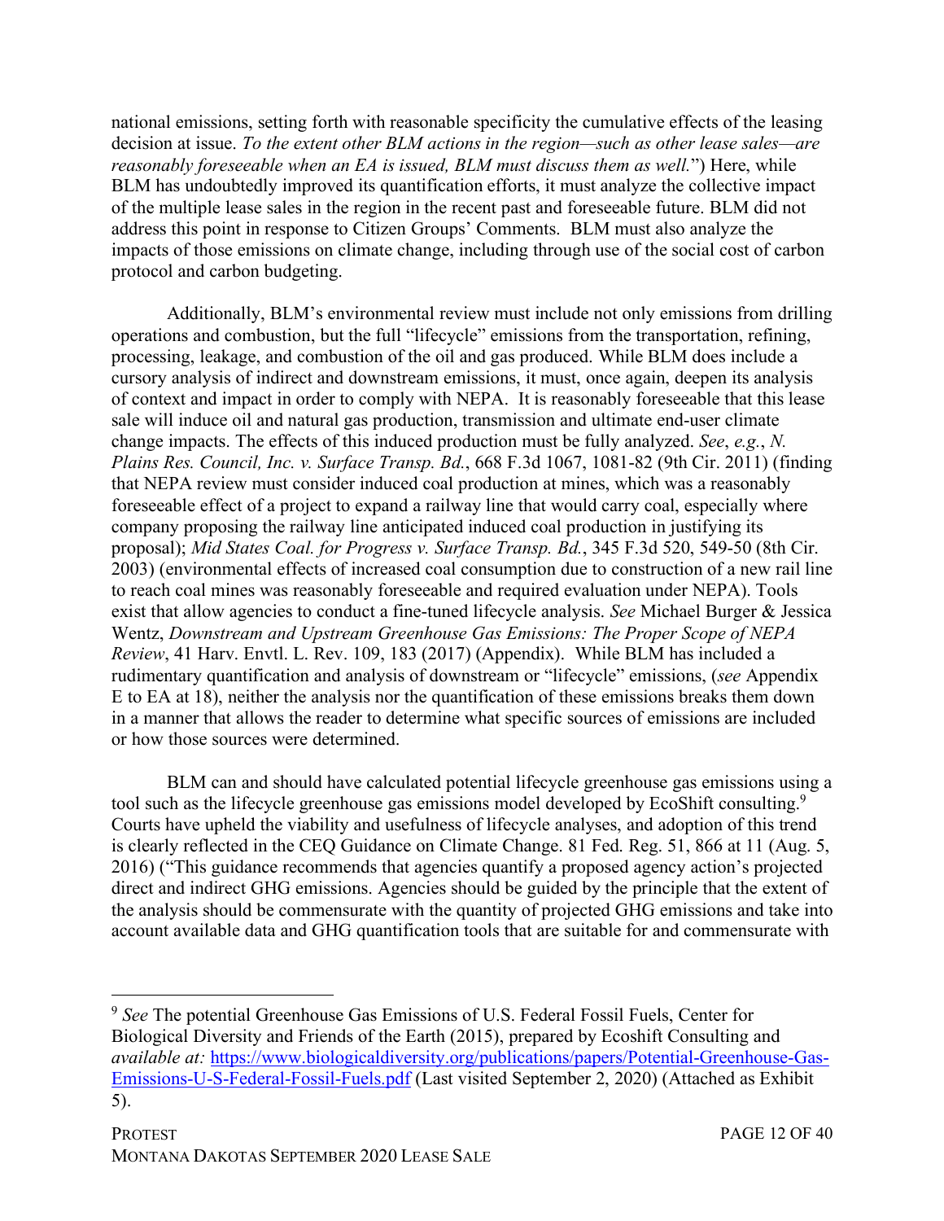national emissions, setting forth with reasonable specificity the cumulative effects of the leasing decision at issue. *To the extent other BLM actions in the region—such as other lease sales—are reasonably foreseeable when an EA is issued, BLM must discuss them as well.*") Here, while BLM has undoubtedly improved its quantification efforts, it must analyze the collective impact of the multiple lease sales in the region in the recent past and foreseeable future. BLM did not address this point in response to Citizen Groups' Comments. BLM must also analyze the impacts of those emissions on climate change, including through use of the social cost of carbon protocol and carbon budgeting.

Additionally, BLM's environmental review must include not only emissions from drilling operations and combustion, but the full "lifecycle" emissions from the transportation, refining, processing, leakage, and combustion of the oil and gas produced. While BLM does include a cursory analysis of indirect and downstream emissions, it must, once again, deepen its analysis of context and impact in order to comply with NEPA. It is reasonably foreseeable that this lease sale will induce oil and natural gas production, transmission and ultimate end-user climate change impacts. The effects of this induced production must be fully analyzed. *See*, *e.g.*, *N. Plains Res. Council, Inc. v. Surface Transp. Bd.*, 668 F.3d 1067, 1081-82 (9th Cir. 2011) (finding that NEPA review must consider induced coal production at mines, which was a reasonably foreseeable effect of a project to expand a railway line that would carry coal, especially where company proposing the railway line anticipated induced coal production in justifying its proposal); *Mid States Coal. for Progress v. Surface Transp. Bd.*, 345 F.3d 520, 549-50 (8th Cir. 2003) (environmental effects of increased coal consumption due to construction of a new rail line to reach coal mines was reasonably foreseeable and required evaluation under NEPA). Tools exist that allow agencies to conduct a fine-tuned lifecycle analysis. *See* Michael Burger & Jessica Wentz, *Downstream and Upstream Greenhouse Gas Emissions: The Proper Scope of NEPA Review*, 41 Harv. Envtl. L. Rev. 109, 183 (2017) (Appendix). While BLM has included a rudimentary quantification and analysis of downstream or "lifecycle" emissions, (*see* Appendix E to EA at 18), neither the analysis nor the quantification of these emissions breaks them down in a manner that allows the reader to determine what specific sources of emissions are included or how those sources were determined.

BLM can and should have calculated potential lifecycle greenhouse gas emissions using a tool such as the lifecycle greenhouse gas emissions model developed by EcoShift consulting.[9] Courts have upheld the viability and usefulness of lifecycle analyses, and adoption of this trend is clearly reflected in the CEQ Guidance on Climate Change. 81 Fed. Reg. 51, 866 at 11 (Aug. 5, 2016) ("This guidance recommends that agencies quantify a proposed agency action's projected direct and indirect GHG emissions. Agencies should be guided by the principle that the extent of the analysis should be commensurate with the quantity of projected GHG emissions and take into account available data and GHG quantification tools that are suitable for and commensurate with

---

[9] *See* The potential Greenhouse Gas Emissions of U.S. Federal Fossil Fuels, Center for Biological Diversity and Friends of the Earth (2015), prepared by Ecoshift Consulting and *available at:* https://www.biologicaldiversity.org/publications/papers/Potential-Greenhouse-Gas-Emissions-U-S-Federal-Fossil-Fuels.pdf (Last visited September 2, 2020) (Attached as Exhibit 5).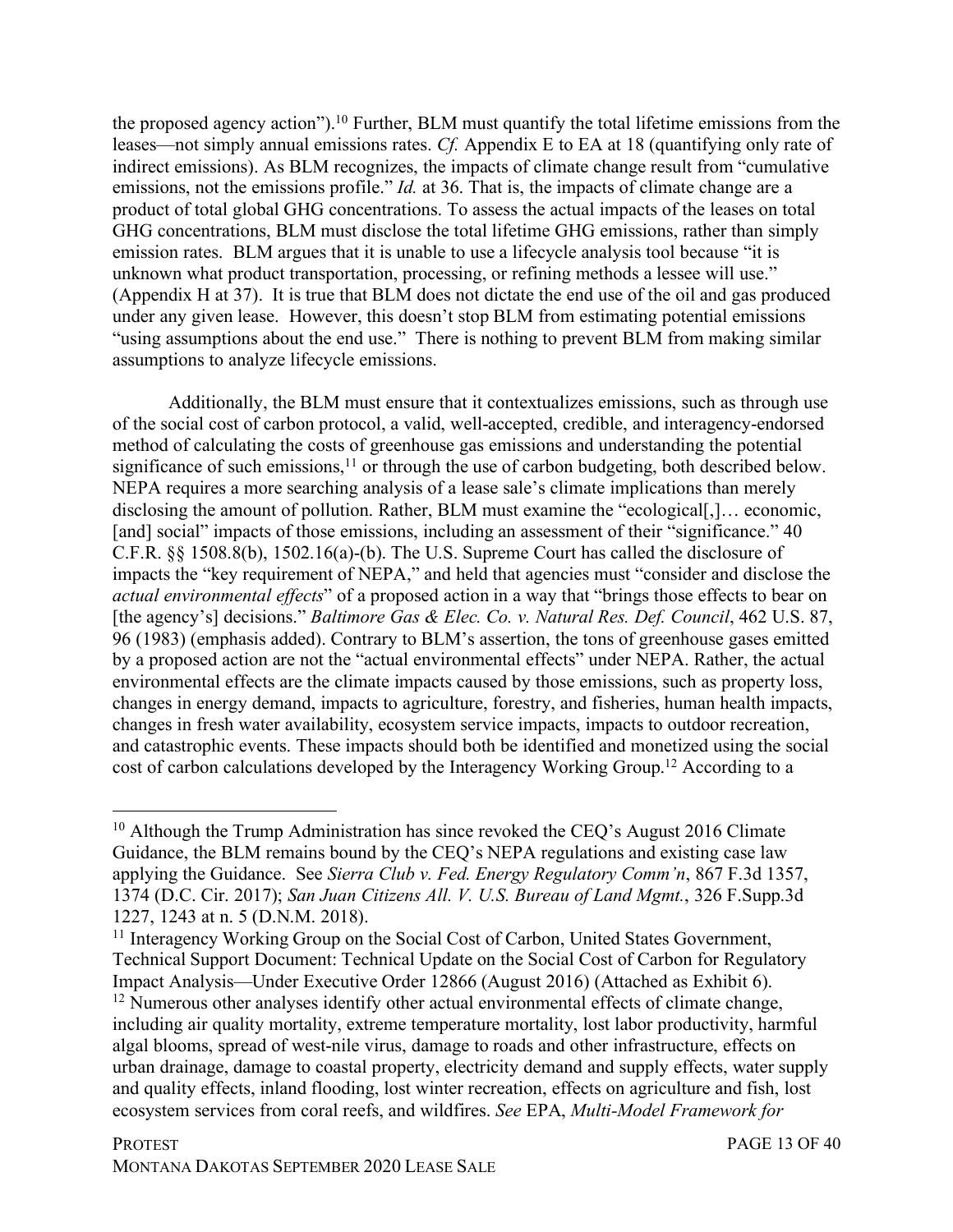the proposed agency action").[10] Further, BLM must quantify the total lifetime emissions from the leases—not simply annual emissions rates. *Cf.* Appendix E to EA at 18 (quantifying only rate of indirect emissions). As BLM recognizes, the impacts of climate change result from "cumulative emissions, not the emissions profile." *Id.* at 36. That is, the impacts of climate change are a product of total global GHG concentrations. To assess the actual impacts of the leases on total GHG concentrations, BLM must disclose the total lifetime GHG emissions, rather than simply emission rates. BLM argues that it is unable to use a lifecycle analysis tool because "it is unknown what product transportation, processing, or refining methods a lessee will use." (Appendix H at 37). It is true that BLM does not dictate the end use of the oil and gas produced under any given lease. However, this doesn't stop BLM from estimating potential emissions "using assumptions about the end use." There is nothing to prevent BLM from making similar assumptions to analyze lifecycle emissions.

Additionally, the BLM must ensure that it contextualizes emissions, such as through use of the social cost of carbon protocol, a valid, well-accepted, credible, and interagency-endorsed method of calculating the costs of greenhouse gas emissions and understanding the potential significance of such emissions,[11] or through the use of carbon budgeting, both described below. NEPA requires a more searching analysis of a lease sale's climate implications than merely disclosing the amount of pollution. Rather, BLM must examine the "ecological[,]… economic, [and] social" impacts of those emissions, including an assessment of their "significance." 40 C.F.R. §§ 1508.8(b), 1502.16(a)-(b). The U.S. Supreme Court has called the disclosure of impacts the "key requirement of NEPA," and held that agencies must "consider and disclose the *actual environmental effects*" of a proposed action in a way that "brings those effects to bear on [the agency's] decisions." *Baltimore Gas & Elec. Co. v. Natural Res. Def. Council*, 462 U.S. 87, 96 (1983) (emphasis added). Contrary to BLM's assertion, the tons of greenhouse gases emitted by a proposed action are not the "actual environmental effects" under NEPA. Rather, the actual environmental effects are the climate impacts caused by those emissions, such as property loss, changes in energy demand, impacts to agriculture, forestry, and fisheries, human health impacts, changes in fresh water availability, ecosystem service impacts, impacts to outdoor recreation, and catastrophic events. These impacts should both be identified and monetized using the social cost of carbon calculations developed by the Interagency Working Group.[12] According to a

---

[10] Although the Trump Administration has since revoked the CEQ's August 2016 Climate Guidance, the BLM remains bound by the CEQ's NEPA regulations and existing case law applying the Guidance. See *Sierra Club v. Fed. Energy Regulatory Comm'n*, 867 F.3d 1357, 1374 (D.C. Cir. 2017); *San Juan Citizens All. V. U.S. Bureau of Land Mgmt.*, 326 F.Supp.3d 1227, 1243 at n. 5 (D.N.M. 2018).

[11] Interagency Working Group on the Social Cost of Carbon, United States Government, Technical Support Document: Technical Update on the Social Cost of Carbon for Regulatory Impact Analysis—Under Executive Order 12866 (August 2016) (Attached as Exhibit 6).

[12] Numerous other analyses identify other actual environmental effects of climate change, including air quality mortality, extreme temperature mortality, lost labor productivity, harmful algal blooms, spread of west-nile virus, damage to roads and other infrastructure, effects on urban drainage, damage to coastal property, electricity demand and supply effects, water supply and quality effects, inland flooding, lost winter recreation, effects on agriculture and fish, lost ecosystem services from coral reefs, and wildfires. *See* EPA, *Multi-Model Framework for*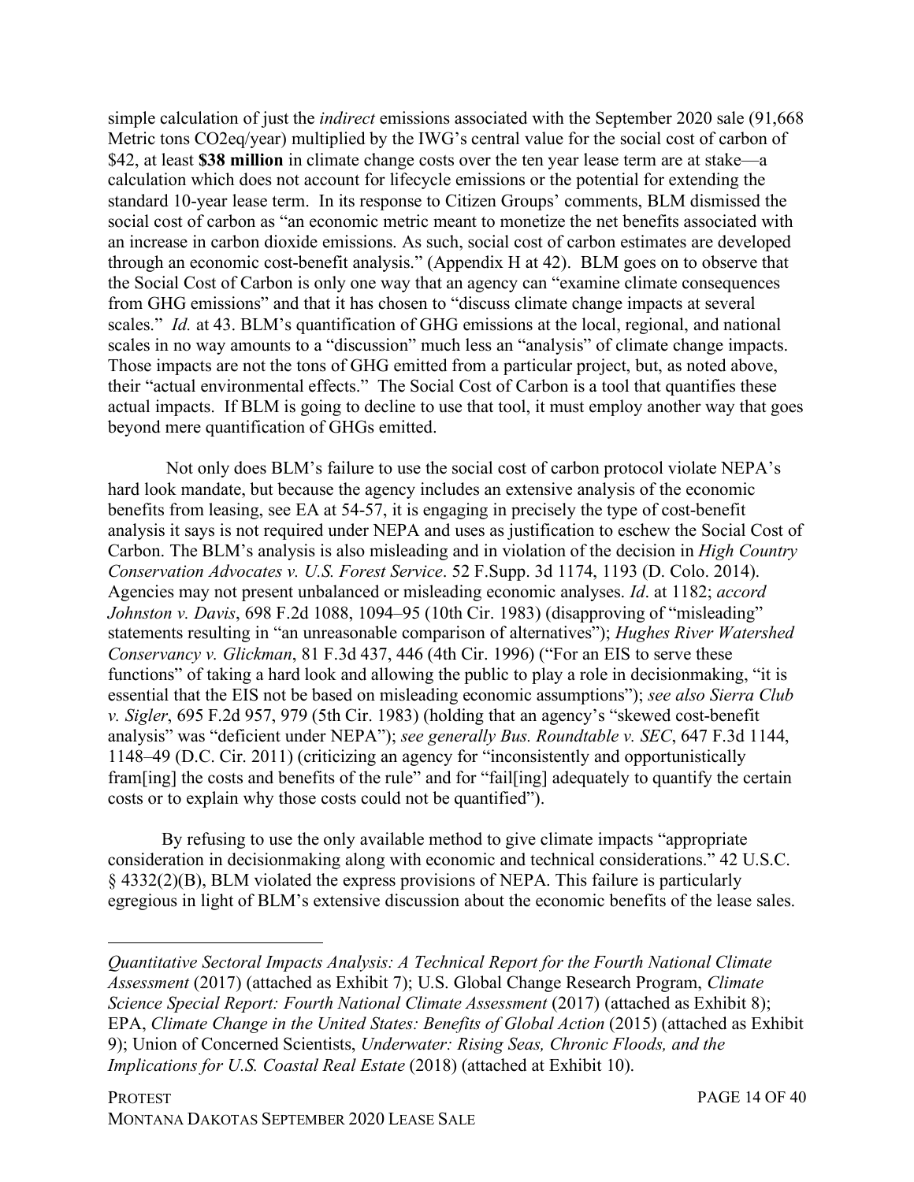simple calculation of just the *indirect* emissions associated with the September 2020 sale (91,668 Metric tons CO2eq/year) multiplied by the IWG's central value for the social cost of carbon of $42, at least **$38 million** in climate change costs over the ten year lease term are at stake—a calculation which does not account for lifecycle emissions or the potential for extending the standard 10-year lease term. In its response to Citizen Groups' comments, BLM dismissed the social cost of carbon as "an economic metric meant to monetize the net benefits associated with an increase in carbon dioxide emissions. As such, social cost of carbon estimates are developed through an economic cost-benefit analysis." (Appendix H at 42). BLM goes on to observe that the Social Cost of Carbon is only one way that an agency can "examine climate consequences from GHG emissions" and that it has chosen to "discuss climate change impacts at several scales." *Id.* at 43. BLM's quantification of GHG emissions at the local, regional, and national scales in no way amounts to a "discussion" much less an "analysis" of climate change impacts. Those impacts are not the tons of GHG emitted from a particular project, but, as noted above, their "actual environmental effects." The Social Cost of Carbon is a tool that quantifies these actual impacts. If BLM is going to decline to use that tool, it must employ another way that goes beyond mere quantification of GHGs emitted.

Not only does BLM's failure to use the social cost of carbon protocol violate NEPA's hard look mandate, but because the agency includes an extensive analysis of the economic benefits from leasing, see EA at 54-57, it is engaging in precisely the type of cost-benefit analysis it says is not required under NEPA and uses as justification to eschew the Social Cost of Carbon. The BLM's analysis is also misleading and in violation of the decision in *High Country Conservation Advocates v. U.S. Forest Service*. 52 F.Supp. 3d 1174, 1193 (D. Colo. 2014). Agencies may not present unbalanced or misleading economic analyses. *Id*. at 1182; *accord Johnston v. Davis*, 698 F.2d 1088, 1094–95 (10th Cir. 1983) (disapproving of "misleading" statements resulting in "an unreasonable comparison of alternatives"); *Hughes River Watershed Conservancy v. Glickman*, 81 F.3d 437, 446 (4th Cir. 1996) ("For an EIS to serve these functions" of taking a hard look and allowing the public to play a role in decisionmaking, "it is essential that the EIS not be based on misleading economic assumptions"); *see also Sierra Club v. Sigler*, 695 F.2d 957, 979 (5th Cir. 1983) (holding that an agency's "skewed cost-benefit analysis" was "deficient under NEPA"); *see generally Bus. Roundtable v. SEC*, 647 F.3d 1144, 1148–49 (D.C. Cir. 2011) (criticizing an agency for "inconsistently and opportunistically fram[ing] the costs and benefits of the rule" and for "fail[ing] adequately to quantify the certain costs or to explain why those costs could not be quantified").

By refusing to use the only available method to give climate impacts "appropriate consideration in decisionmaking along with economic and technical considerations." 42 U.S.C. § 4332(2)(B), BLM violated the express provisions of NEPA. This failure is particularly egregious in light of BLM's extensive discussion about the economic benefits of the lease sales.

---

*Quantitative Sectoral Impacts Analysis: A Technical Report for the Fourth National Climate Assessment* (2017) (attached as Exhibit 7); U.S. Global Change Research Program, *Climate Science Special Report: Fourth National Climate Assessment* (2017) (attached as Exhibit 8); EPA, *Climate Change in the United States: Benefits of Global Action* (2015) (attached as Exhibit 9); Union of Concerned Scientists, *Underwater: Rising Seas, Chronic Floods, and the Implications for U.S. Coastal Real Estate* (2018) (attached at Exhibit 10).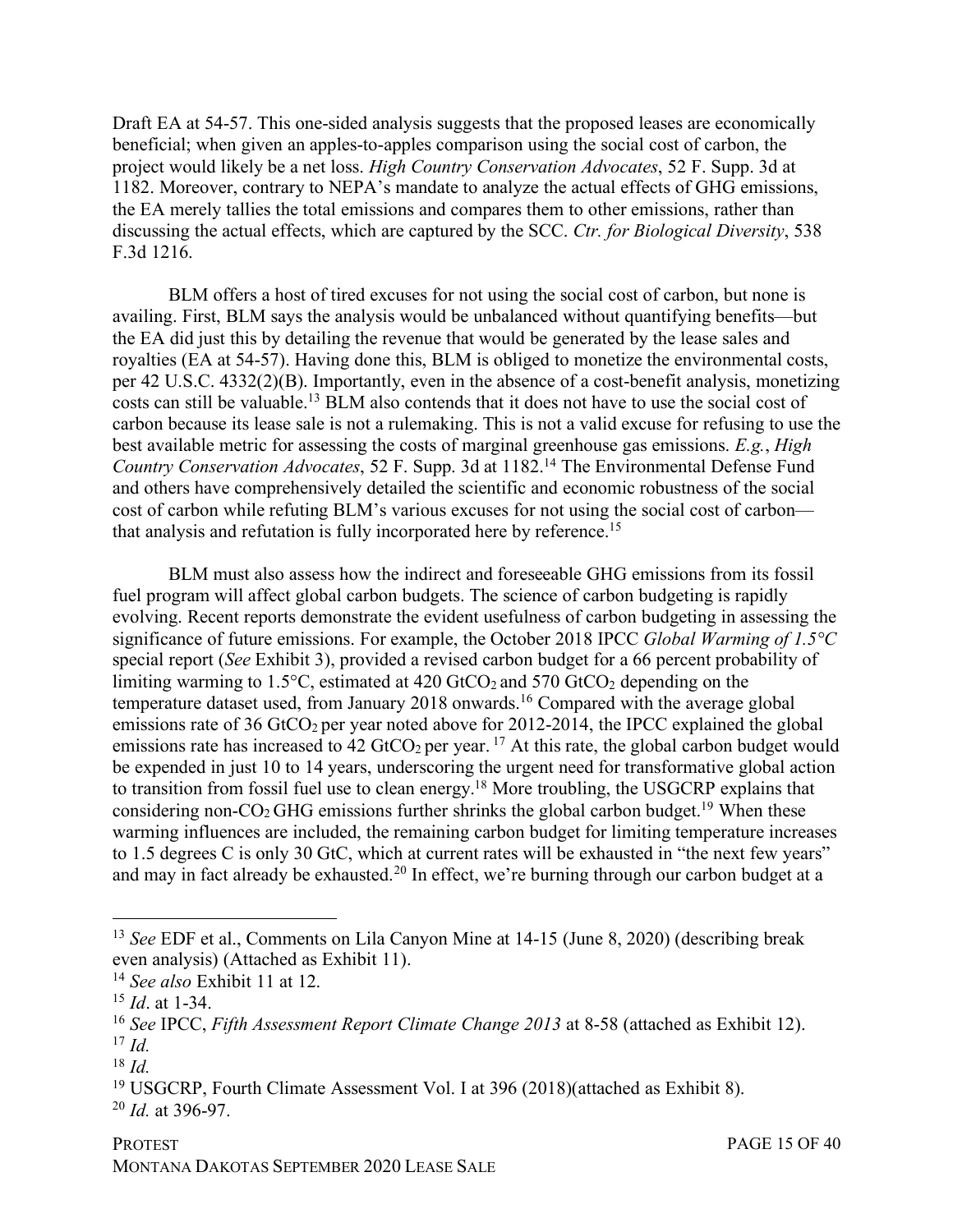Draft EA at 54-57. This one-sided analysis suggests that the proposed leases are economically beneficial; when given an apples-to-apples comparison using the social cost of carbon, the project would likely be a net loss. *High Country Conservation Advocates*, 52 F. Supp. 3d at 1182. Moreover, contrary to NEPA's mandate to analyze the actual effects of GHG emissions, the EA merely tallies the total emissions and compares them to other emissions, rather than discussing the actual effects, which are captured by the SCC. *Ctr. for Biological Diversity*, 538 F.3d 1216.

BLM offers a host of tired excuses for not using the social cost of carbon, but none is availing. First, BLM says the analysis would be unbalanced without quantifying benefits—but the EA did just this by detailing the revenue that would be generated by the lease sales and royalties (EA at 54-57). Having done this, BLM is obliged to monetize the environmental costs, per 42 U.S.C. 4332(2)(B). Importantly, even in the absence of a cost-benefit analysis, monetizing costs can still be valuable.[13] BLM also contends that it does not have to use the social cost of carbon because its lease sale is not a rulemaking. This is not a valid excuse for refusing to use the best available metric for assessing the costs of marginal greenhouse gas emissions. *E.g.*, *High Country Conservation Advocates*, 52 F. Supp. 3d at 1182.[14] The Environmental Defense Fund and others have comprehensively detailed the scientific and economic robustness of the social cost of carbon while refuting BLM's various excuses for not using the social cost of carbon—that analysis and refutation is fully incorporated here by reference.[15]

BLM must also assess how the indirect and foreseeable GHG emissions from its fossil fuel program will affect global carbon budgets. The science of carbon budgeting is rapidly evolving. Recent reports demonstrate the evident usefulness of carbon budgeting in assessing the significance of future emissions. For example, the October 2018 IPCC *Global Warming of 1.5°C* special report (*See* Exhibit 3), provided a revised carbon budget for a 66 percent probability of limiting warming to 1.5°C, estimated at 420 $GtCO_2$ and 570 $GtCO_2$ depending on the temperature dataset used, from January 2018 onwards.[16] Compared with the average global emissions rate of 36 $GtCO_2$ per year noted above for 2012-2014, the IPCC explained the global emissions rate has increased to 42 $GtCO_2$ per year.[17] At this rate, the global carbon budget would be expended in just 10 to 14 years, underscoring the urgent need for transformative global action to transition from fossil fuel use to clean energy.[18] More troubling, the USGCRP explains that considering non-$CO_2$ GHG emissions further shrinks the global carbon budget.[19] When these warming influences are included, the remaining carbon budget for limiting temperature increases to 1.5 degrees C is only 30 GtC, which at current rates will be exhausted in "the next few years" and may in fact already be exhausted.[20] In effect, we're burning through our carbon budget at a

---

[13] *See* EDF et al., Comments on Lila Canyon Mine at 14-15 (June 8, 2020) (describing break even analysis) (Attached as Exhibit 11).

[14] *See also* Exhibit 11 at 12.

[15] *Id*. at 1-34.

[16] *See* IPCC, *Fifth Assessment Report Climate Change 2013* at 8-58 (attached as Exhibit 12).

[17] *Id.*

[18] *Id.*

[19] USGCRP, Fourth Climate Assessment Vol. I at 396 (2018)(attached as Exhibit 8).

[20] *Id.* at 396-97.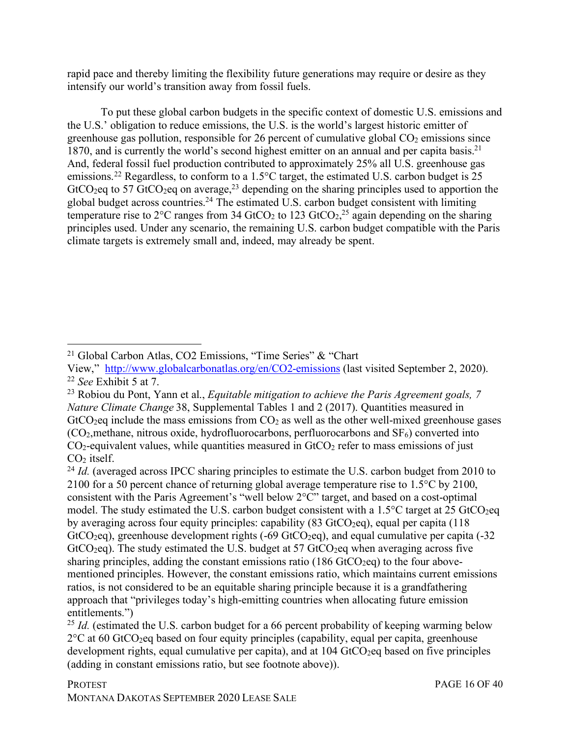rapid pace and thereby limiting the flexibility future generations may require or desire as they intensify our world's transition away from fossil fuels.

To put these global carbon budgets in the specific context of domestic U.S. emissions and the U.S.' obligation to reduce emissions, the U.S. is the world's largest historic emitter of greenhouse gas pollution, responsible for 26 percent of cumulative global $CO_2$ emissions since 1870, and is currently the world's second highest emitter on an annual and per capita basis.[21] And, federal fossil fuel production contributed to approximately 25% all U.S. greenhouse gas emissions.[22] Regardless, to conform to a 1.5°C target, the estimated U.S. carbon budget is 25 $GtCO_2eq$ to 57 $GtCO_2eq$ on average,[23] depending on the sharing principles used to apportion the global budget across countries.[24] The estimated U.S. carbon budget consistent with limiting temperature rise to 2°C ranges from 34 $GtCO_2$ to 123 $GtCO_2$,[25] again depending on the sharing principles used. Under any scenario, the remaining U.S. carbon budget compatible with the Paris climate targets is extremely small and, indeed, may already be spent.

---

[21] Global Carbon Atlas, CO2 Emissions, "Time Series" & "Chart View," http://www.globalcarbonatlas.org/en/CO2-emissions (last visited September 2, 2020).

[22] *See* Exhibit 5 at 7.

[23] Robiou du Pont, Yann et al., *Equitable mitigation to achieve the Paris Agreement goals, 7 Nature Climate Change* 38, Supplemental Tables 1 and 2 (2017). Quantities measured in $GtCO_2eq$ include the mass emissions from $CO_2$ as well as the other well-mixed greenhouse gases ($CO_2$,methane, nitrous oxide, hydrofluorocarbons, perfluorocarbons and $SF_6$) converted into $CO_2$-equivalent values, while quantities measured in $GtCO_2$ refer to mass emissions of just $CO_2$ itself.

[24] *Id.* (averaged across IPCC sharing principles to estimate the U.S. carbon budget from 2010 to 2100 for a 50 percent chance of returning global average temperature rise to 1.5°C by 2100, consistent with the Paris Agreement's "well below 2°C" target, and based on a cost-optimal model. The study estimated the U.S. carbon budget consistent with a 1.5°C target at 25 $GtCO_2eq$ by averaging across four equity principles: capability (83 $GtCO_2eq$), equal per capita (118 $GtCO_2eq$), greenhouse development rights (-69 $GtCO_2eq$), and equal cumulative per capita (-32 $GtCO_2eq$). The study estimated the U.S. budget at 57 $GtCO_2eq$ when averaging across five sharing principles, adding the constant emissions ratio (186 $GtCO_2eq$) to the four above-mentioned principles. However, the constant emissions ratio, which maintains current emissions ratios, is not considered to be an equitable sharing principle because it is a grandfathering approach that "privileges today's high-emitting countries when allocating future emission entitlements.")

[25] *Id.* (estimated the U.S. carbon budget for a 66 percent probability of keeping warming below 2°C at 60 $GtCO_2eq$ based on four equity principles (capability, equal per capita, greenhouse development rights, equal cumulative per capita), and at 104 $GtCO_2eq$ based on five principles (adding in constant emissions ratio, but see footnote above)).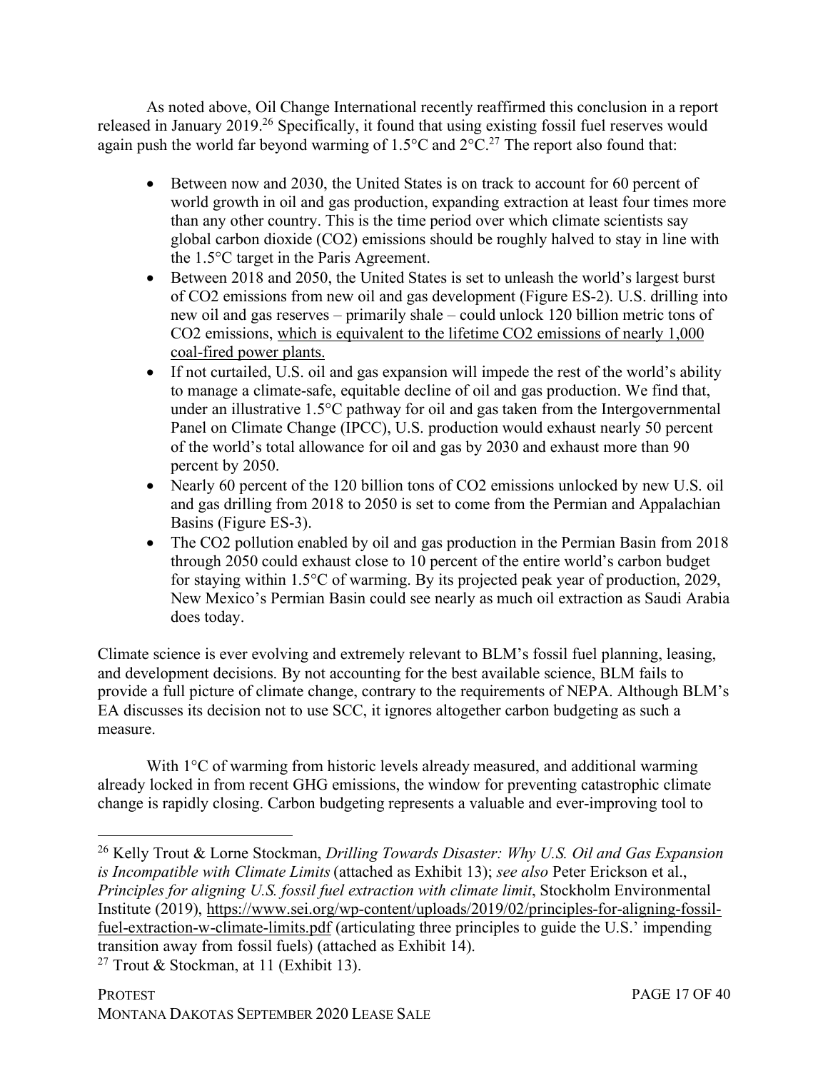As noted above, Oil Change International recently reaffirmed this conclusion in a report released in January 2019.[26] Specifically, it found that using existing fossil fuel reserves would again push the world far beyond warming of 1.5°C and 2°C.[27] The report also found that:

- Between now and 2030, the United States is on track to account for 60 percent of world growth in oil and gas production, expanding extraction at least four times more than any other country. This is the time period over which climate scientists say global carbon dioxide ($CO_2$) emissions should be roughly halved to stay in line with the 1.5°C target in the Paris Agreement.
- Between 2018 and 2050, the United States is set to unleash the world's largest burst of $CO_2$ emissions from new oil and gas development (Figure ES-2). U.S. drilling into new oil and gas reserves – primarily shale – could unlock 120 billion metric tons of $CO_2$ emissions, <u>which is equivalent to the lifetime $CO_2$ emissions of nearly 1,000 coal-fired power plants.</u>
- If not curtailed, U.S. oil and gas expansion will impede the rest of the world's ability to manage a climate-safe, equitable decline of oil and gas production. We find that, under an illustrative 1.5°C pathway for oil and gas taken from the Intergovernmental Panel on Climate Change (IPCC), U.S. production would exhaust nearly 50 percent of the world's total allowance for oil and gas by 2030 and exhaust more than 90 percent by 2050.
- Nearly 60 percent of the 120 billion tons of $CO_2$ emissions unlocked by new U.S. oil and gas drilling from 2018 to 2050 is set to come from the Permian and Appalachian Basins (Figure ES-3).
- The $CO_2$ pollution enabled by oil and gas production in the Permian Basin from 2018 through 2050 could exhaust close to 10 percent of the entire world's carbon budget for staying within 1.5°C of warming. By its projected peak year of production, 2029, New Mexico's Permian Basin could see nearly as much oil extraction as Saudi Arabia does today.

Climate science is ever evolving and extremely relevant to BLM's fossil fuel planning, leasing, and development decisions. By not accounting for the best available science, BLM fails to provide a full picture of climate change, contrary to the requirements of NEPA. Although BLM's EA discusses its decision not to use SCC, it ignores altogether carbon budgeting as such a measure.

With 1°C of warming from historic levels already measured, and additional warming already locked in from recent GHG emissions, the window for preventing catastrophic climate change is rapidly closing. Carbon budgeting represents a valuable and ever-improving tool to

---

[26] Kelly Trout & Lorne Stockman, *Drilling Towards Disaster: Why U.S. Oil and Gas Expansion is Incompatible with Climate Limits* (attached as Exhibit 13); *see also* Peter Erickson et al., *Principles for aligning U.S. fossil fuel extraction with climate limit*, Stockholm Environmental Institute (2019), <u>https://www.sei.org/wp-content/uploads/2019/02/principles-for-aligning-fossil-fuel-extraction-w-climate-limits.pdf</u> (articulating three principles to guide the U.S.' impending transition away from fossil fuels) (attached as Exhibit 14).

[27] Trout & Stockman, at 11 (Exhibit 13).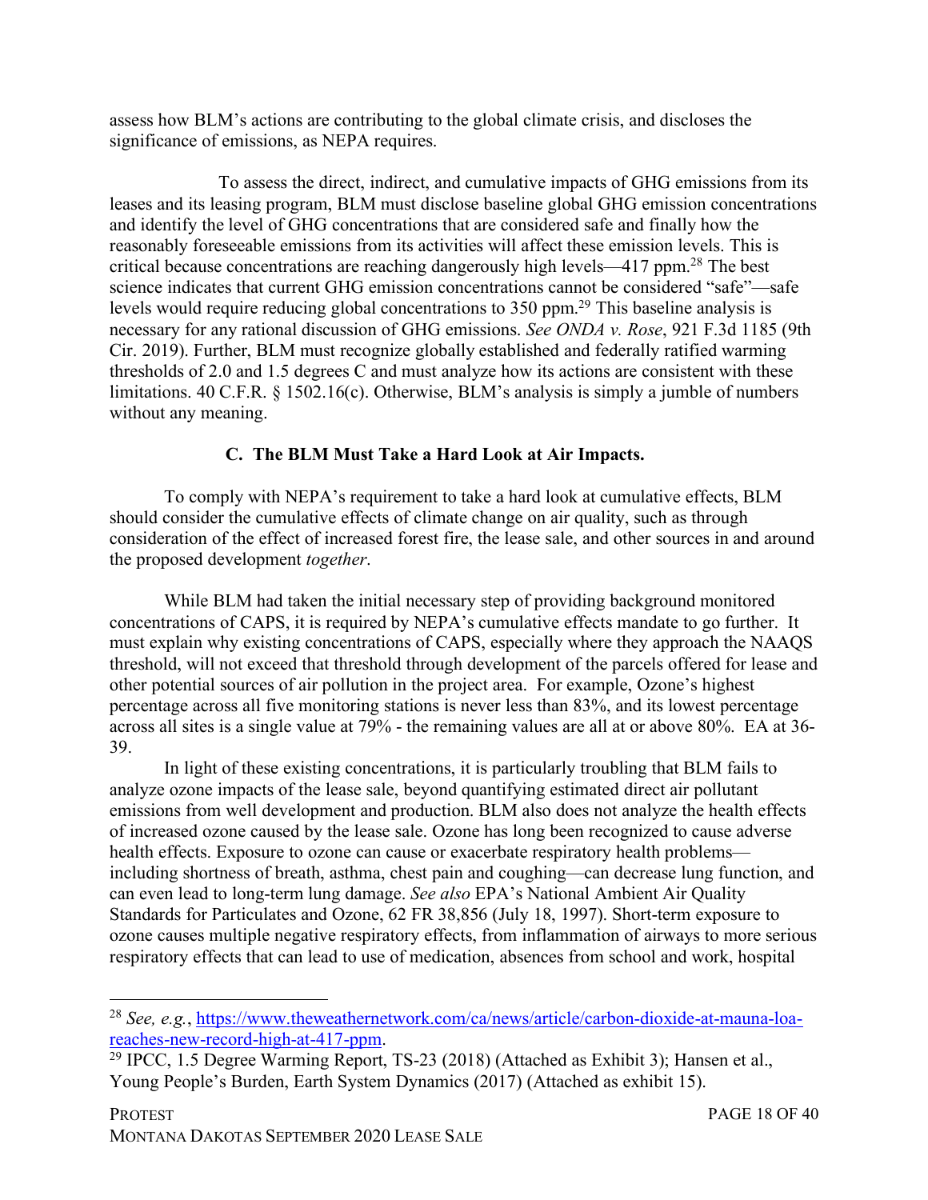assess how BLM's actions are contributing to the global climate crisis, and discloses the significance of emissions, as NEPA requires.

To assess the direct, indirect, and cumulative impacts of GHG emissions from its leases and its leasing program, BLM must disclose baseline global GHG emission concentrations and identify the level of GHG concentrations that are considered safe and finally how the reasonably foreseeable emissions from its activities will affect these emission levels. This is critical because concentrations are reaching dangerously high levels—417 ppm.[28] The best science indicates that current GHG emission concentrations cannot be considered "safe"—safe levels would require reducing global concentrations to 350 ppm.[29] This baseline analysis is necessary for any rational discussion of GHG emissions. *See ONDA v. Rose*, 921 F.3d 1185 (9th Cir. 2019). Further, BLM must recognize globally established and federally ratified warming thresholds of 2.0 and 1.5 degrees C and must analyze how its actions are consistent with these limitations. 40 C.F.R. § 1502.16(c). Otherwise, BLM's analysis is simply a jumble of numbers without any meaning.

### C. The BLM Must Take a Hard Look at Air Impacts.

To comply with NEPA's requirement to take a hard look at cumulative effects, BLM should consider the cumulative effects of climate change on air quality, such as through consideration of the effect of increased forest fire, the lease sale, and other sources in and around the proposed development *together*.

While BLM had taken the initial necessary step of providing background monitored concentrations of CAPS, it is required by NEPA's cumulative effects mandate to go further. It must explain why existing concentrations of CAPS, especially where they approach the NAAQS threshold, will not exceed that threshold through development of the parcels offered for lease and other potential sources of air pollution in the project area. For example, Ozone's highest percentage across all five monitoring stations is never less than 83%, and its lowest percentage across all sites is a single value at 79% - the remaining values are all at or above 80%. EA at 36-39.

In light of these existing concentrations, it is particularly troubling that BLM fails to analyze ozone impacts of the lease sale, beyond quantifying estimated direct air pollutant emissions from well development and production. BLM also does not analyze the health effects of increased ozone caused by the lease sale. Ozone has long been recognized to cause adverse health effects. Exposure to ozone can cause or exacerbate respiratory health problems—including shortness of breath, asthma, chest pain and coughing—can decrease lung function, and can even lead to long-term lung damage. *See also* EPA's National Ambient Air Quality Standards for Particulates and Ozone, 62 FR 38,856 (July 18, 1997). Short-term exposure to ozone causes multiple negative respiratory effects, from inflammation of airways to more serious respiratory effects that can lead to use of medication, absences from school and work, hospital

---

[28] *See, e.g.*, https://www.theweathernetwork.com/ca/news/article/carbon-dioxide-at-mauna-loa-reaches-new-record-high-at-417-ppm.

[29] IPCC, 1.5 Degree Warming Report, TS-23 (2018) (Attached as Exhibit 3); Hansen et al., Young People's Burden, Earth System Dynamics (2017) (Attached as exhibit 15).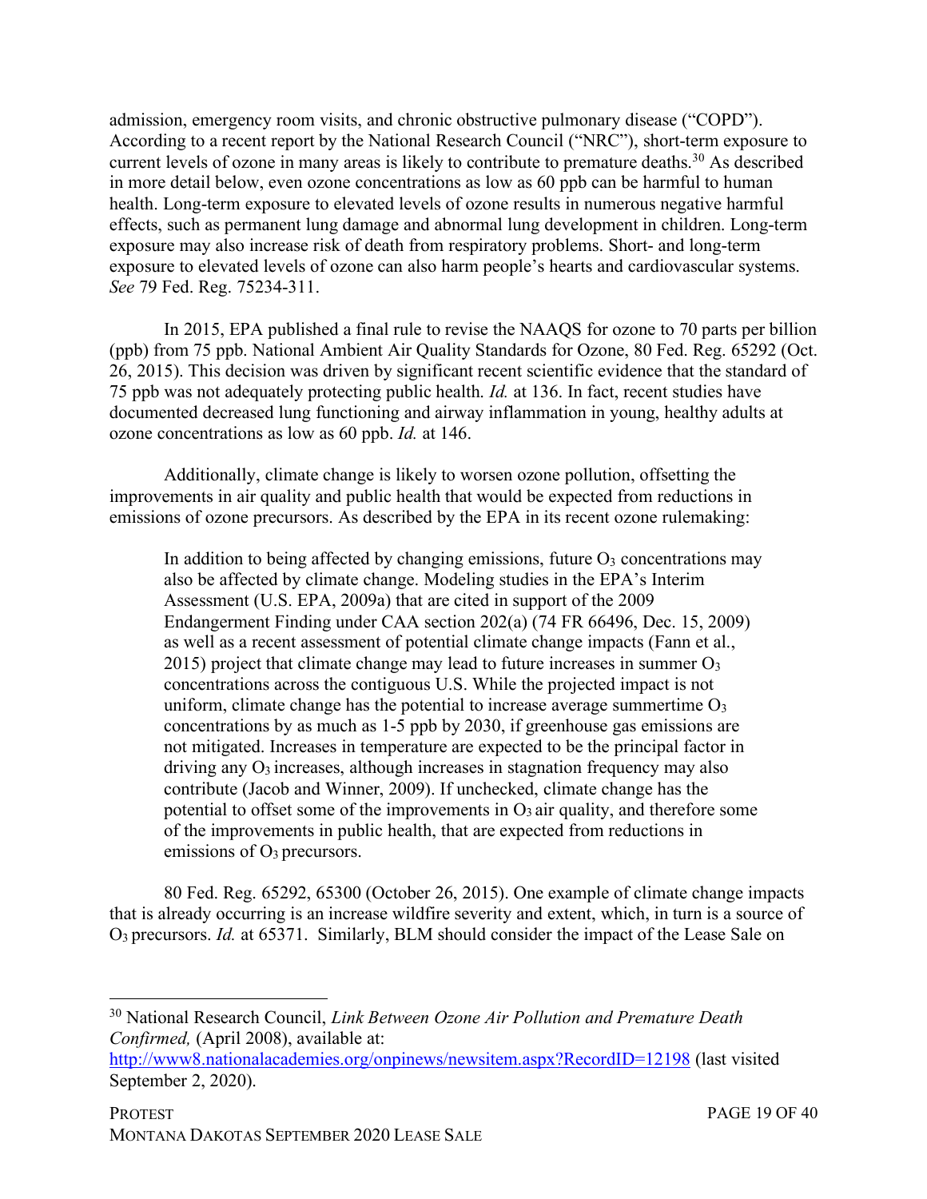admission, emergency room visits, and chronic obstructive pulmonary disease ("COPD"). According to a recent report by the National Research Council ("NRC"), short-term exposure to current levels of ozone in many areas is likely to contribute to premature deaths.[30] As described in more detail below, even ozone concentrations as low as 60 ppb can be harmful to human health. Long-term exposure to elevated levels of ozone results in numerous negative harmful effects, such as permanent lung damage and abnormal lung development in children. Long-term exposure may also increase risk of death from respiratory problems. Short- and long-term exposure to elevated levels of ozone can also harm people's hearts and cardiovascular systems. *See* 79 Fed. Reg. 75234-311.

In 2015, EPA published a final rule to revise the NAAQS for ozone to 70 parts per billion (ppb) from 75 ppb. National Ambient Air Quality Standards for Ozone, 80 Fed. Reg. 65292 (Oct. 26, 2015). This decision was driven by significant recent scientific evidence that the standard of 75 ppb was not adequately protecting public health. *Id.* at 136. In fact, recent studies have documented decreased lung functioning and airway inflammation in young, healthy adults at ozone concentrations as low as 60 ppb. *Id.* at 146.

Additionally, climate change is likely to worsen ozone pollution, offsetting the improvements in air quality and public health that would be expected from reductions in emissions of ozone precursors. As described by the EPA in its recent ozone rulemaking:

> In addition to being affected by changing emissions, future $O_3$ concentrations may also be affected by climate change. Modeling studies in the EPA's Interim Assessment (U.S. EPA, 2009a) that are cited in support of the 2009 Endangerment Finding under CAA section 202(a) (74 FR 66496, Dec. 15, 2009) as well as a recent assessment of potential climate change impacts (Fann et al., 2015) project that climate change may lead to future increases in summer $O_3$ concentrations across the contiguous U.S. While the projected impact is not uniform, climate change has the potential to increase average summertime $O_3$ concentrations by as much as 1-5 ppb by 2030, if greenhouse gas emissions are not mitigated. Increases in temperature are expected to be the principal factor in driving any $O_3$ increases, although increases in stagnation frequency may also contribute (Jacob and Winner, 2009). If unchecked, climate change has the potential to offset some of the improvements in $O_3$ air quality, and therefore some of the improvements in public health, that are expected from reductions in emissions of $O_3$ precursors.

80 Fed. Reg. 65292, 65300 (October 26, 2015). One example of climate change impacts that is already occurring is an increase wildfire severity and extent, which, in turn is a source of $O_3$ precursors. *Id.* at 65371. Similarly, BLM should consider the impact of the Lease Sale on

---

[30] National Research Council, *Link Between Ozone Air Pollution and Premature Death Confirmed,* (April 2008), available at: http://www8.nationalacademies.org/onpinews/newsitem.aspx?RecordID=12198 (last visited September 2, 2020).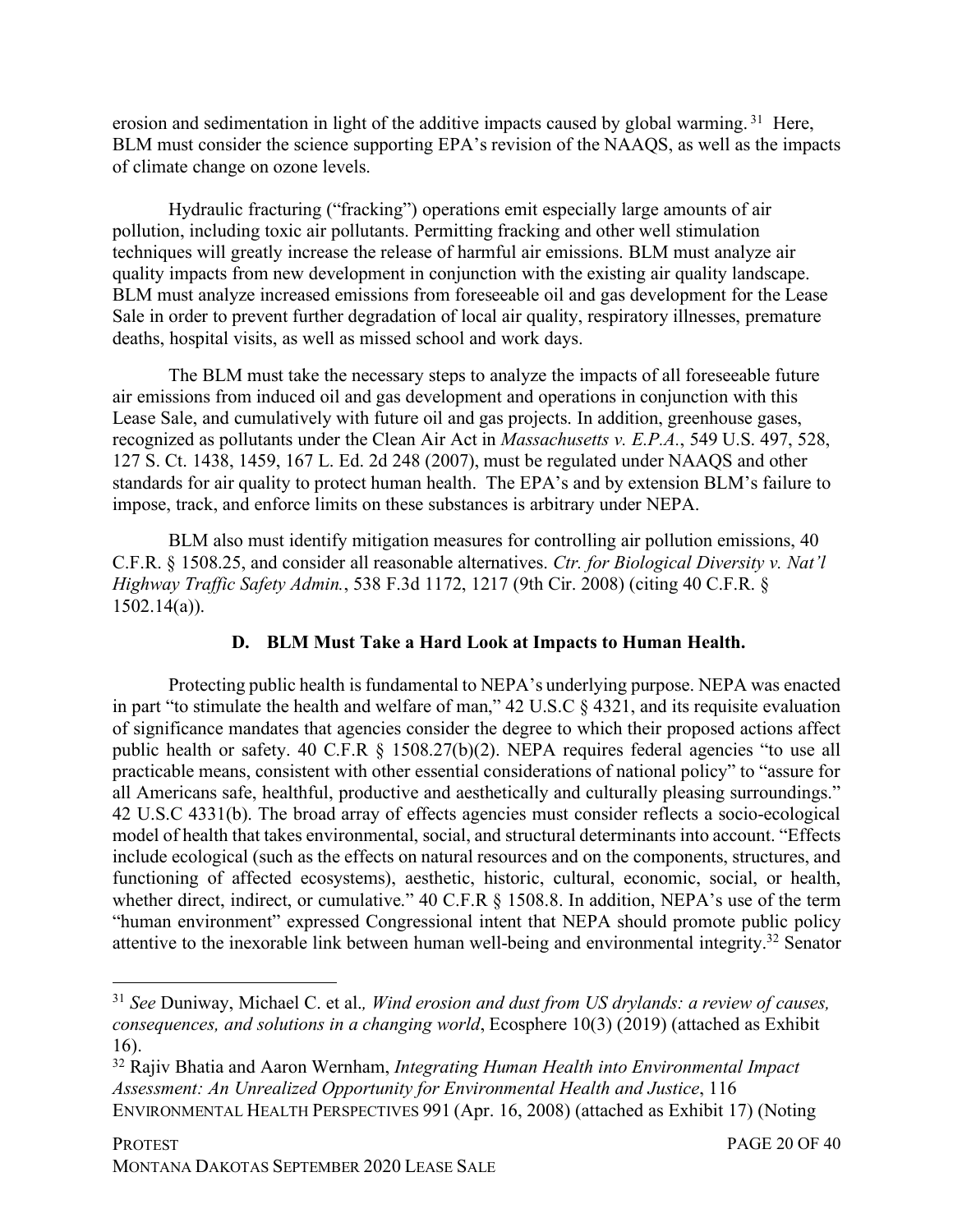erosion and sedimentation in light of the additive impacts caused by global warming.[31] Here, BLM must consider the science supporting EPA's revision of the NAAQS, as well as the impacts of climate change on ozone levels.

Hydraulic fracturing ("fracking") operations emit especially large amounts of air pollution, including toxic air pollutants. Permitting fracking and other well stimulation techniques will greatly increase the release of harmful air emissions. BLM must analyze air quality impacts from new development in conjunction with the existing air quality landscape. BLM must analyze increased emissions from foreseeable oil and gas development for the Lease Sale in order to prevent further degradation of local air quality, respiratory illnesses, premature deaths, hospital visits, as well as missed school and work days.

The BLM must take the necessary steps to analyze the impacts of all foreseeable future air emissions from induced oil and gas development and operations in conjunction with this Lease Sale, and cumulatively with future oil and gas projects. In addition, greenhouse gases, recognized as pollutants under the Clean Air Act in *Massachusetts v. E.P.A.*, 549 U.S. 497, 528, 127 S. Ct. 1438, 1459, 167 L. Ed. 2d 248 (2007), must be regulated under NAAQS and other standards for air quality to protect human health. The EPA's and by extension BLM's failure to impose, track, and enforce limits on these substances is arbitrary under NEPA.

BLM also must identify mitigation measures for controlling air pollution emissions, 40 C.F.R. § 1508.25, and consider all reasonable alternatives. *Ctr. for Biological Diversity v. Nat'l Highway Traffic Safety Admin.*, 538 F.3d 1172, 1217 (9th Cir. 2008) (citing 40 C.F.R. § 1502.14(a)).

### D. BLM Must Take a Hard Look at Impacts to Human Health.

Protecting public health is fundamental to NEPA's underlying purpose. NEPA was enacted in part "to stimulate the health and welfare of man," 42 U.S.C § 4321, and its requisite evaluation of significance mandates that agencies consider the degree to which their proposed actions affect public health or safety. 40 C.F.R § 1508.27(b)(2). NEPA requires federal agencies "to use all practicable means, consistent with other essential considerations of national policy" to "assure for all Americans safe, healthful, productive and aesthetically and culturally pleasing surroundings." 42 U.S.C 4331(b). The broad array of effects agencies must consider reflects a socio-ecological model of health that takes environmental, social, and structural determinants into account. "Effects include ecological (such as the effects on natural resources and on the components, structures, and functioning of affected ecosystems), aesthetic, historic, cultural, economic, social, or health, whether direct, indirect, or cumulative." 40 C.F.R § 1508.8. In addition, NEPA's use of the term "human environment" expressed Congressional intent that NEPA should promote public policy attentive to the inexorable link between human well-being and environmental integrity.[32] Senator

---

[31] *See* Duniway, Michael C. et al., *Wind erosion and dust from US drylands: a review of causes, consequences, and solutions in a changing world*, Ecosphere 10(3) (2019) (attached as Exhibit 16).

[32] Rajiv Bhatia and Aaron Wernham, *Integrating Human Health into Environmental Impact Assessment: An Unrealized Opportunity for Environmental Health and Justice*, 116 ENVIRONMENTAL HEALTH PERSPECTIVES 991 (Apr. 16, 2008) (attached as Exhibit 17) (Noting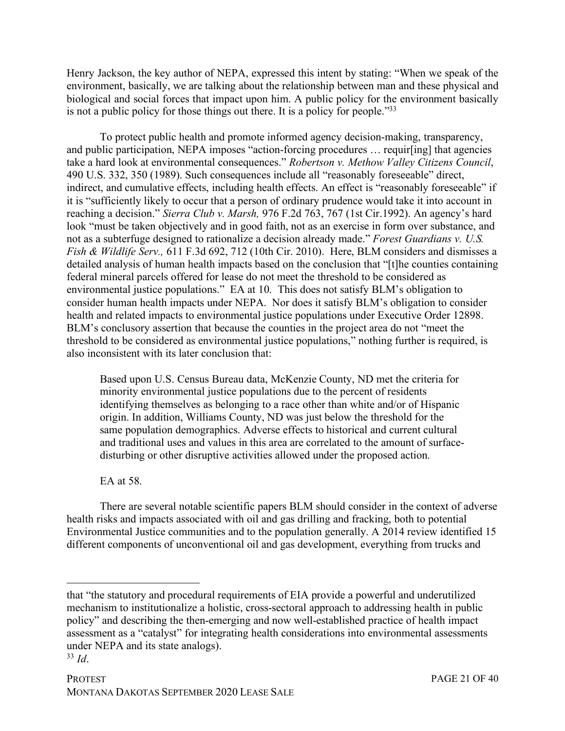Henry Jackson, the key author of NEPA, expressed this intent by stating: "When we speak of the environment, basically, we are talking about the relationship between man and these physical and biological and social forces that impact upon him. A public policy for the environment basically is not a public policy for those things out there. It is a policy for people."[33]

To protect public health and promote informed agency decision-making, transparency, and public participation, NEPA imposes "action-forcing procedures … requir[ing] that agencies take a hard look at environmental consequences." *Robertson v. Methow Valley Citizens Council*, 490 U.S. 332, 350 (1989). Such consequences include all "reasonably foreseeable" direct, indirect, and cumulative effects, including health effects. An effect is "reasonably foreseeable" if it is "sufficiently likely to occur that a person of ordinary prudence would take it into account in reaching a decision." *Sierra Club v. Marsh,* 976 F.2d 763, 767 (1st Cir.1992). An agency's hard look "must be taken objectively and in good faith, not as an exercise in form over substance, and not as a subterfuge designed to rationalize a decision already made." *Forest Guardians v. U.S. Fish & Wildlife Serv.,* 611 F.3d 692, 712 (10th Cir. 2010). Here, BLM considers and dismisses a detailed analysis of human health impacts based on the conclusion that "[t]he counties containing federal mineral parcels offered for lease do not meet the threshold to be considered as environmental justice populations." EA at 10. This does not satisfy BLM's obligation to consider human health impacts under NEPA. Nor does it satisfy BLM's obligation to consider health and related impacts to environmental justice populations under Executive Order 12898. BLM's conclusory assertion that because the counties in the project area do not "meet the threshold to be considered as environmental justice populations," nothing further is required, is also inconsistent with its later conclusion that:

> Based upon U.S. Census Bureau data, McKenzie County, ND met the criteria for minority environmental justice populations due to the percent of residents identifying themselves as belonging to a race other than white and/or of Hispanic origin. In addition, Williams County, ND was just below the threshold for the same population demographics. Adverse effects to historical and current cultural and traditional uses and values in this area are correlated to the amount of surface-disturbing or other disruptive activities allowed under the proposed action.
>
> EA at 58.

There are several notable scientific papers BLM should consider in the context of adverse health risks and impacts associated with oil and gas drilling and fracking, both to potential Environmental Justice communities and to the population generally. A 2014 review identified 15 different components of unconventional oil and gas development, everything from trucks and

---

that "the statutory and procedural requirements of EIA provide a powerful and underutilized mechanism to institutionalize a holistic, cross-sectoral approach to addressing health in public policy" and describing the then-emerging and now well-established practice of health impact assessment as a "catalyst" for integrating health considerations into environmental assessments under NEPA and its state analogs).

[33] *Id*.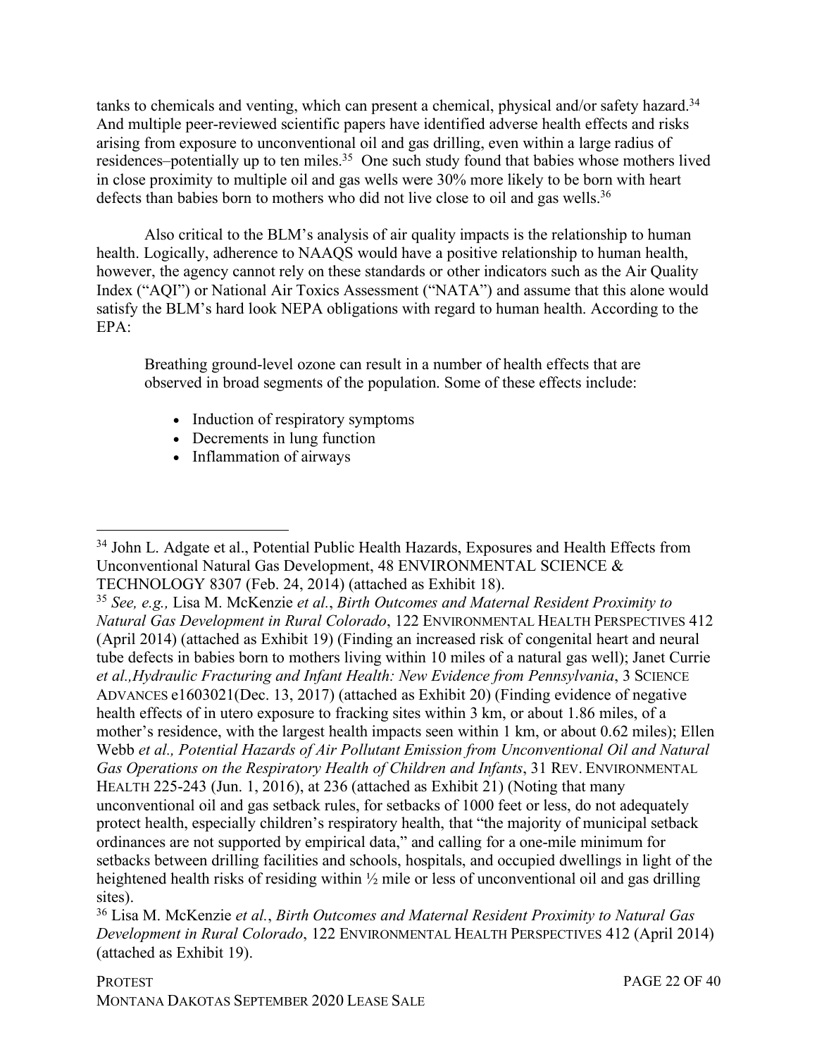tanks to chemicals and venting, which can present a chemical, physical and/or safety hazard.[34] And multiple peer-reviewed scientific papers have identified adverse health effects and risks arising from exposure to unconventional oil and gas drilling, even within a large radius of residences–potentially up to ten miles.[35] One such study found that babies whose mothers lived in close proximity to multiple oil and gas wells were 30% more likely to be born with heart defects than babies born to mothers who did not live close to oil and gas wells.[36]

Also critical to the BLM's analysis of air quality impacts is the relationship to human health. Logically, adherence to NAAQS would have a positive relationship to human health, however, the agency cannot rely on these standards or other indicators such as the Air Quality Index ("AQI") or National Air Toxics Assessment ("NATA") and assume that this alone would satisfy the BLM's hard look NEPA obligations with regard to human health. According to the EPA:

> Breathing ground-level ozone can result in a number of health effects that are observed in broad segments of the population. Some of these effects include:
>
> - Induction of respiratory symptoms
> - Decrements in lung function
> - Inflammation of airways

---

[34] John L. Adgate et al., Potential Public Health Hazards, Exposures and Health Effects from Unconventional Natural Gas Development, 48 ENVIRONMENTAL SCIENCE & TECHNOLOGY 8307 (Feb. 24, 2014) (attached as Exhibit 18).

[35] *See, e.g.,* Lisa M. McKenzie *et al.*, *Birth Outcomes and Maternal Resident Proximity to Natural Gas Development in Rural Colorado*, 122 ENVIRONMENTAL HEALTH PERSPECTIVES 412 (April 2014) (attached as Exhibit 19) (Finding an increased risk of congenital heart and neural tube defects in babies born to mothers living within 10 miles of a natural gas well); Janet Currie *et al.,Hydraulic Fracturing and Infant Health: New Evidence from Pennsylvania*, 3 SCIENCE ADVANCES e1603021(Dec. 13, 2017) (attached as Exhibit 20) (Finding evidence of negative health effects of in utero exposure to fracking sites within 3 km, or about 1.86 miles, of a mother's residence, with the largest health impacts seen within 1 km, or about 0.62 miles); Ellen Webb *et al., Potential Hazards of Air Pollutant Emission from Unconventional Oil and Natural Gas Operations on the Respiratory Health of Children and Infants*, 31 REV. ENVIRONMENTAL HEALTH 225-243 (Jun. 1, 2016), at 236 (attached as Exhibit 21) (Noting that many unconventional oil and gas setback rules, for setbacks of 1000 feet or less, do not adequately protect health, especially children's respiratory health, that "the majority of municipal setback ordinances are not supported by empirical data," and calling for a one-mile minimum for setbacks between drilling facilities and schools, hospitals, and occupied dwellings in light of the heightened health risks of residing within ½ mile or less of unconventional oil and gas drilling sites).

[36] Lisa M. McKenzie *et al.*, *Birth Outcomes and Maternal Resident Proximity to Natural Gas Development in Rural Colorado*, 122 ENVIRONMENTAL HEALTH PERSPECTIVES 412 (April 2014) (attached as Exhibit 19).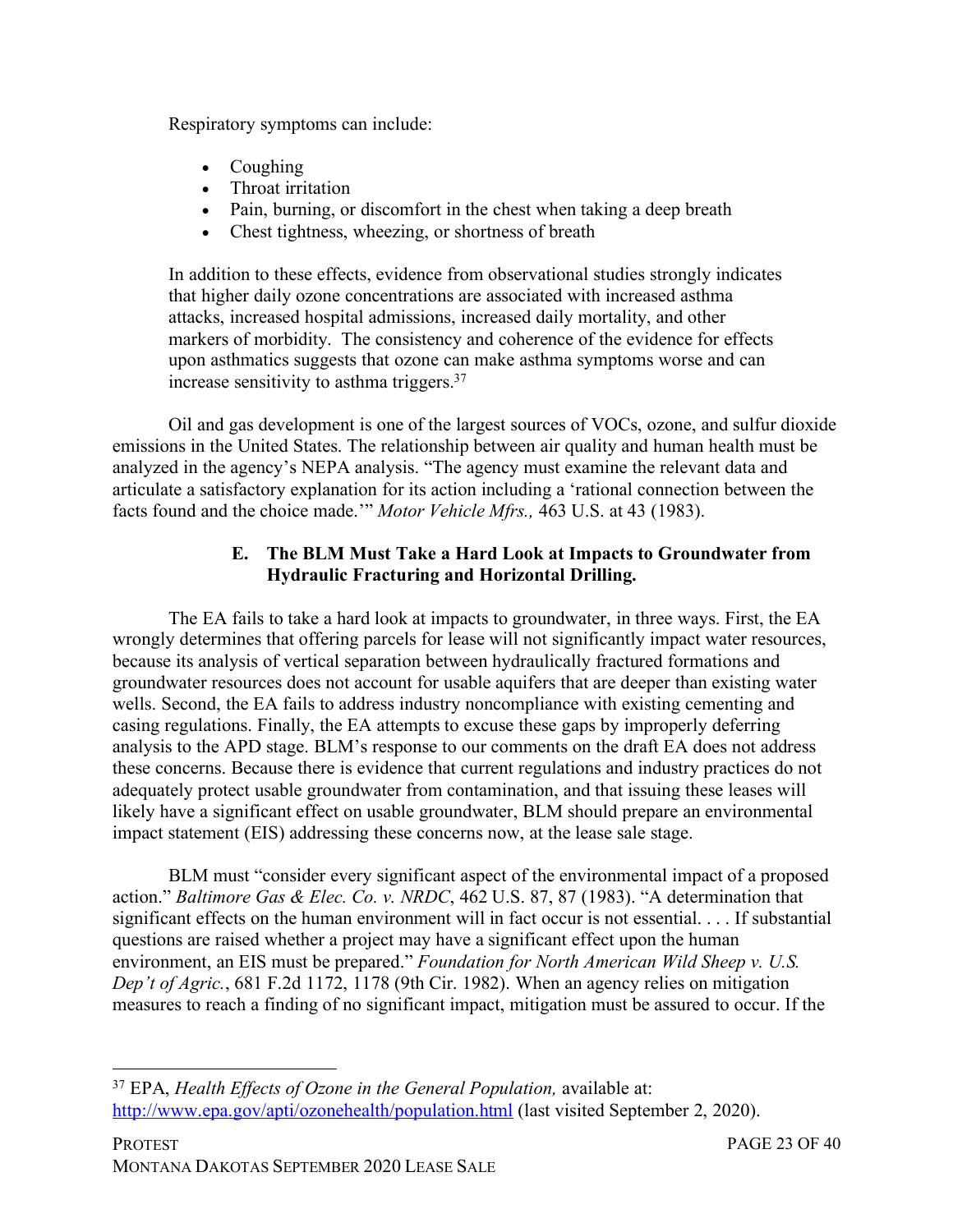Respiratory symptoms can include:

- Coughing
- Throat irritation
- Pain, burning, or discomfort in the chest when taking a deep breath
- Chest tightness, wheezing, or shortness of breath

In addition to these effects, evidence from observational studies strongly indicates that higher daily ozone concentrations are associated with increased asthma attacks, increased hospital admissions, increased daily mortality, and other markers of morbidity. The consistency and coherence of the evidence for effects upon asthmatics suggests that ozone can make asthma symptoms worse and can increase sensitivity to asthma triggers.[37]

Oil and gas development is one of the largest sources of VOCs, ozone, and sulfur dioxide emissions in the United States. The relationship between air quality and human health must be analyzed in the agency's NEPA analysis. "The agency must examine the relevant data and articulate a satisfactory explanation for its action including a 'rational connection between the facts found and the choice made.'" *Motor Vehicle Mfrs.,* 463 U.S. at 43 (1983).

### E. The BLM Must Take a Hard Look at Impacts to Groundwater from Hydraulic Fracturing and Horizontal Drilling.

The EA fails to take a hard look at impacts to groundwater, in three ways. First, the EA wrongly determines that offering parcels for lease will not significantly impact water resources, because its analysis of vertical separation between hydraulically fractured formations and groundwater resources does not account for usable aquifers that are deeper than existing water wells. Second, the EA fails to address industry noncompliance with existing cementing and casing regulations. Finally, the EA attempts to excuse these gaps by improperly deferring analysis to the APD stage. BLM's response to our comments on the draft EA does not address these concerns. Because there is evidence that current regulations and industry practices do not adequately protect usable groundwater from contamination, and that issuing these leases will likely have a significant effect on usable groundwater, BLM should prepare an environmental impact statement (EIS) addressing these concerns now, at the lease sale stage.

BLM must "consider every significant aspect of the environmental impact of a proposed action." *Baltimore Gas & Elec. Co. v. NRDC*, 462 U.S. 87, 87 (1983). "A determination that significant effects on the human environment will in fact occur is not essential. . . . If substantial questions are raised whether a project may have a significant effect upon the human environment, an EIS must be prepared." *Foundation for North American Wild Sheep v. U.S. Dep't of Agric.*, 681 F.2d 1172, 1178 (9th Cir. 1982). When an agency relies on mitigation measures to reach a finding of no significant impact, mitigation must be assured to occur. If the

---

[37] EPA, *Health Effects of Ozone in the General Population,* available at: http://www.epa.gov/apti/ozonehealth/population.html (last visited September 2, 2020).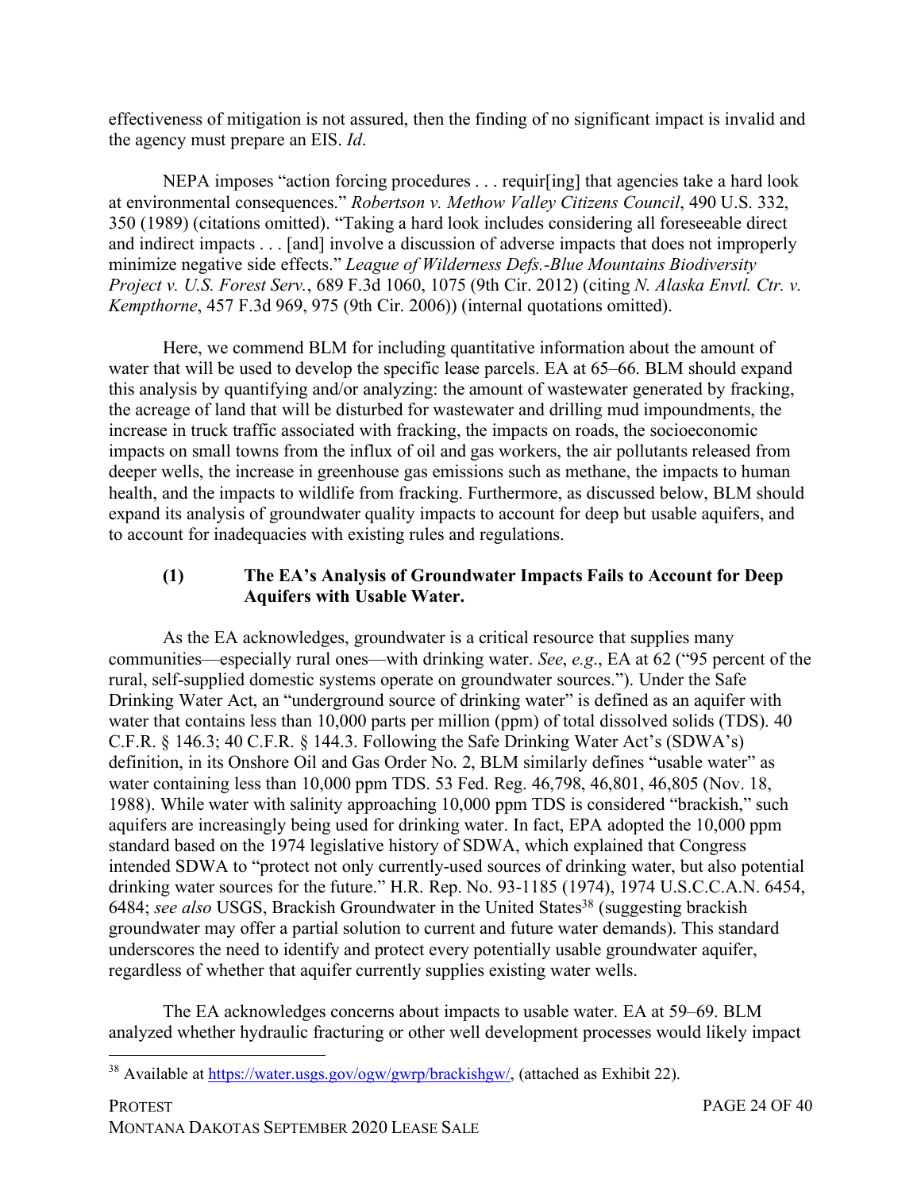effectiveness of mitigation is not assured, then the finding of no significant impact is invalid and the agency must prepare an EIS. *Id*.

NEPA imposes "action forcing procedures . . . requir[ing] that agencies take a hard look at environmental consequences." *Robertson v. Methow Valley Citizens Council*, 490 U.S. 332, 350 (1989) (citations omitted). "Taking a hard look includes considering all foreseeable direct and indirect impacts . . . [and] involve a discussion of adverse impacts that does not improperly minimize negative side effects." *League of Wilderness Defs.-Blue Mountains Biodiversity Project v. U.S. Forest Serv.*, 689 F.3d 1060, 1075 (9th Cir. 2012) (citing *N. Alaska Envtl. Ctr. v. Kempthorne*, 457 F.3d 969, 975 (9th Cir. 2006)) (internal quotations omitted).

Here, we commend BLM for including quantitative information about the amount of water that will be used to develop the specific lease parcels. EA at 65–66. BLM should expand this analysis by quantifying and/or analyzing: the amount of wastewater generated by fracking, the acreage of land that will be disturbed for wastewater and drilling mud impoundments, the increase in truck traffic associated with fracking, the impacts on roads, the socioeconomic impacts on small towns from the influx of oil and gas workers, the air pollutants released from deeper wells, the increase in greenhouse gas emissions such as methane, the impacts to human health, and the impacts to wildlife from fracking. Furthermore, as discussed below, BLM should expand its analysis of groundwater quality impacts to account for deep but usable aquifers, and to account for inadequacies with existing rules and regulations.

#### (1) The EA's Analysis of Groundwater Impacts Fails to Account for Deep Aquifers with Usable Water.

As the EA acknowledges, groundwater is a critical resource that supplies many communities—especially rural ones—with drinking water. *See*, *e.g.*, EA at 62 ("95 percent of the rural, self-supplied domestic systems operate on groundwater sources."). Under the Safe Drinking Water Act, an "underground source of drinking water" is defined as an aquifer with water that contains less than 10,000 parts per million (ppm) of total dissolved solids (TDS). 40 C.F.R. § 146.3; 40 C.F.R. § 144.3. Following the Safe Drinking Water Act's (SDWA's) definition, in its Onshore Oil and Gas Order No. 2, BLM similarly defines "usable water" as water containing less than 10,000 ppm TDS. 53 Fed. Reg. 46,798, 46,801, 46,805 (Nov. 18, 1988). While water with salinity approaching 10,000 ppm TDS is considered "brackish," such aquifers are increasingly being used for drinking water. In fact, EPA adopted the 10,000 ppm standard based on the 1974 legislative history of SDWA, which explained that Congress intended SDWA to "protect not only currently-used sources of drinking water, but also potential drinking water sources for the future." H.R. Rep. No. 93-1185 (1974), 1974 U.S.C.C.A.N. 6454, 6484; *see also* USGS, Brackish Groundwater in the United States[38] (suggesting brackish groundwater may offer a partial solution to current and future water demands). This standard underscores the need to identify and protect every potentially usable groundwater aquifer, regardless of whether that aquifer currently supplies existing water wells.

The EA acknowledges concerns about impacts to usable water. EA at 59–69. BLM analyzed whether hydraulic fracturing or other well development processes would likely impact

[38] Available at https://water.usgs.gov/ogw/gwrp/brackishgw/, (attached as Exhibit 22).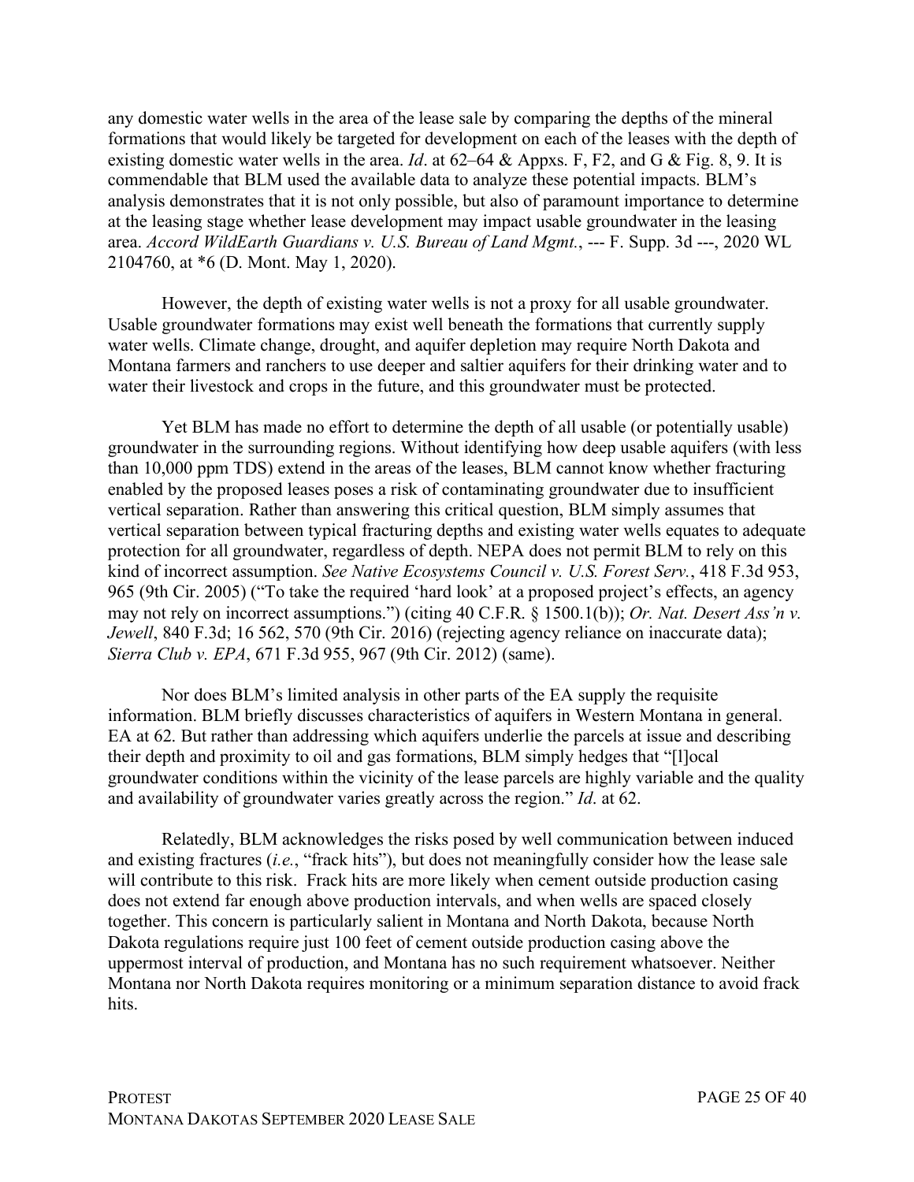any domestic water wells in the area of the lease sale by comparing the depths of the mineral formations that would likely be targeted for development on each of the leases with the depth of existing domestic water wells in the area. *Id*. at 62–64 & Appxs. F, F2, and G & Fig. 8, 9. It is commendable that BLM used the available data to analyze these potential impacts. BLM's analysis demonstrates that it is not only possible, but also of paramount importance to determine at the leasing stage whether lease development may impact usable groundwater in the leasing area. *Accord WildEarth Guardians v. U.S. Bureau of Land Mgmt.*, --- F. Supp. 3d ---, 2020 WL 2104760, at *6 (D. Mont. May 1, 2020).

However, the depth of existing water wells is not a proxy for all usable groundwater. Usable groundwater formations may exist well beneath the formations that currently supply water wells. Climate change, drought, and aquifer depletion may require North Dakota and Montana farmers and ranchers to use deeper and saltier aquifers for their drinking water and to water their livestock and crops in the future, and this groundwater must be protected.

Yet BLM has made no effort to determine the depth of all usable (or potentially usable) groundwater in the surrounding regions. Without identifying how deep usable aquifers (with less than 10,000 ppm TDS) extend in the areas of the leases, BLM cannot know whether fracturing enabled by the proposed leases poses a risk of contaminating groundwater due to insufficient vertical separation. Rather than answering this critical question, BLM simply assumes that vertical separation between typical fracturing depths and existing water wells equates to adequate protection for all groundwater, regardless of depth. NEPA does not permit BLM to rely on this kind of incorrect assumption. *See Native Ecosystems Council v. U.S. Forest Serv.*, 418 F.3d 953, 965 (9th Cir. 2005) ("To take the required 'hard look' at a proposed project's effects, an agency may not rely on incorrect assumptions.") (citing 40 C.F.R. § 1500.1(b)); *Or. Nat. Desert Ass'n v. Jewell*, 840 F.3d; 16 562, 570 (9th Cir. 2016) (rejecting agency reliance on inaccurate data); *Sierra Club v. EPA*, 671 F.3d 955, 967 (9th Cir. 2012) (same).

Nor does BLM's limited analysis in other parts of the EA supply the requisite information. BLM briefly discusses characteristics of aquifers in Western Montana in general. EA at 62. But rather than addressing which aquifers underlie the parcels at issue and describing their depth and proximity to oil and gas formations, BLM simply hedges that "[l]ocal groundwater conditions within the vicinity of the lease parcels are highly variable and the quality and availability of groundwater varies greatly across the region." *Id*. at 62.

Relatedly, BLM acknowledges the risks posed by well communication between induced and existing fractures (*i.e.*, "frack hits"), but does not meaningfully consider how the lease sale will contribute to this risk. Frack hits are more likely when cement outside production casing does not extend far enough above production intervals, and when wells are spaced closely together. This concern is particularly salient in Montana and North Dakota, because North Dakota regulations require just 100 feet of cement outside production casing above the uppermost interval of production, and Montana has no such requirement whatsoever. Neither Montana nor North Dakota requires monitoring or a minimum separation distance to avoid frack hits.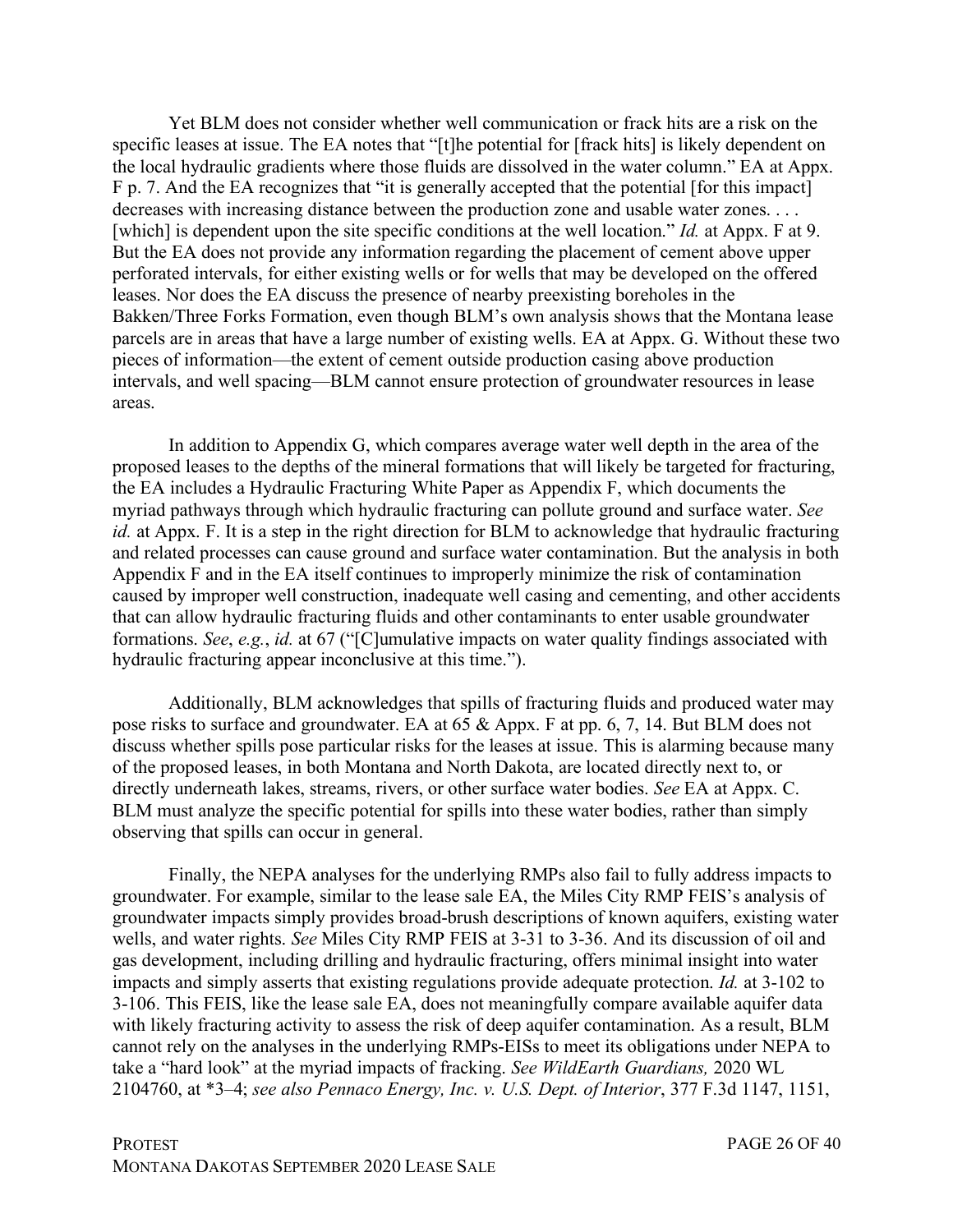Yet BLM does not consider whether well communication or frack hits are a risk on the specific leases at issue. The EA notes that "[t]he potential for [frack hits] is likely dependent on the local hydraulic gradients where those fluids are dissolved in the water column." EA at Appx. F p. 7. And the EA recognizes that "it is generally accepted that the potential [for this impact] decreases with increasing distance between the production zone and usable water zones. . . . [which] is dependent upon the site specific conditions at the well location." *Id.* at Appx. F at 9. But the EA does not provide any information regarding the placement of cement above upper perforated intervals, for either existing wells or for wells that may be developed on the offered leases. Nor does the EA discuss the presence of nearby preexisting boreholes in the Bakken/Three Forks Formation, even though BLM's own analysis shows that the Montana lease parcels are in areas that have a large number of existing wells. EA at Appx. G. Without these two pieces of information—the extent of cement outside production casing above production intervals, and well spacing—BLM cannot ensure protection of groundwater resources in lease areas.

In addition to Appendix G, which compares average water well depth in the area of the proposed leases to the depths of the mineral formations that will likely be targeted for fracturing, the EA includes a Hydraulic Fracturing White Paper as Appendix F, which documents the myriad pathways through which hydraulic fracturing can pollute ground and surface water. *See id.* at Appx. F. It is a step in the right direction for BLM to acknowledge that hydraulic fracturing and related processes can cause ground and surface water contamination. But the analysis in both Appendix F and in the EA itself continues to improperly minimize the risk of contamination caused by improper well construction, inadequate well casing and cementing, and other accidents that can allow hydraulic fracturing fluids and other contaminants to enter usable groundwater formations. *See*, *e.g.*, *id.* at 67 ("[C]umulative impacts on water quality findings associated with hydraulic fracturing appear inconclusive at this time.").

Additionally, BLM acknowledges that spills of fracturing fluids and produced water may pose risks to surface and groundwater. EA at 65 & Appx. F at pp. 6, 7, 14. But BLM does not discuss whether spills pose particular risks for the leases at issue. This is alarming because many of the proposed leases, in both Montana and North Dakota, are located directly next to, or directly underneath lakes, streams, rivers, or other surface water bodies. *See* EA at Appx. C. BLM must analyze the specific potential for spills into these water bodies, rather than simply observing that spills can occur in general.

Finally, the NEPA analyses for the underlying RMPs also fail to fully address impacts to groundwater. For example, similar to the lease sale EA, the Miles City RMP FEIS's analysis of groundwater impacts simply provides broad-brush descriptions of known aquifers, existing water wells, and water rights. *See* Miles City RMP FEIS at 3-31 to 3-36. And its discussion of oil and gas development, including drilling and hydraulic fracturing, offers minimal insight into water impacts and simply asserts that existing regulations provide adequate protection. *Id.* at 3-102 to 3-106. This FEIS, like the lease sale EA, does not meaningfully compare available aquifer data with likely fracturing activity to assess the risk of deep aquifer contamination. As a result, BLM cannot rely on the analyses in the underlying RMPs-EISs to meet its obligations under NEPA to take a "hard look" at the myriad impacts of fracking. *See WildEarth Guardians,* 2020 WL 2104760, at *3–4; *see also Pennaco Energy, Inc. v. U.S. Dept. of Interior*, 377 F.3d 1147, 1151,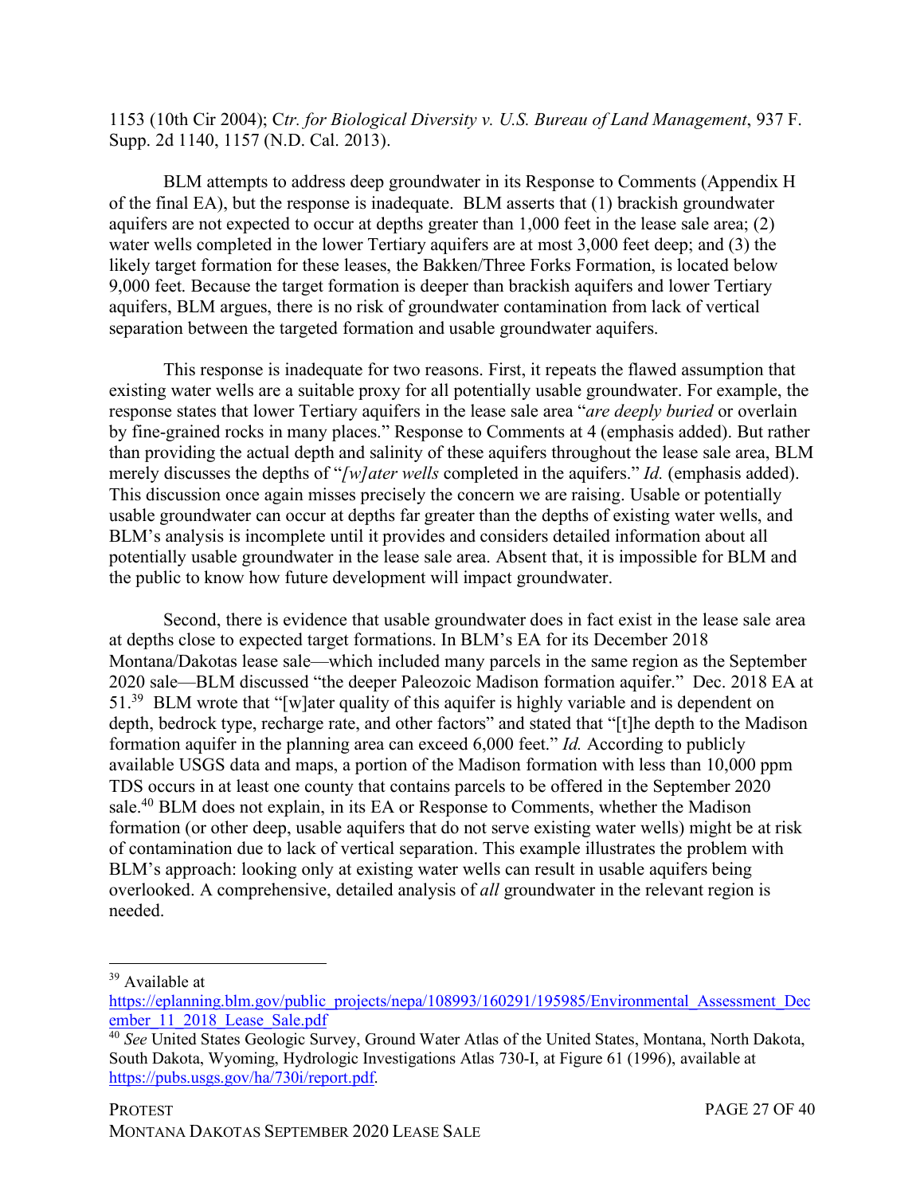1153 (10th Cir 2004); C*tr. for Biological Diversity v. U.S. Bureau of Land Management*, 937 F. Supp. 2d 1140, 1157 (N.D. Cal. 2013).

BLM attempts to address deep groundwater in its Response to Comments (Appendix H of the final EA), but the response is inadequate. BLM asserts that (1) brackish groundwater aquifers are not expected to occur at depths greater than 1,000 feet in the lease sale area; (2) water wells completed in the lower Tertiary aquifers are at most 3,000 feet deep; and (3) the likely target formation for these leases, the Bakken/Three Forks Formation, is located below 9,000 feet. Because the target formation is deeper than brackish aquifers and lower Tertiary aquifers, BLM argues, there is no risk of groundwater contamination from lack of vertical separation between the targeted formation and usable groundwater aquifers.

This response is inadequate for two reasons. First, it repeats the flawed assumption that existing water wells are a suitable proxy for all potentially usable groundwater. For example, the response states that lower Tertiary aquifers in the lease sale area "*are deeply buried* or overlain by fine-grained rocks in many places." Response to Comments at 4 (emphasis added). But rather than providing the actual depth and salinity of these aquifers throughout the lease sale area, BLM merely discusses the depths of "*[w]ater wells* completed in the aquifers." *Id.* (emphasis added). This discussion once again misses precisely the concern we are raising. Usable or potentially usable groundwater can occur at depths far greater than the depths of existing water wells, and BLM's analysis is incomplete until it provides and considers detailed information about all potentially usable groundwater in the lease sale area. Absent that, it is impossible for BLM and the public to know how future development will impact groundwater.

Second, there is evidence that usable groundwater does in fact exist in the lease sale area at depths close to expected target formations. In BLM's EA for its December 2018 Montana/Dakotas lease sale—which included many parcels in the same region as the September 2020 sale—BLM discussed "the deeper Paleozoic Madison formation aquifer." Dec. 2018 EA at 51.[39] BLM wrote that "[w]ater quality of this aquifer is highly variable and is dependent on depth, bedrock type, recharge rate, and other factors" and stated that "[t]he depth to the Madison formation aquifer in the planning area can exceed 6,000 feet." *Id.* According to publicly available USGS data and maps, a portion of the Madison formation with less than 10,000 ppm TDS occurs in at least one county that contains parcels to be offered in the September 2020 sale.[40] BLM does not explain, in its EA or Response to Comments, whether the Madison formation (or other deep, usable aquifers that do not serve existing water wells) might be at risk of contamination due to lack of vertical separation. This example illustrates the problem with BLM's approach: looking only at existing water wells can result in usable aquifers being overlooked. A comprehensive, detailed analysis of *all* groundwater in the relevant region is needed.

---

[39] Available at https://eplanning.blm.gov/public_projects/nepa/108993/160291/195985/Environmental_Assessment_December_11_2018_Lease_Sale.pdf

[40] *See* United States Geologic Survey, Ground Water Atlas of the United States, Montana, North Dakota, South Dakota, Wyoming, Hydrologic Investigations Atlas 730-I, at Figure 61 (1996), available at https://pubs.usgs.gov/ha/730i/report.pdf.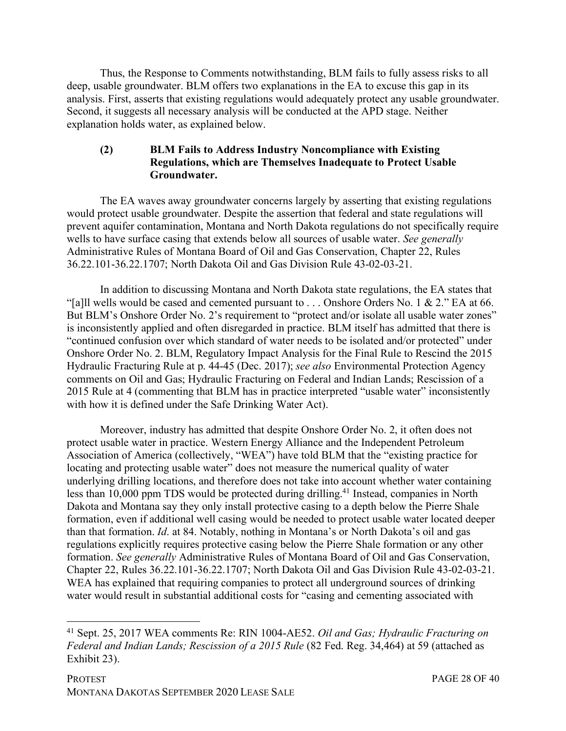Thus, the Response to Comments notwithstanding, BLM fails to fully assess risks to all deep, usable groundwater. BLM offers two explanations in the EA to excuse this gap in its analysis. First, asserts that existing regulations would adequately protect any usable groundwater. Second, it suggests all necessary analysis will be conducted at the APD stage. Neither explanation holds water, as explained below.

#### (2) BLM Fails to Address Industry Noncompliance with Existing Regulations, which are Themselves Inadequate to Protect Usable Groundwater.

The EA waves away groundwater concerns largely by asserting that existing regulations would protect usable groundwater. Despite the assertion that federal and state regulations will prevent aquifer contamination, Montana and North Dakota regulations do not specifically require wells to have surface casing that extends below all sources of usable water. *See generally* Administrative Rules of Montana Board of Oil and Gas Conservation, Chapter 22, Rules 36.22.101-36.22.1707; North Dakota Oil and Gas Division Rule 43-02-03-21.

In addition to discussing Montana and North Dakota state regulations, the EA states that "[a]ll wells would be cased and cemented pursuant to . . . Onshore Orders No. 1 & 2." EA at 66. But BLM's Onshore Order No. 2's requirement to "protect and/or isolate all usable water zones" is inconsistently applied and often disregarded in practice. BLM itself has admitted that there is "continued confusion over which standard of water needs to be isolated and/or protected" under Onshore Order No. 2. BLM, Regulatory Impact Analysis for the Final Rule to Rescind the 2015 Hydraulic Fracturing Rule at p. 44-45 (Dec. 2017); *see also* Environmental Protection Agency comments on Oil and Gas; Hydraulic Fracturing on Federal and Indian Lands; Rescission of a 2015 Rule at 4 (commenting that BLM has in practice interpreted "usable water" inconsistently with how it is defined under the Safe Drinking Water Act).

Moreover, industry has admitted that despite Onshore Order No. 2, it often does not protect usable water in practice. Western Energy Alliance and the Independent Petroleum Association of America (collectively, "WEA") have told BLM that the "existing practice for locating and protecting usable water" does not measure the numerical quality of water underlying drilling locations, and therefore does not take into account whether water containing less than 10,000 ppm TDS would be protected during drilling.[41] Instead, companies in North Dakota and Montana say they only install protective casing to a depth below the Pierre Shale formation, even if additional well casing would be needed to protect usable water located deeper than that formation. *Id*. at 84. Notably, nothing in Montana's or North Dakota's oil and gas regulations explicitly requires protective casing below the Pierre Shale formation or any other formation. *See generally* Administrative Rules of Montana Board of Oil and Gas Conservation, Chapter 22, Rules 36.22.101-36.22.1707; North Dakota Oil and Gas Division Rule 43-02-03-21. WEA has explained that requiring companies to protect all underground sources of drinking water would result in substantial additional costs for "casing and cementing associated with

---

[41] Sept. 25, 2017 WEA comments Re: RIN 1004-AE52. *Oil and Gas; Hydraulic Fracturing on Federal and Indian Lands; Rescission of a 2015 Rule* (82 Fed. Reg. 34,464) at 59 (attached as Exhibit 23).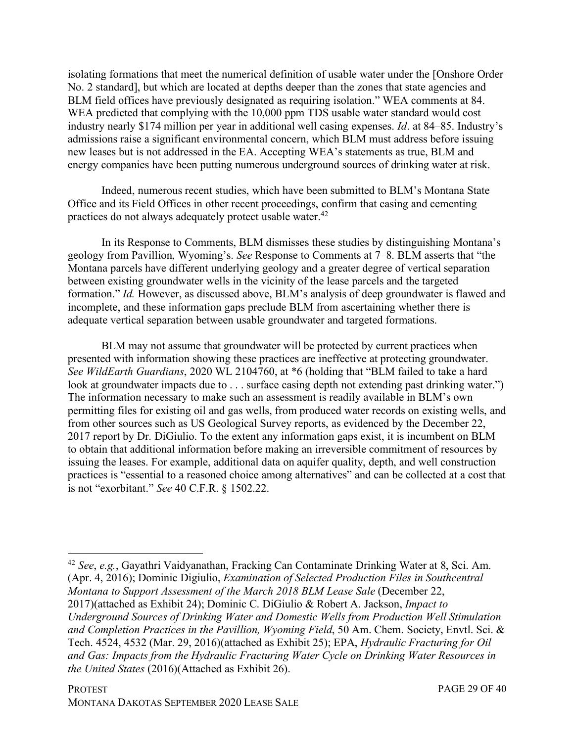isolating formations that meet the numerical definition of usable water under the [Onshore Order No. 2 standard], but which are located at depths deeper than the zones that state agencies and BLM field offices have previously designated as requiring isolation." WEA comments at 84. WEA predicted that complying with the 10,000 ppm TDS usable water standard would cost industry nearly $174 million per year in additional well casing expenses. *Id*. at 84–85. Industry's admissions raise a significant environmental concern, which BLM must address before issuing new leases but is not addressed in the EA. Accepting WEA's statements as true, BLM and energy companies have been putting numerous underground sources of drinking water at risk.

Indeed, numerous recent studies, which have been submitted to BLM's Montana State Office and its Field Offices in other recent proceedings, confirm that casing and cementing practices do not always adequately protect usable water.[42]

In its Response to Comments, BLM dismisses these studies by distinguishing Montana's geology from Pavillion, Wyoming's. *See* Response to Comments at 7–8. BLM asserts that "the Montana parcels have different underlying geology and a greater degree of vertical separation between existing groundwater wells in the vicinity of the lease parcels and the targeted formation." *Id.* However, as discussed above, BLM's analysis of deep groundwater is flawed and incomplete, and these information gaps preclude BLM from ascertaining whether there is adequate vertical separation between usable groundwater and targeted formations.

BLM may not assume that groundwater will be protected by current practices when presented with information showing these practices are ineffective at protecting groundwater. *See WildEarth Guardians*, 2020 WL 2104760, at *6 (holding that "BLM failed to take a hard look at groundwater impacts due to . . . surface casing depth not extending past drinking water.") The information necessary to make such an assessment is readily available in BLM's own permitting files for existing oil and gas wells, from produced water records on existing wells, and from other sources such as US Geological Survey reports, as evidenced by the December 22, 2017 report by Dr. DiGiulio. To the extent any information gaps exist, it is incumbent on BLM to obtain that additional information before making an irreversible commitment of resources by issuing the leases. For example, additional data on aquifer quality, depth, and well construction practices is "essential to a reasoned choice among alternatives" and can be collected at a cost that is not "exorbitant." *See* 40 C.F.R. § 1502.22.

---

[42] *See*, *e.g.*, Gayathri Vaidyanathan, Fracking Can Contaminate Drinking Water at 8, Sci. Am. (Apr. 4, 2016); Dominic Digiulio, *Examination of Selected Production Files in Southcentral Montana to Support Assessment of the March 2018 BLM Lease Sale* (December 22, 2017)(attached as Exhibit 24); Dominic C. DiGiulio & Robert A. Jackson, *Impact to Underground Sources of Drinking Water and Domestic Wells from Production Well Stimulation and Completion Practices in the Pavillion, Wyoming Field*, 50 Am. Chem. Society, Envtl. Sci. & Tech. 4524, 4532 (Mar. 29, 2016)(attached as Exhibit 25); EPA, *Hydraulic Fracturing for Oil and Gas: Impacts from the Hydraulic Fracturing Water Cycle on Drinking Water Resources in the United States* (2016)(Attached as Exhibit 26).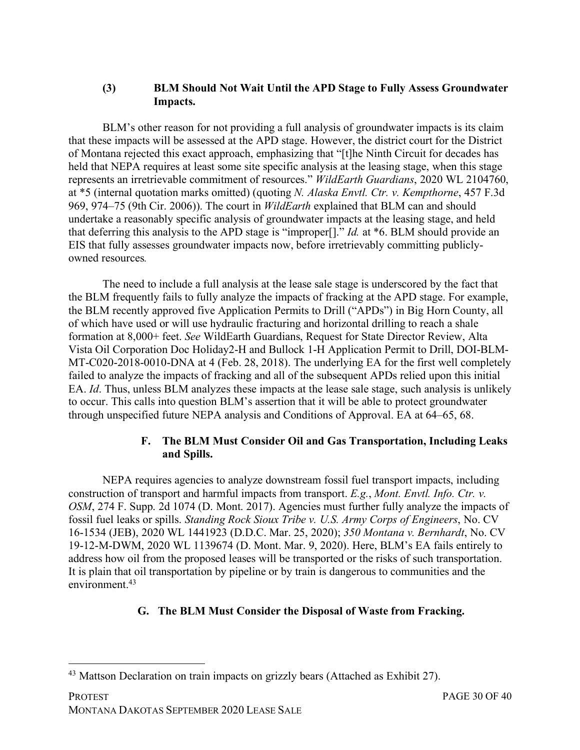#### (3) BLM Should Not Wait Until the APD Stage to Fully Assess Groundwater Impacts.

BLM's other reason for not providing a full analysis of groundwater impacts is its claim that these impacts will be assessed at the APD stage. However, the district court for the District of Montana rejected this exact approach, emphasizing that "[t]he Ninth Circuit for decades has held that NEPA requires at least some site specific analysis at the leasing stage, when this stage represents an irretrievable commitment of resources." *WildEarth Guardians*, 2020 WL 2104760, at *5 (internal quotation marks omitted) (quoting *N. Alaska Envtl. Ctr. v. Kempthorne*, 457 F.3d 969, 974–75 (9th Cir. 2006)). The court in *WildEarth* explained that BLM can and should undertake a reasonably specific analysis of groundwater impacts at the leasing stage, and held that deferring this analysis to the APD stage is "improper[]." *Id.* at *6. BLM should provide an EIS that fully assesses groundwater impacts now, before irretrievably committing publicly-owned resources.

The need to include a full analysis at the lease sale stage is underscored by the fact that the BLM frequently fails to fully analyze the impacts of fracking at the APD stage. For example, the BLM recently approved five Application Permits to Drill ("APDs") in Big Horn County, all of which have used or will use hydraulic fracturing and horizontal drilling to reach a shale formation at 8,000+ feet. *See* WildEarth Guardians, Request for State Director Review, Alta Vista Oil Corporation Doc Holiday2-H and Bullock 1-H Application Permit to Drill, DOI-BLM-MT-C020-2018-0010-DNA at 4 (Feb. 28, 2018). The underlying EA for the first well completely failed to analyze the impacts of fracking and all of the subsequent APDs relied upon this initial EA. *Id*. Thus, unless BLM analyzes these impacts at the lease sale stage, such analysis is unlikely to occur. This calls into question BLM's assertion that it will be able to protect groundwater through unspecified future NEPA analysis and Conditions of Approval. EA at 64–65, 68.

### F. The BLM Must Consider Oil and Gas Transportation, Including Leaks and Spills.

NEPA requires agencies to analyze downstream fossil fuel transport impacts, including construction of transport and harmful impacts from transport. *E.g.*, *Mont. Envtl. Info. Ctr. v. OSM*, 274 F. Supp. 2d 1074 (D. Mont. 2017). Agencies must further fully analyze the impacts of fossil fuel leaks or spills. *Standing Rock Sioux Tribe v. U.S. Army Corps of Engineers*, No. CV 16-1534 (JEB), 2020 WL 1441923 (D.D.C. Mar. 25, 2020); *350 Montana v. Bernhardt*, No. CV 19-12-M-DWM, 2020 WL 1139674 (D. Mont. Mar. 9, 2020). Here, BLM's EA fails entirely to address how oil from the proposed leases will be transported or the risks of such transportation. It is plain that oil transportation by pipeline or by train is dangerous to communities and the environment.[43]

### G. The BLM Must Consider the Disposal of Waste from Fracking.

---

[43] Mattson Declaration on train impacts on grizzly bears (Attached as Exhibit 27).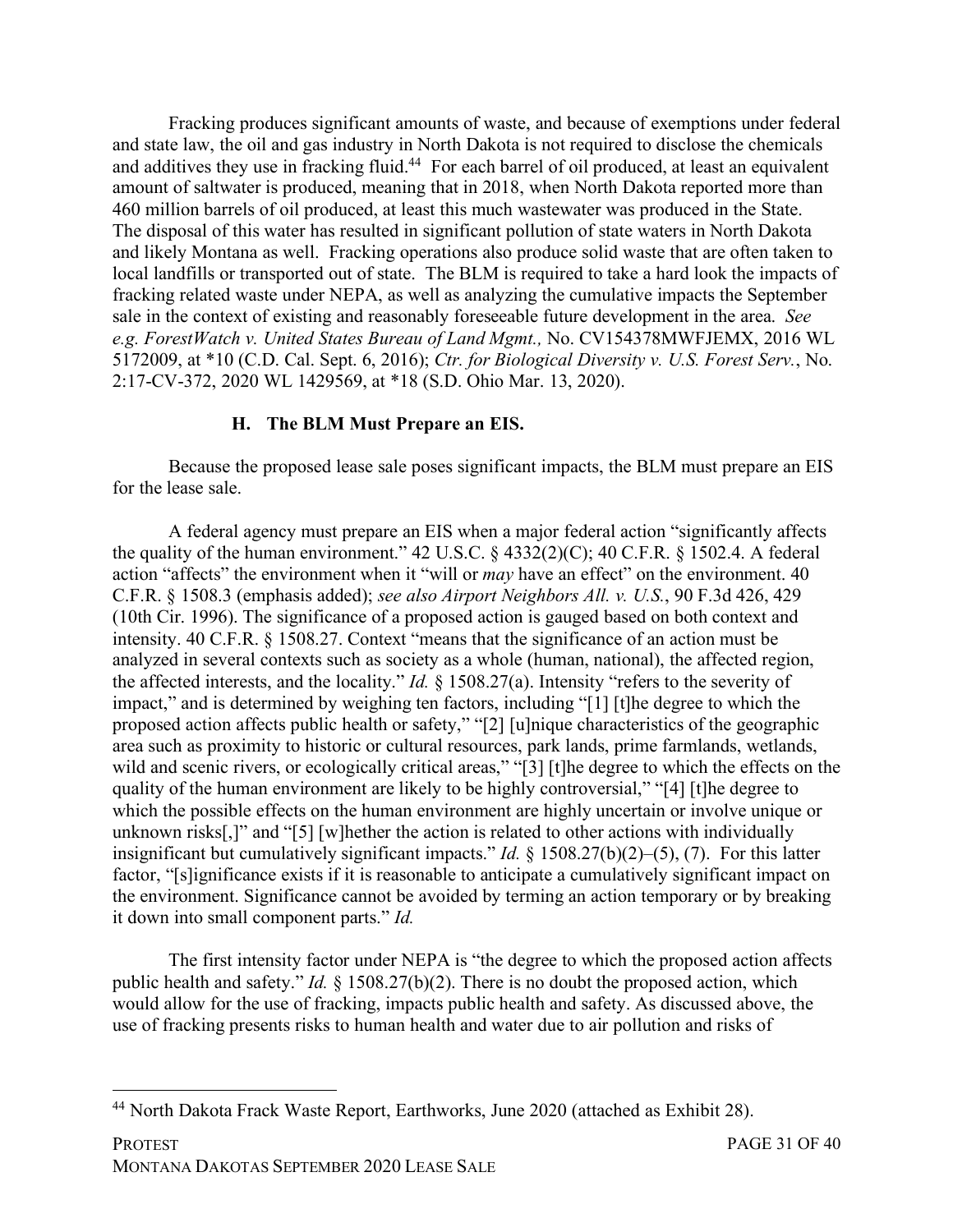Fracking produces significant amounts of waste, and because of exemptions under federal and state law, the oil and gas industry in North Dakota is not required to disclose the chemicals and additives they use in fracking fluid.[44] For each barrel of oil produced, at least an equivalent amount of saltwater is produced, meaning that in 2018, when North Dakota reported more than 460 million barrels of oil produced, at least this much wastewater was produced in the State. The disposal of this water has resulted in significant pollution of state waters in North Dakota and likely Montana as well. Fracking operations also produce solid waste that are often taken to local landfills or transported out of state. The BLM is required to take a hard look the impacts of fracking related waste under NEPA, as well as analyzing the cumulative impacts the September sale in the context of existing and reasonably foreseeable future development in the area. *See e.g. ForestWatch v. United States Bureau of Land Mgmt.,* No. CV154378MWFJEMX, 2016 WL 5172009, at *10 (C.D. Cal. Sept. 6, 2016); *Ctr. for Biological Diversity v. U.S. Forest Serv.*, No. 2:17-CV-372, 2020 WL 1429569, at *18 (S.D. Ohio Mar. 13, 2020).

### H. The BLM Must Prepare an EIS.

Because the proposed lease sale poses significant impacts, the BLM must prepare an EIS for the lease sale.

A federal agency must prepare an EIS when a major federal action "significantly affects the quality of the human environment." 42 U.S.C. § 4332(2)(C); 40 C.F.R. § 1502.4. A federal action "affects" the environment when it "will or *may* have an effect" on the environment. 40 C.F.R. § 1508.3 (emphasis added); *see also Airport Neighbors All. v. U.S.*, 90 F.3d 426, 429 (10th Cir. 1996). The significance of a proposed action is gauged based on both context and intensity. 40 C.F.R. § 1508.27. Context "means that the significance of an action must be analyzed in several contexts such as society as a whole (human, national), the affected region, the affected interests, and the locality." *Id.* § 1508.27(a). Intensity "refers to the severity of impact," and is determined by weighing ten factors, including "[1] [t]he degree to which the proposed action affects public health or safety," "[2] [u]nique characteristics of the geographic area such as proximity to historic or cultural resources, park lands, prime farmlands, wetlands, wild and scenic rivers, or ecologically critical areas," "[3] [t]he degree to which the effects on the quality of the human environment are likely to be highly controversial," "[4] [t]he degree to which the possible effects on the human environment are highly uncertain or involve unique or unknown risks[,]" and "[5] [w]hether the action is related to other actions with individually insignificant but cumulatively significant impacts." *Id.* § 1508.27(b)(2)–(5), (7). For this latter factor, "[s]ignificance exists if it is reasonable to anticipate a cumulatively significant impact on the environment. Significance cannot be avoided by terming an action temporary or by breaking it down into small component parts." *Id.*

The first intensity factor under NEPA is "the degree to which the proposed action affects public health and safety." *Id.* § 1508.27(b)(2). There is no doubt the proposed action, which would allow for the use of fracking, impacts public health and safety. As discussed above, the use of fracking presents risks to human health and water due to air pollution and risks of

---

[44] North Dakota Frack Waste Report, Earthworks, June 2020 (attached as Exhibit 28).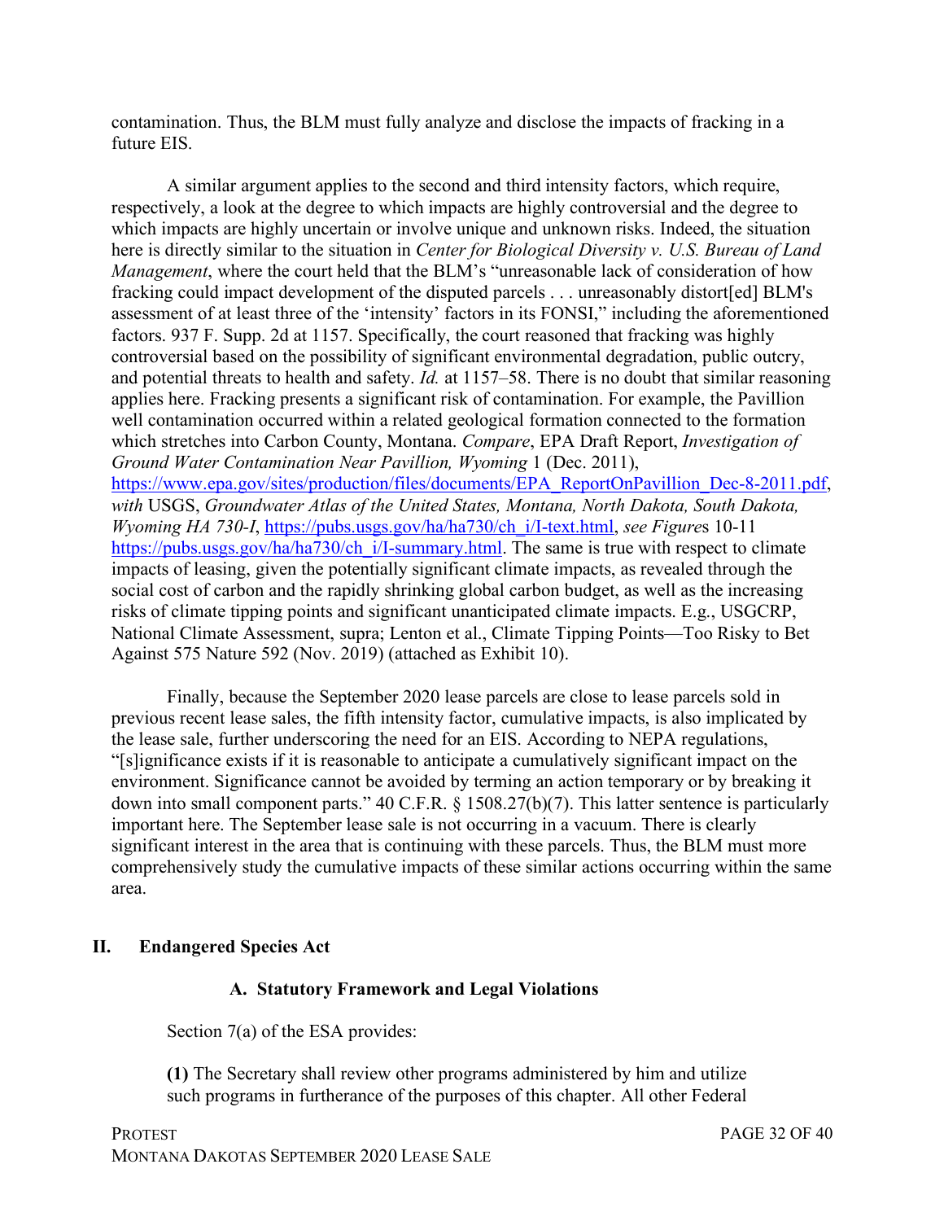contamination. Thus, the BLM must fully analyze and disclose the impacts of fracking in a future EIS.

A similar argument applies to the second and third intensity factors, which require, respectively, a look at the degree to which impacts are highly controversial and the degree to which impacts are highly uncertain or involve unique and unknown risks. Indeed, the situation here is directly similar to the situation in *Center for Biological Diversity v. U.S. Bureau of Land Management*, where the court held that the BLM's "unreasonable lack of consideration of how fracking could impact development of the disputed parcels . . . unreasonably distort[ed] BLM's assessment of at least three of the 'intensity' factors in its FONSI," including the aforementioned factors. 937 F. Supp. 2d at 1157. Specifically, the court reasoned that fracking was highly controversial based on the possibility of significant environmental degradation, public outcry, and potential threats to health and safety. *Id.* at 1157–58. There is no doubt that similar reasoning applies here. Fracking presents a significant risk of contamination. For example, the Pavillion well contamination occurred within a related geological formation connected to the formation which stretches into Carbon County, Montana. *Compare*, EPA Draft Report, *Investigation of Ground Water Contamination Near Pavillion, Wyoming* 1 (Dec. 2011), https://www.epa.gov/sites/production/files/documents/EPA_ReportOnPavillion_Dec-8-2011.pdf, *with* USGS, *Groundwater Atlas of the United States, Montana, North Dakota, South Dakota, Wyoming HA 730-I*, https://pubs.usgs.gov/ha/ha730/ch_i/I-text.html, *see Figure*s 10-11 https://pubs.usgs.gov/ha/ha730/ch_i/I-summary.html. The same is true with respect to climate impacts of leasing, given the potentially significant climate impacts, as revealed through the social cost of carbon and the rapidly shrinking global carbon budget, as well as the increasing risks of climate tipping points and significant unanticipated climate impacts. E.g., USGCRP, National Climate Assessment, supra; Lenton et al., Climate Tipping Points—Too Risky to Bet Against 575 Nature 592 (Nov. 2019) (attached as Exhibit 10).

Finally, because the September 2020 lease parcels are close to lease parcels sold in previous recent lease sales, the fifth intensity factor, cumulative impacts, is also implicated by the lease sale, further underscoring the need for an EIS. According to NEPA regulations, "[s]ignificance exists if it is reasonable to anticipate a cumulatively significant impact on the environment. Significance cannot be avoided by terming an action temporary or by breaking it down into small component parts." 40 C.F.R. § 1508.27(b)(7). This latter sentence is particularly important here. The September lease sale is not occurring in a vacuum. There is clearly significant interest in the area that is continuing with these parcels. Thus, the BLM must more comprehensively study the cumulative impacts of these similar actions occurring within the same area.

## II. Endangered Species Act

### A. Statutory Framework and Legal Violations

Section 7(a) of the ESA provides:

**(1)** The Secretary shall review other programs administered by him and utilize such programs in furtherance of the purposes of this chapter. All other Federal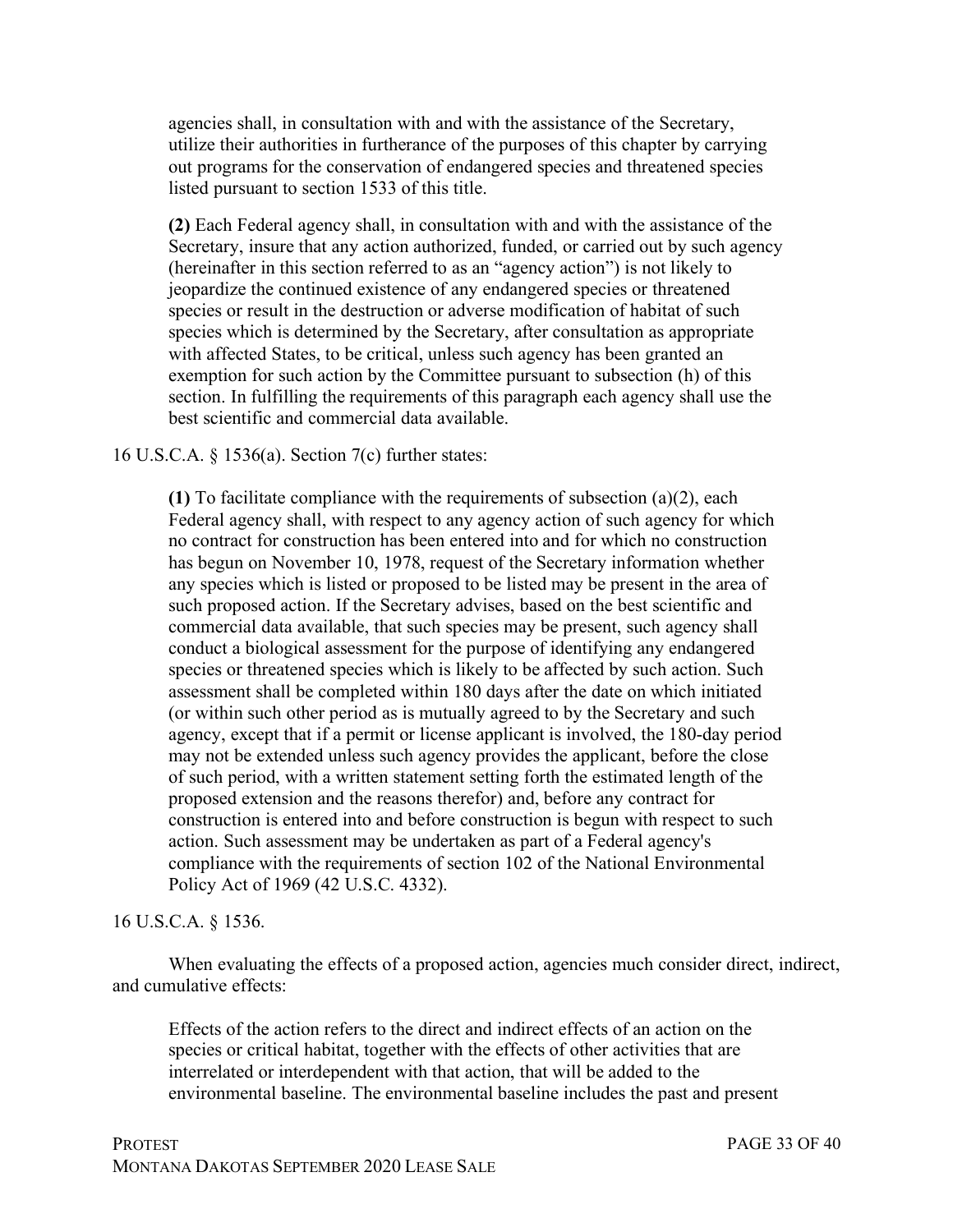> agencies shall, in consultation with and with the assistance of the Secretary, utilize their authorities in furtherance of the purposes of this chapter by carrying out programs for the conservation of endangered species and threatened species listed pursuant to section 1533 of this title.
>
> **(2)** Each Federal agency shall, in consultation with and with the assistance of the Secretary, insure that any action authorized, funded, or carried out by such agency (hereinafter in this section referred to as an "agency action") is not likely to jeopardize the continued existence of any endangered species or threatened species or result in the destruction or adverse modification of habitat of such species which is determined by the Secretary, after consultation as appropriate with affected States, to be critical, unless such agency has been granted an exemption for such action by the Committee pursuant to subsection (h) of this section. In fulfilling the requirements of this paragraph each agency shall use the best scientific and commercial data available.

16 U.S.C.A. § 1536(a). Section 7(c) further states:

> **(1)** To facilitate compliance with the requirements of subsection (a)(2), each Federal agency shall, with respect to any agency action of such agency for which no contract for construction has been entered into and for which no construction has begun on November 10, 1978, request of the Secretary information whether any species which is listed or proposed to be listed may be present in the area of such proposed action. If the Secretary advises, based on the best scientific and commercial data available, that such species may be present, such agency shall conduct a biological assessment for the purpose of identifying any endangered species or threatened species which is likely to be affected by such action. Such assessment shall be completed within 180 days after the date on which initiated (or within such other period as is mutually agreed to by the Secretary and such agency, except that if a permit or license applicant is involved, the 180-day period may not be extended unless such agency provides the applicant, before the close of such period, with a written statement setting forth the estimated length of the proposed extension and the reasons therefor) and, before any contract for construction is entered into and before construction is begun with respect to such action. Such assessment may be undertaken as part of a Federal agency's compliance with the requirements of section 102 of the National Environmental Policy Act of 1969 (42 U.S.C. 4332).

16 U.S.C.A. § 1536.

When evaluating the effects of a proposed action, agencies much consider direct, indirect, and cumulative effects:

> Effects of the action refers to the direct and indirect effects of an action on the species or critical habitat, together with the effects of other activities that are interrelated or interdependent with that action, that will be added to the environmental baseline. The environmental baseline includes the past and present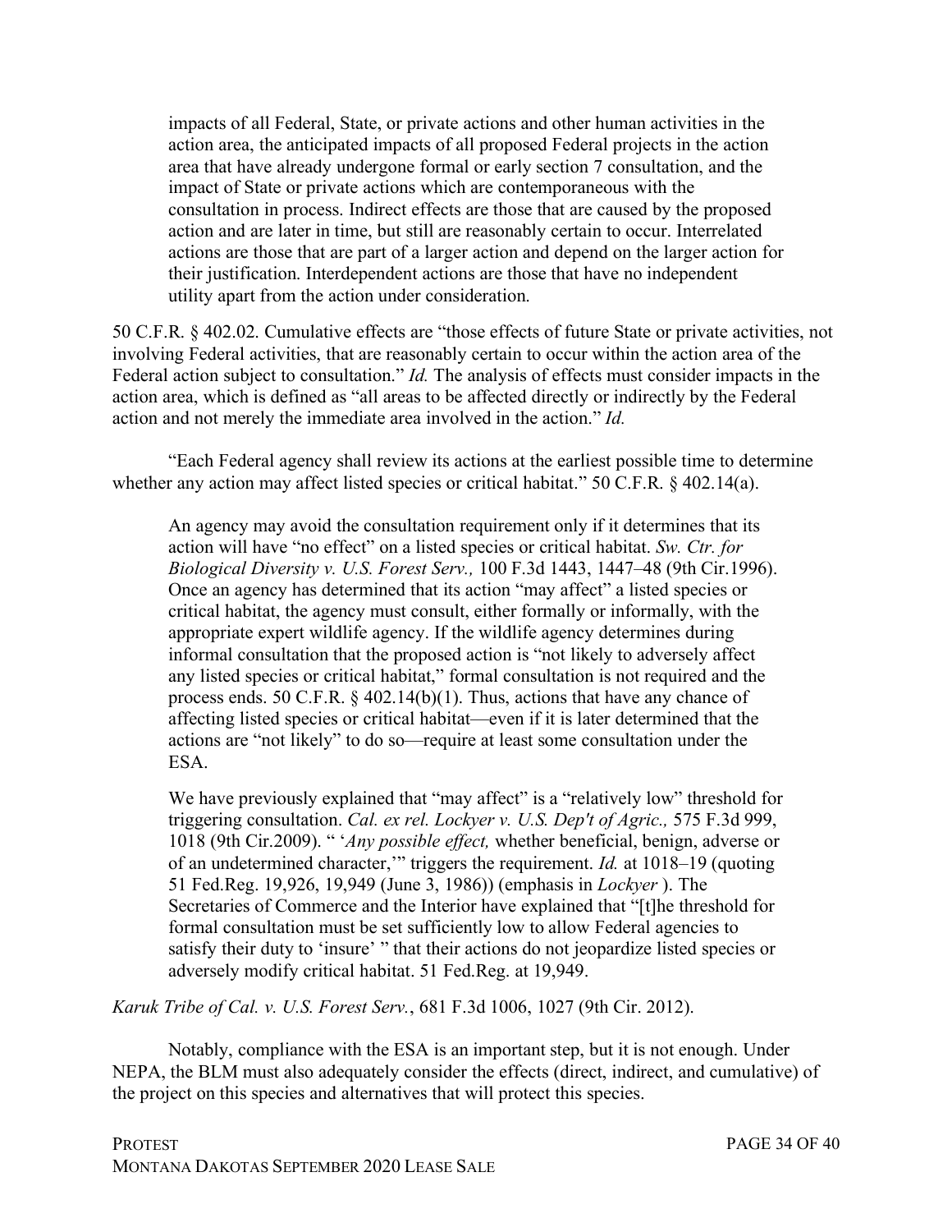> impacts of all Federal, State, or private actions and other human activities in the action area, the anticipated impacts of all proposed Federal projects in the action area that have already undergone formal or early section 7 consultation, and the impact of State or private actions which are contemporaneous with the consultation in process. Indirect effects are those that are caused by the proposed action and are later in time, but still are reasonably certain to occur. Interrelated actions are those that are part of a larger action and depend on the larger action for their justification. Interdependent actions are those that have no independent utility apart from the action under consideration.

50 C.F.R. § 402.02. Cumulative effects are "those effects of future State or private activities, not involving Federal activities, that are reasonably certain to occur within the action area of the Federal action subject to consultation." *Id.* The analysis of effects must consider impacts in the action area, which is defined as "all areas to be affected directly or indirectly by the Federal action and not merely the immediate area involved in the action." *Id.*

"Each Federal agency shall review its actions at the earliest possible time to determine whether any action may affect listed species or critical habitat." 50 C.F.R. § 402.14(a).

> An agency may avoid the consultation requirement only if it determines that its action will have "no effect" on a listed species or critical habitat. *Sw. Ctr. for Biological Diversity v. U.S. Forest Serv.,* 100 F.3d 1443, 1447–48 (9th Cir.1996). Once an agency has determined that its action "may affect" a listed species or critical habitat, the agency must consult, either formally or informally, with the appropriate expert wildlife agency. If the wildlife agency determines during informal consultation that the proposed action is "not likely to adversely affect any listed species or critical habitat," formal consultation is not required and the process ends. 50 C.F.R. § 402.14(b)(1). Thus, actions that have any chance of affecting listed species or critical habitat—even if it is later determined that the actions are "not likely" to do so—require at least some consultation under the ESA.
>
> We have previously explained that "may affect" is a "relatively low" threshold for triggering consultation. *Cal. ex rel. Lockyer v. U.S. Dep't of Agric.,* 575 F.3d 999, 1018 (9th Cir.2009). " '*Any possible effect,* whether beneficial, benign, adverse or of an undetermined character,'" triggers the requirement. *Id.* at 1018–19 (quoting 51 Fed.Reg. 19,926, 19,949 (June 3, 1986)) (emphasis in *Lockyer* ). The Secretaries of Commerce and the Interior have explained that "[t]he threshold for formal consultation must be set sufficiently low to allow Federal agencies to satisfy their duty to 'insure' " that their actions do not jeopardize listed species or adversely modify critical habitat. 51 Fed.Reg. at 19,949.

*Karuk Tribe of Cal. v. U.S. Forest Serv.*, 681 F.3d 1006, 1027 (9th Cir. 2012).

Notably, compliance with the ESA is an important step, but it is not enough. Under NEPA, the BLM must also adequately consider the effects (direct, indirect, and cumulative) of the project on this species and alternatives that will protect this species.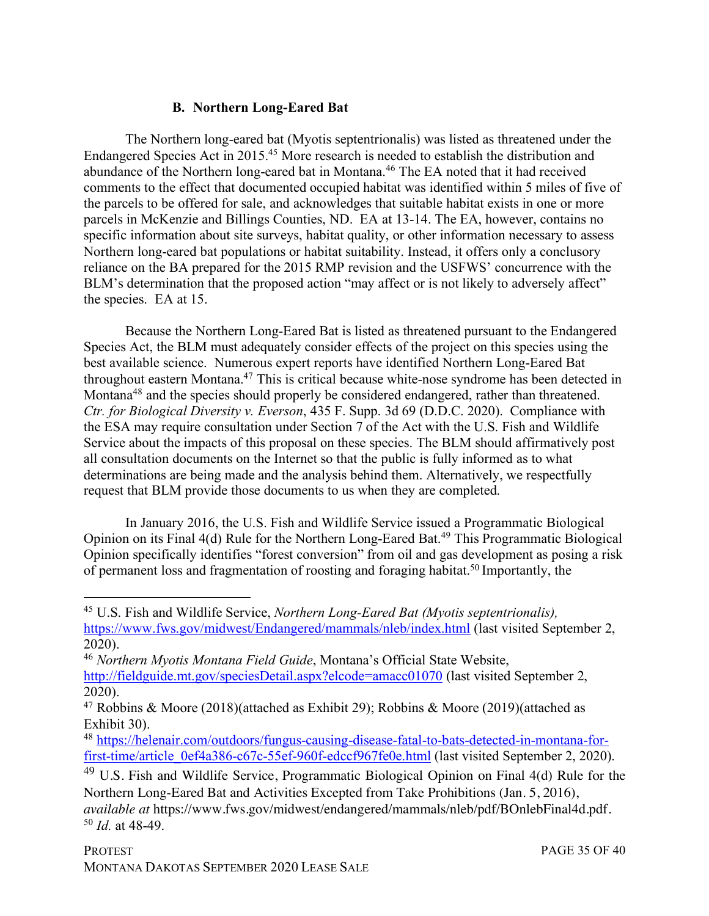### B. Northern Long-Eared Bat

The Northern long-eared bat (Myotis septentrionalis) was listed as threatened under the Endangered Species Act in 2015.[45] More research is needed to establish the distribution and abundance of the Northern long-eared bat in Montana.[46] The EA noted that it had received comments to the effect that documented occupied habitat was identified within 5 miles of five of the parcels to be offered for sale, and acknowledges that suitable habitat exists in one or more parcels in McKenzie and Billings Counties, ND. EA at 13-14. The EA, however, contains no specific information about site surveys, habitat quality, or other information necessary to assess Northern long-eared bat populations or habitat suitability. Instead, it offers only a conclusory reliance on the BA prepared for the 2015 RMP revision and the USFWS' concurrence with the BLM's determination that the proposed action "may affect or is not likely to adversely affect" the species. EA at 15.

Because the Northern Long-Eared Bat is listed as threatened pursuant to the Endangered Species Act, the BLM must adequately consider effects of the project on this species using the best available science. Numerous expert reports have identified Northern Long-Eared Bat throughout eastern Montana.[47] This is critical because white-nose syndrome has been detected in Montana[48] and the species should properly be considered endangered, rather than threatened. *Ctr. for Biological Diversity v. Everson*, 435 F. Supp. 3d 69 (D.D.C. 2020). Compliance with the ESA may require consultation under Section 7 of the Act with the U.S. Fish and Wildlife Service about the impacts of this proposal on these species. The BLM should affirmatively post all consultation documents on the Internet so that the public is fully informed as to what determinations are being made and the analysis behind them. Alternatively, we respectfully request that BLM provide those documents to us when they are completed.

In January 2016, the U.S. Fish and Wildlife Service issued a Programmatic Biological Opinion on its Final 4(d) Rule for the Northern Long-Eared Bat.[49] This Programmatic Biological Opinion specifically identifies "forest conversion" from oil and gas development as posing a risk of permanent loss and fragmentation of roosting and foraging habitat.[50] Importantly, the

---

[45] U.S. Fish and Wildlife Service, *Northern Long-Eared Bat (Myotis septentrionalis),* https://www.fws.gov/midwest/Endangered/mammals/nleb/index.html (last visited September 2, 2020).

[46] *Northern Myotis Montana Field Guide*, Montana's Official State Website, http://fieldguide.mt.gov/speciesDetail.aspx?elcode=amacc01070 (last visited September 2, 2020).

[47] Robbins & Moore (2018)(attached as Exhibit 29); Robbins & Moore (2019)(attached as Exhibit 30).

[48] https://helenair.com/outdoors/fungus-causing-disease-fatal-to-bats-detected-in-montana-for-first-time/article_0ef4a386-c67c-55ef-960f-edccf967fe0e.html (last visited September 2, 2020).

[49] U.S. Fish and Wildlife Service, Programmatic Biological Opinion on Final 4(d) Rule for the Northern Long-Eared Bat and Activities Excepted from Take Prohibitions (Jan. 5, 2016), *available at* https://www.fws.gov/midwest/endangered/mammals/nleb/pdf/BOnlebFinal4d.pdf.

[50] *Id.* at 48-49.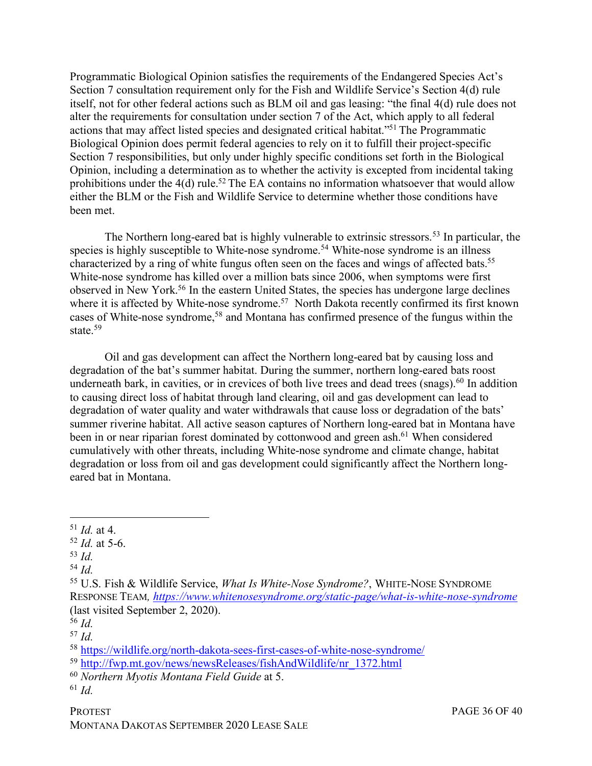Programmatic Biological Opinion satisfies the requirements of the Endangered Species Act's Section 7 consultation requirement only for the Fish and Wildlife Service's Section 4(d) rule itself, not for other federal actions such as BLM oil and gas leasing: "the final 4(d) rule does not alter the requirements for consultation under section 7 of the Act, which apply to all federal actions that may affect listed species and designated critical habitat."[51] The Programmatic Biological Opinion does permit federal agencies to rely on it to fulfill their project-specific Section 7 responsibilities, but only under highly specific conditions set forth in the Biological Opinion, including a determination as to whether the activity is excepted from incidental taking prohibitions under the 4(d) rule.[52] The EA contains no information whatsoever that would allow either the BLM or the Fish and Wildlife Service to determine whether those conditions have been met.

The Northern long-eared bat is highly vulnerable to extrinsic stressors.[53] In particular, the species is highly susceptible to White-nose syndrome.[54] White-nose syndrome is an illness characterized by a ring of white fungus often seen on the faces and wings of affected bats.[55] White-nose syndrome has killed over a million bats since 2006, when symptoms were first observed in New York.[56] In the eastern United States, the species has undergone large declines where it is affected by White-nose syndrome.[57] North Dakota recently confirmed its first known cases of White-nose syndrome,[58] and Montana has confirmed presence of the fungus within the state.[59]

Oil and gas development can affect the Northern long-eared bat by causing loss and degradation of the bat's summer habitat. During the summer, northern long-eared bats roost underneath bark, in cavities, or in crevices of both live trees and dead trees (snags).[60] In addition to causing direct loss of habitat through land clearing, oil and gas development can lead to degradation of water quality and water withdrawals that cause loss or degradation of the bats' summer riverine habitat. All active season captures of Northern long-eared bat in Montana have been in or near riparian forest dominated by cottonwood and green ash.[61] When considered cumulatively with other threats, including White-nose syndrome and climate change, habitat degradation or loss from oil and gas development could significantly affect the Northern long-eared bat in Montana.

---

[51] *Id.* at 4.

[52] *Id.* at 5-6.

[53] *Id.*

[54] *Id.*

[55] U.S. Fish & Wildlife Service, *What Is White-Nose Syndrome?*, White-Nose Syndrome Response Team, https://www.whitenosesyndrome.org/static-page/what-is-white-nose-syndrome (last visited September 2, 2020).

[56] *Id.*

[57] *Id.*

[58] https://wildlife.org/north-dakota-sees-first-cases-of-white-nose-syndrome/

[59] http://fwp.mt.gov/news/newsReleases/fishAndWildlife/nr_1372.html

[60] *Northern Myotis Montana Field Guide* at 5.

[61] *Id.*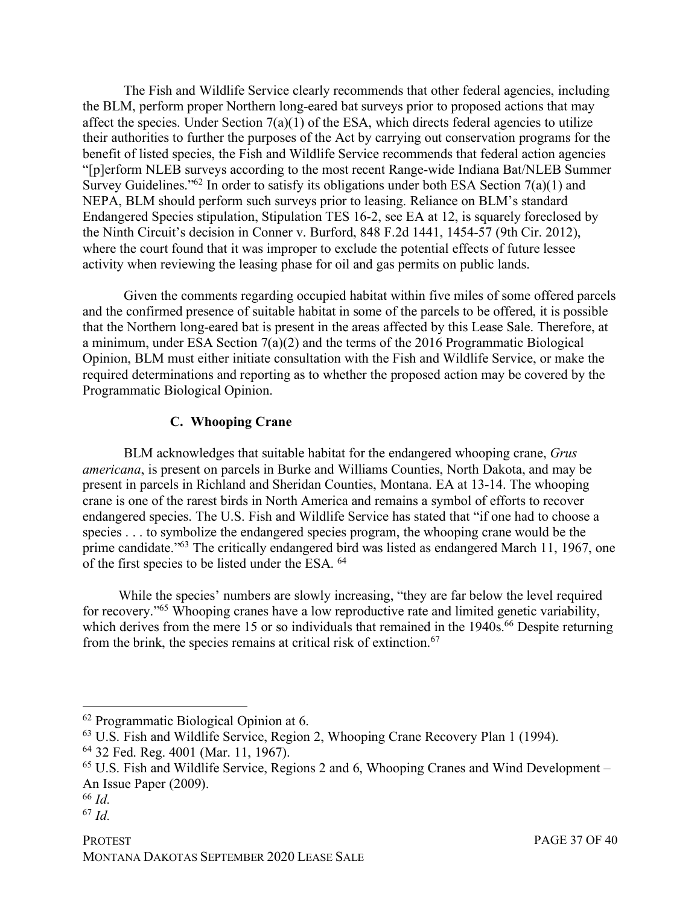The Fish and Wildlife Service clearly recommends that other federal agencies, including the BLM, perform proper Northern long-eared bat surveys prior to proposed actions that may affect the species. Under Section 7(a)(1) of the ESA, which directs federal agencies to utilize their authorities to further the purposes of the Act by carrying out conservation programs for the benefit of listed species, the Fish and Wildlife Service recommends that federal action agencies "[p]erform NLEB surveys according to the most recent Range-wide Indiana Bat/NLEB Summer Survey Guidelines."[62] In order to satisfy its obligations under both ESA Section 7(a)(1) and NEPA, BLM should perform such surveys prior to leasing. Reliance on BLM's standard Endangered Species stipulation, Stipulation TES 16-2, see EA at 12, is squarely foreclosed by the Ninth Circuit's decision in Conner v. Burford, 848 F.2d 1441, 1454-57 (9th Cir. 2012), where the court found that it was improper to exclude the potential effects of future lessee activity when reviewing the leasing phase for oil and gas permits on public lands.

Given the comments regarding occupied habitat within five miles of some offered parcels and the confirmed presence of suitable habitat in some of the parcels to be offered, it is possible that the Northern long-eared bat is present in the areas affected by this Lease Sale. Therefore, at a minimum, under ESA Section 7(a)(2) and the terms of the 2016 Programmatic Biological Opinion, BLM must either initiate consultation with the Fish and Wildlife Service, or make the required determinations and reporting as to whether the proposed action may be covered by the Programmatic Biological Opinion.

### C. Whooping Crane

BLM acknowledges that suitable habitat for the endangered whooping crane, *Grus americana*, is present on parcels in Burke and Williams Counties, North Dakota, and may be present in parcels in Richland and Sheridan Counties, Montana. EA at 13-14. The whooping crane is one of the rarest birds in North America and remains a symbol of efforts to recover endangered species. The U.S. Fish and Wildlife Service has stated that "if one had to choose a species . . . to symbolize the endangered species program, the whooping crane would be the prime candidate."[63] The critically endangered bird was listed as endangered March 11, 1967, one of the first species to be listed under the ESA. [64]

While the species' numbers are slowly increasing, "they are far below the level required for recovery."[65] Whooping cranes have a low reproductive rate and limited genetic variability, which derives from the mere 15 or so individuals that remained in the 1940s.[66] Despite returning from the brink, the species remains at critical risk of extinction.[67]

---

[62] Programmatic Biological Opinion at 6.

[63] U.S. Fish and Wildlife Service, Region 2, Whooping Crane Recovery Plan 1 (1994).

[64] 32 Fed. Reg. 4001 (Mar. 11, 1967).

[65] U.S. Fish and Wildlife Service, Regions 2 and 6, Whooping Cranes and Wind Development – An Issue Paper (2009).

[66] *Id.*

[67] *Id.*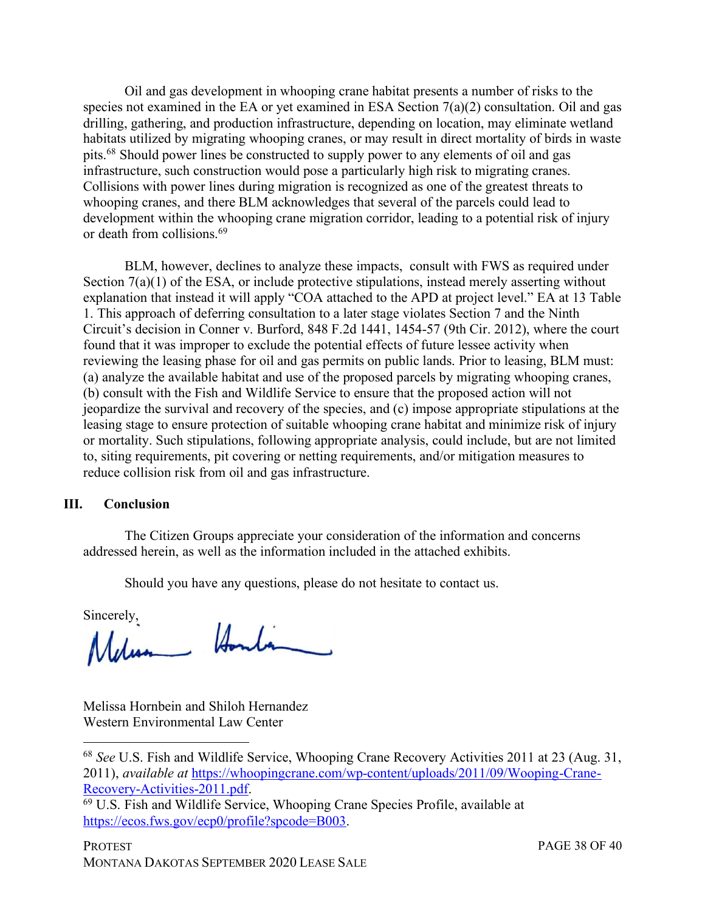Oil and gas development in whooping crane habitat presents a number of risks to the species not examined in the EA or yet examined in ESA Section 7(a)(2) consultation. Oil and gas drilling, gathering, and production infrastructure, depending on location, may eliminate wetland habitats utilized by migrating whooping cranes, or may result in direct mortality of birds in waste pits.[68] Should power lines be constructed to supply power to any elements of oil and gas infrastructure, such construction would pose a particularly high risk to migrating cranes. Collisions with power lines during migration is recognized as one of the greatest threats to whooping cranes, and there BLM acknowledges that several of the parcels could lead to development within the whooping crane migration corridor, leading to a potential risk of injury or death from collisions.[69]

BLM, however, declines to analyze these impacts, consult with FWS as required under Section 7(a)(1) of the ESA, or include protective stipulations, instead merely asserting without explanation that instead it will apply "COA attached to the APD at project level." EA at 13 Table 1. This approach of deferring consultation to a later stage violates Section 7 and the Ninth Circuit's decision in Conner v. Burford, 848 F.2d 1441, 1454-57 (9th Cir. 2012), where the court found that it was improper to exclude the potential effects of future lessee activity when reviewing the leasing phase for oil and gas permits on public lands. Prior to leasing, BLM must: (a) analyze the available habitat and use of the proposed parcels by migrating whooping cranes, (b) consult with the Fish and Wildlife Service to ensure that the proposed action will not jeopardize the survival and recovery of the species, and (c) impose appropriate stipulations at the leasing stage to ensure protection of suitable whooping crane habitat and minimize risk of injury or mortality. Such stipulations, following appropriate analysis, could include, but are not limited to, siting requirements, pit covering or netting requirements, and/or mitigation measures to reduce collision risk from oil and gas infrastructure.

## III. Conclusion

The Citizen Groups appreciate your consideration of the information and concerns addressed herein, as well as the information included in the attached exhibits.

Should you have any questions, please do not hesitate to contact us.

Sincerely,

Melissa Hornbein and Shiloh Hernandez
Western Environmental Law Center

---

[68] *See* U.S. Fish and Wildlife Service, Whooping Crane Recovery Activities 2011 at 23 (Aug. 31, 2011), *available at* https://whoopingcrane.com/wp-content/uploads/2011/09/Wooping-Crane-Recovery-Activities-2011.pdf.

[69] U.S. Fish and Wildlife Service, Whooping Crane Species Profile, available at https://ecos.fws.gov/ecp0/profile?spcode=B003.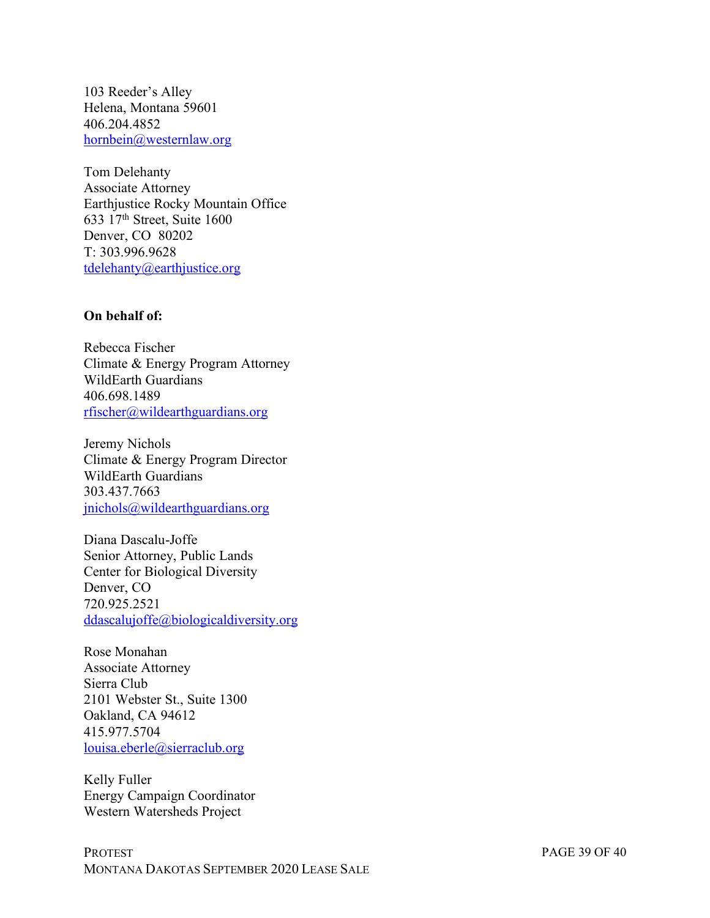103 Reeder's Alley
Helena, Montana 59601
406.204.4852
hornbein@westernlaw.org

Tom Delehanty
Associate Attorney
Earthjustice Rocky Mountain Office
633 17th Street, Suite 1600
Denver, CO 80202
T: 303.996.9628
tdelehanty@earthjustice.org

**On behalf of:**

Rebecca Fischer
Climate & Energy Program Attorney
WildEarth Guardians
406.698.1489
rfischer@wildearthguardians.org

Jeremy Nichols
Climate & Energy Program Director
WildEarth Guardians
303.437.7663
jnichols@wildearthguardians.org

Diana Dascalu-Joffe
Senior Attorney, Public Lands
Center for Biological Diversity
Denver, CO
720.925.2521
ddascalujoffe@biologicaldiversity.org

Rose Monahan
Associate Attorney
Sierra Club
2101 Webster St., Suite 1300
Oakland, CA 94612
415.977.5704
louisa.eberle@sierraclub.org

Kelly Fuller
Energy Campaign Coordinator
Western Watersheds Project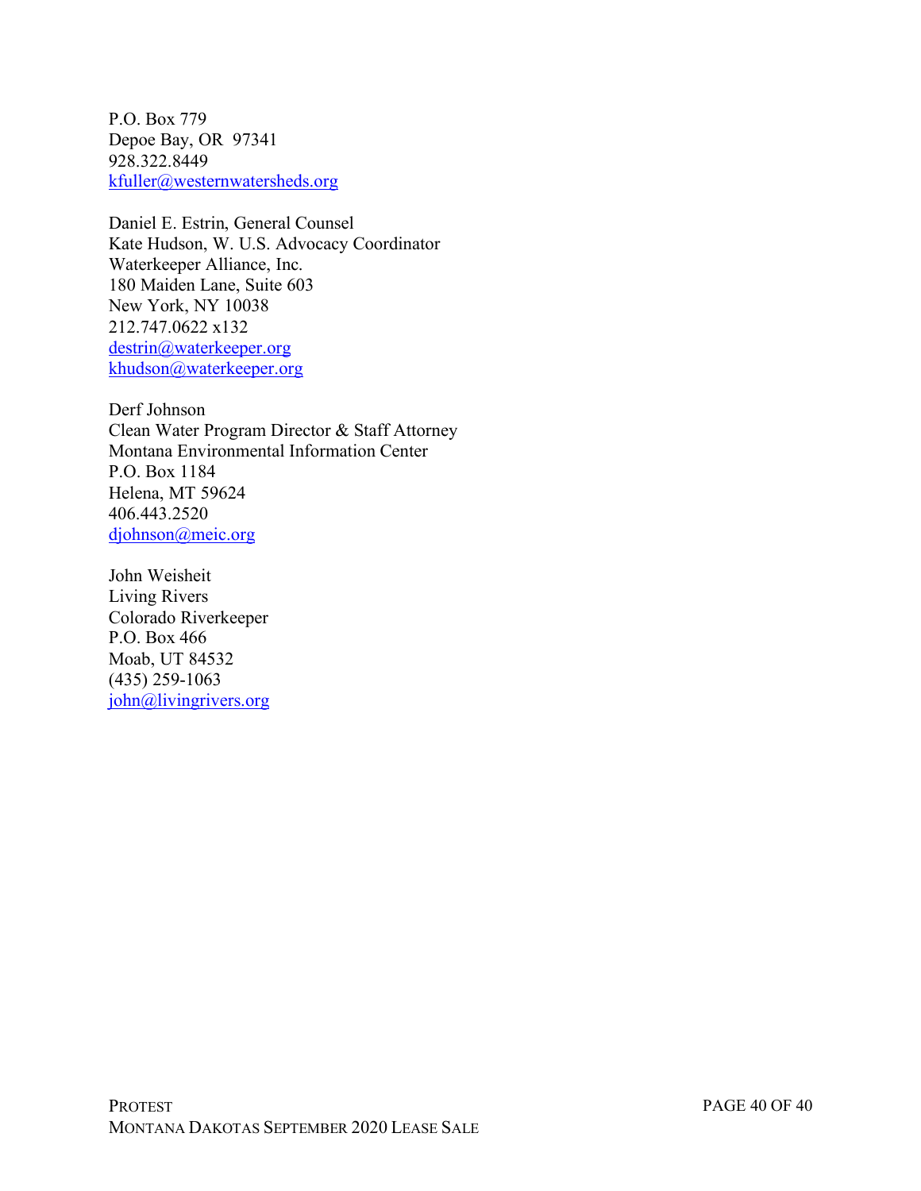P.O. Box 779
Depoe Bay, OR 97341
928.322.8449
kfuller@westernwatersheds.org

Daniel E. Estrin, General Counsel
Kate Hudson, W. U.S. Advocacy Coordinator
Waterkeeper Alliance, Inc.
180 Maiden Lane, Suite 603
New York, NY 10038
212.747.0622 x132
destrin@waterkeeper.org
khudson@waterkeeper.org

Derf Johnson
Clean Water Program Director & Staff Attorney
Montana Environmental Information Center
P.O. Box 1184
Helena, MT 59624
406.443.2520
djohnson@meic.org

John Weisheit
Living Rivers
Colorado Riverkeeper
P.O. Box 466
Moab, UT 84532
(435) 259-1063
john@livingrivers.org